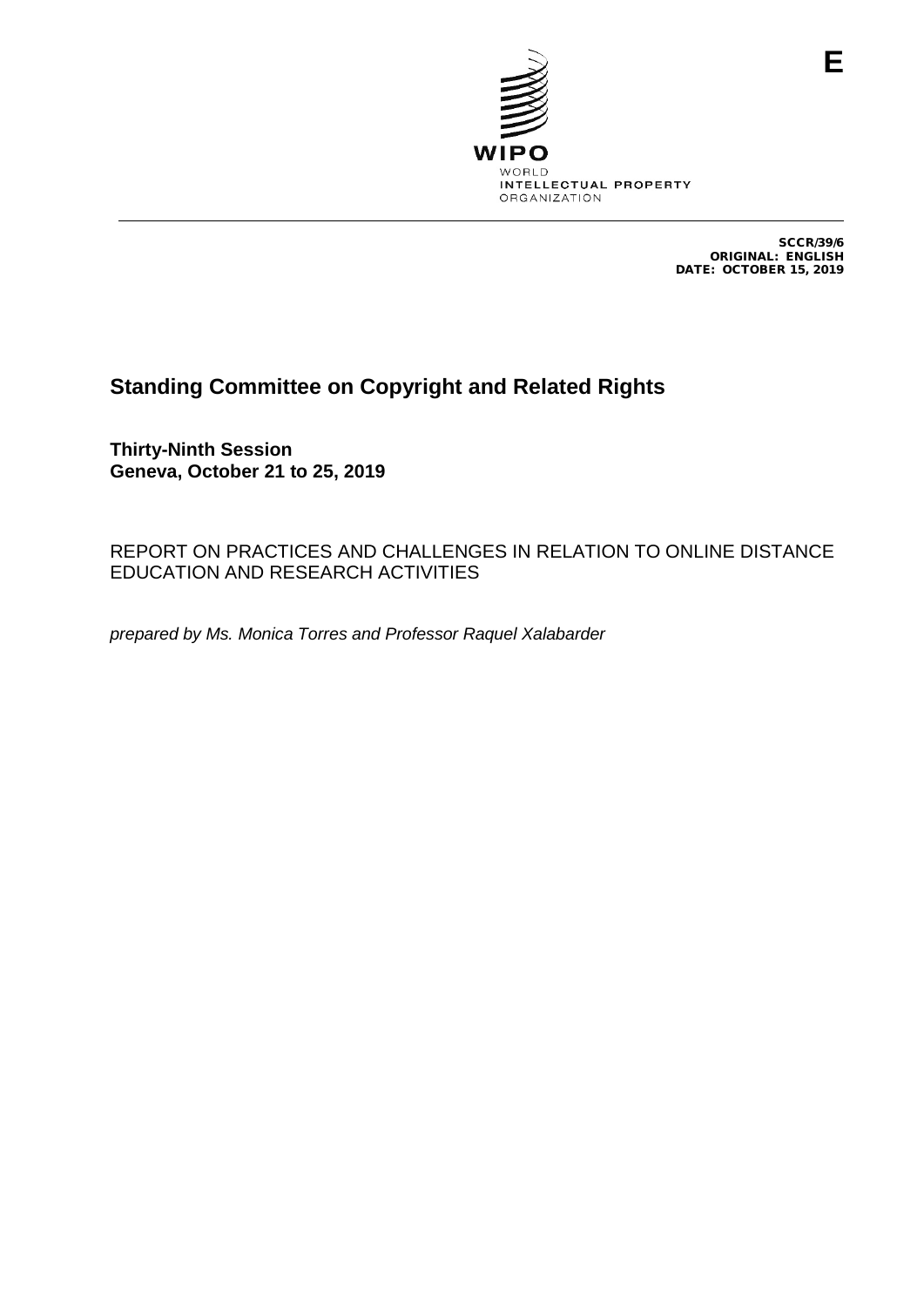E

WIPO
WORLD
INTELLECTUAL PROPERTY
ORGANIZATION

SCCR/39/6
ORIGINAL: ENGLISH
DATE: OCTOBER 15, 2019

# Standing Committee on Copyright and Related Rights

**Thirty-Ninth Session**
**Geneva, October 21 to 25, 2019**

REPORT ON PRACTICES AND CHALLENGES IN RELATION TO ONLINE DISTANCE EDUCATION AND RESEARCH ACTIVITIES

*prepared by Ms. Monica Torres and Professor Raquel Xalabarder*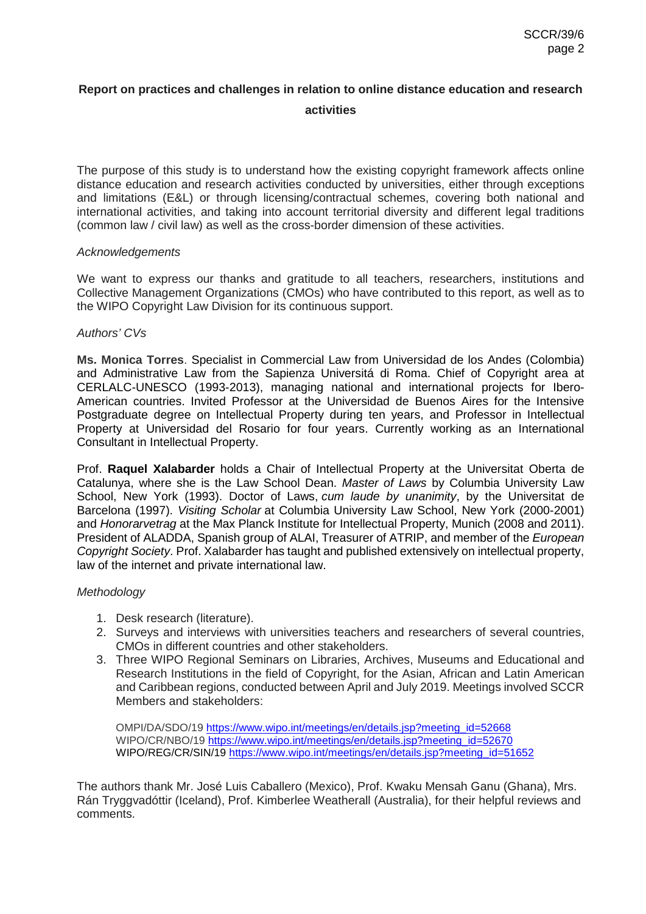# Report on practices and challenges in relation to online distance education and research activities

The purpose of this study is to understand how the existing copyright framework affects online distance education and research activities conducted by universities, either through exceptions and limitations (E&L) or through licensing/contractual schemes, covering both national and international activities, and taking into account territorial diversity and different legal traditions (common law / civil law) as well as the cross-border dimension of these activities.

*Acknowledgements*

We want to express our thanks and gratitude to all teachers, researchers, institutions and Collective Management Organizations (CMOs) who have contributed to this report, as well as to the WIPO Copyright Law Division for its continuous support.

*Authors' CVs*

**Ms. Monica Torres**. Specialist in Commercial Law from Universidad de los Andes (Colombia) and Administrative Law from the Sapienza Universitá di Roma. Chief of Copyright area at CERLALC-UNESCO (1993-2013), managing national and international projects for Ibero-American countries. Invited Professor at the Universidad de Buenos Aires for the Intensive Postgraduate degree on Intellectual Property during ten years, and Professor in Intellectual Property at Universidad del Rosario for four years. Currently working as an International Consultant in Intellectual Property.

Prof. **Raquel Xalabarder** holds a Chair of Intellectual Property at the Universitat Oberta de Catalunya, where she is the Law School Dean. *Master of Laws* by Columbia University Law School, New York (1993). Doctor of Laws, *cum laude by unanimity*, by the Universitat de Barcelona (1997). *Visiting Scholar* at Columbia University Law School, New York (2000-2001) and *Honorarvetrag* at the Max Planck Institute for Intellectual Property, Munich (2008 and 2011). President of ALADDA, Spanish group of ALAI, Treasurer of ATRIP, and member of the *European Copyright Society*. Prof. Xalabarder has taught and published extensively on intellectual property, law of the internet and private international law.

*Methodology*

1. Desk research (literature).
2. Surveys and interviews with universities teachers and researchers of several countries, CMOs in different countries and other stakeholders.
3. Three WIPO Regional Seminars on Libraries, Archives, Museums and Educational and Research Institutions in the field of Copyright, for the Asian, African and Latin American and Caribbean regions, conducted between April and July 2019. Meetings involved SCCR Members and stakeholders:

   OMPI/DA/SDO/19 https://www.wipo.int/meetings/en/details.jsp?meeting_id=52668
   WIPO/CR/NBO/19 https://www.wipo.int/meetings/en/details.jsp?meeting_id=52670
   WIPO/REG/CR/SIN/19 https://www.wipo.int/meetings/en/details.jsp?meeting_id=51652

The authors thank Mr. José Luis Caballero (Mexico), Prof. Kwaku Mensah Ganu (Ghana), Mrs. Rán Tryggvadóttir (Iceland), Prof. Kimberlee Weatherall (Australia), for their helpful reviews and comments.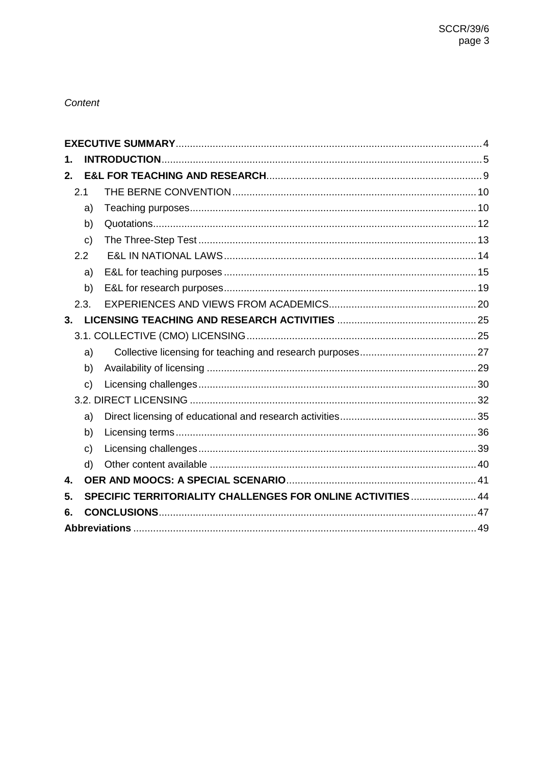*Content*

**EXECUTIVE SUMMARY** .......... 4

1. **INTRODUCTION** .......... 5
2. **E&L FOR TEACHING AND RESEARCH** .......... 9
   - 2.1 THE BERNE CONVENTION .......... 10
     - a) Teaching purposes .......... 10
     - b) Quotations .......... 12
     - c) The Three-Step Test .......... 13
   - 2.2 E&L IN NATIONAL LAWS .......... 14
     - a) E&L for teaching purposes .......... 15
     - b) E&L for research purposes .......... 19
   - 2.3. EXPERIENCES AND VIEWS FROM ACADEMICS .......... 20
3. **LICENSING TEACHING AND RESEARCH ACTIVITIES** .......... 25
   - 3.1. COLLECTIVE (CMO) LICENSING .......... 25
     - a) Collective licensing for teaching and research purposes .......... 27
     - b) Availability of licensing .......... 29
     - c) Licensing challenges .......... 30
   - 3.2. DIRECT LICENSING .......... 32
     - a) Direct licensing of educational and research activities .......... 35
     - b) Licensing terms .......... 36
     - c) Licensing challenges .......... 39
     - d) Other content available .......... 40
4. **OER AND MOOCS: A SPECIAL SCENARIO** .......... 41
5. **SPECIFIC TERRITORIALITY CHALLENGES FOR ONLINE ACTIVITIES** .......... 44
6. **CONCLUSIONS** .......... 47

**Abbreviations** .......... 49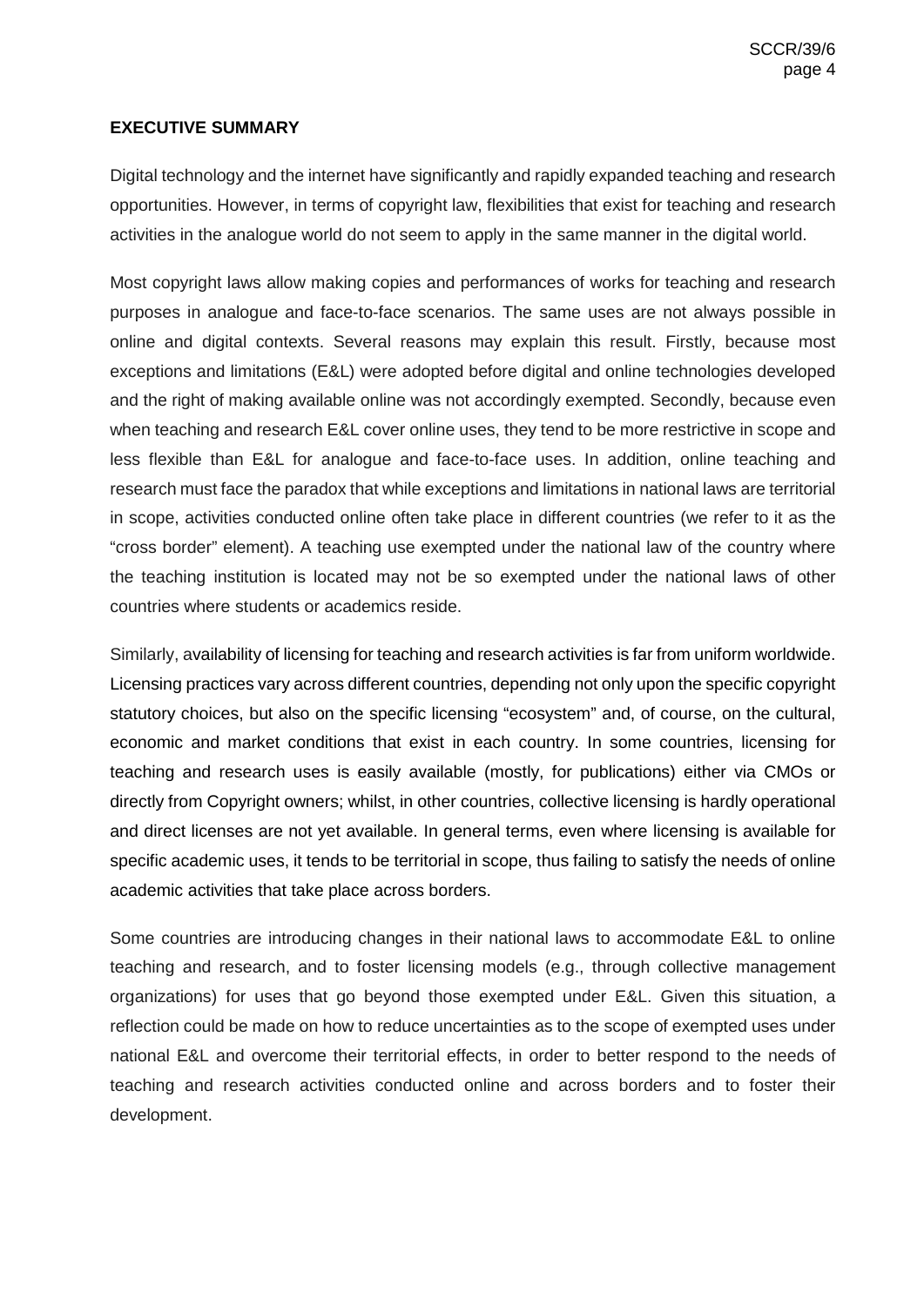## EXECUTIVE SUMMARY

Digital technology and the internet have significantly and rapidly expanded teaching and research opportunities. However, in terms of copyright law, flexibilities that exist for teaching and research activities in the analogue world do not seem to apply in the same manner in the digital world.

Most copyright laws allow making copies and performances of works for teaching and research purposes in analogue and face-to-face scenarios. The same uses are not always possible in online and digital contexts. Several reasons may explain this result. Firstly, because most exceptions and limitations (E&L) were adopted before digital and online technologies developed and the right of making available online was not accordingly exempted. Secondly, because even when teaching and research E&L cover online uses, they tend to be more restrictive in scope and less flexible than E&L for analogue and face-to-face uses. In addition, online teaching and research must face the paradox that while exceptions and limitations in national laws are territorial in scope, activities conducted online often take place in different countries (we refer to it as the "cross border" element). A teaching use exempted under the national law of the country where the teaching institution is located may not be so exempted under the national laws of other countries where students or academics reside.

Similarly, availability of licensing for teaching and research activities is far from uniform worldwide. Licensing practices vary across different countries, depending not only upon the specific copyright statutory choices, but also on the specific licensing "ecosystem" and, of course, on the cultural, economic and market conditions that exist in each country. In some countries, licensing for teaching and research uses is easily available (mostly, for publications) either via CMOs or directly from Copyright owners; whilst, in other countries, collective licensing is hardly operational and direct licenses are not yet available. In general terms, even where licensing is available for specific academic uses, it tends to be territorial in scope, thus failing to satisfy the needs of online academic activities that take place across borders.

Some countries are introducing changes in their national laws to accommodate E&L to online teaching and research, and to foster licensing models (e.g., through collective management organizations) for uses that go beyond those exempted under E&L. Given this situation, a reflection could be made on how to reduce uncertainties as to the scope of exempted uses under national E&L and overcome their territorial effects, in order to better respond to the needs of teaching and research activities conducted online and across borders and to foster their development.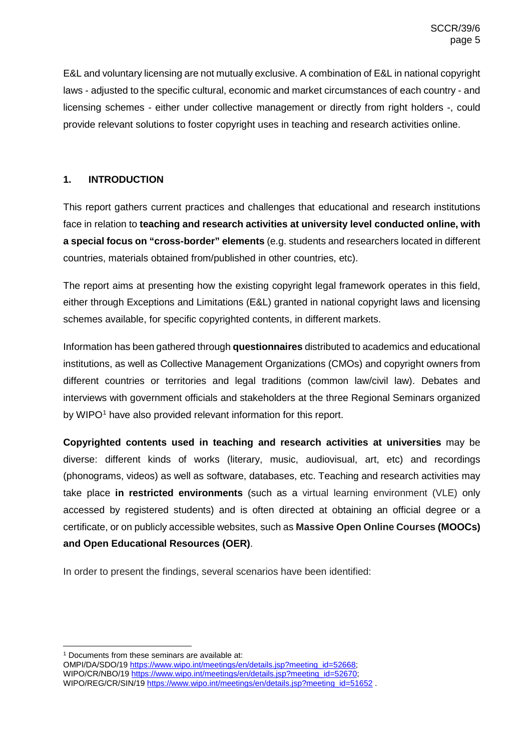E&L and voluntary licensing are not mutually exclusive. A combination of E&L in national copyright laws - adjusted to the specific cultural, economic and market circumstances of each country - and licensing schemes - either under collective management or directly from right holders -, could provide relevant solutions to foster copyright uses in teaching and research activities online.

## 1. INTRODUCTION

This report gathers current practices and challenges that educational and research institutions face in relation to **teaching and research activities at university level conducted online, with a special focus on "cross-border" elements** (e.g. students and researchers located in different countries, materials obtained from/published in other countries, etc).

The report aims at presenting how the existing copyright legal framework operates in this field, either through Exceptions and Limitations (E&L) granted in national copyright laws and licensing schemes available, for specific copyrighted contents, in different markets.

Information has been gathered through **questionnaires** distributed to academics and educational institutions, as well as Collective Management Organizations (CMOs) and copyright owners from different countries or territories and legal traditions (common law/civil law). Debates and interviews with government officials and stakeholders at the three Regional Seminars organized by WIPO[1] have also provided relevant information for this report.

**Copyrighted contents used in teaching and research activities at universities** may be diverse: different kinds of works (literary, music, audiovisual, art, etc) and recordings (phonograms, videos) as well as software, databases, etc. Teaching and research activities may take place **in restricted environments** (such as a virtual learning environment (VLE) only accessed by registered students) and is often directed at obtaining an official degree or a certificate, or on publicly accessible websites, such as **Massive Open Online Courses (MOOCs) and Open Educational Resources (OER)**.

In order to present the findings, several scenarios have been identified:

---

[1] Documents from these seminars are available at:
OMPI/DA/SDO/19 https://www.wipo.int/meetings/en/details.jsp?meeting_id=52668;
WIPO/CR/NBO/19 https://www.wipo.int/meetings/en/details.jsp?meeting_id=52670;
WIPO/REG/CR/SIN/19 https://www.wipo.int/meetings/en/details.jsp?meeting_id=51652 .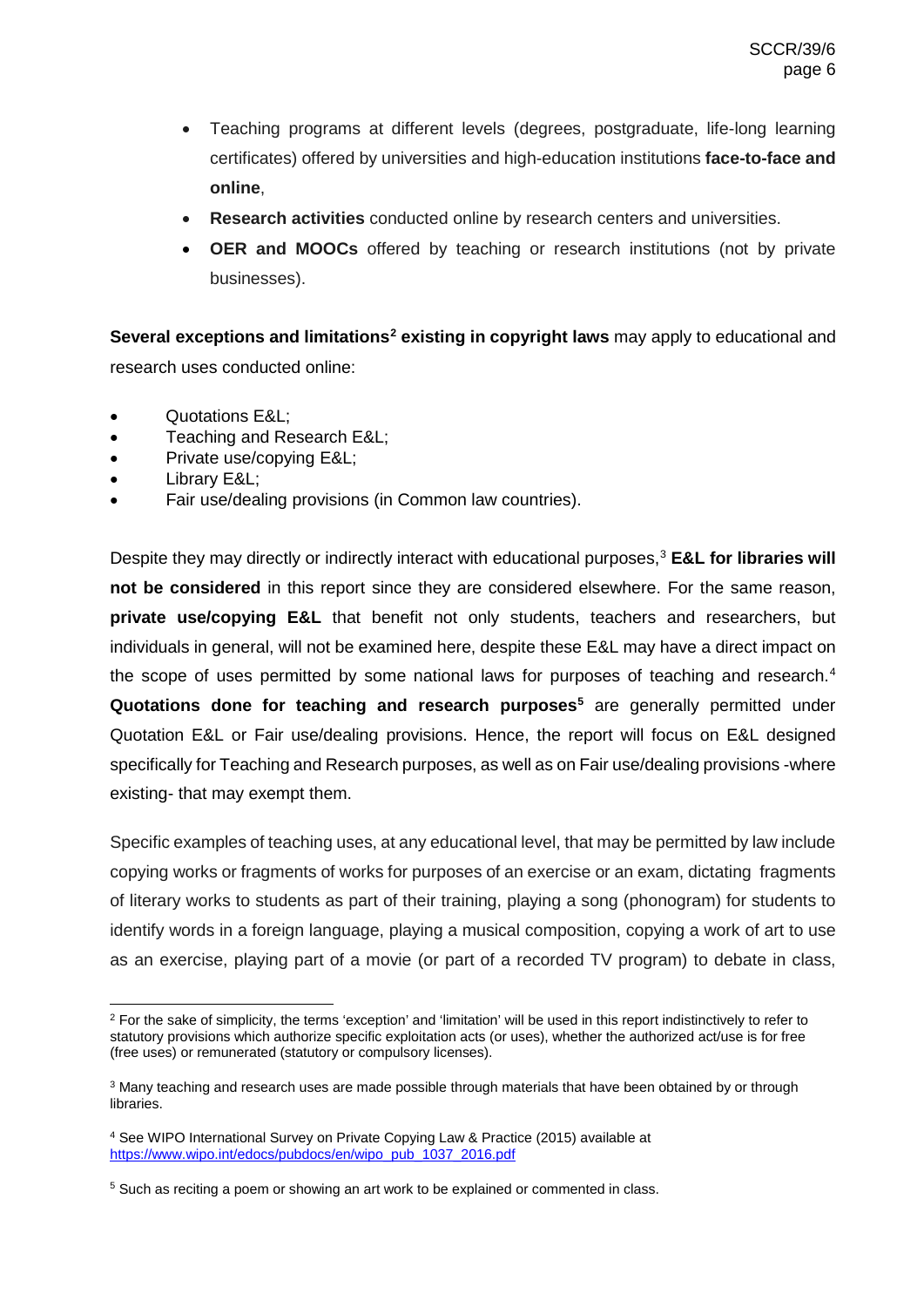- Teaching programs at different levels (degrees, postgraduate, life-long learning certificates) offered by universities and high-education institutions **face-to-face and online**,
- **Research activities** conducted online by research centers and universities.
- **OER and MOOCs** offered by teaching or research institutions (not by private businesses).

**Several exceptions and limitations[2] existing in copyright laws** may apply to educational and research uses conducted online:

- Quotations E&L;
- Teaching and Research E&L;
- Private use/copying E&L;
- Library E&L;
- Fair use/dealing provisions (in Common law countries).

Despite they may directly or indirectly interact with educational purposes,[3] **E&L for libraries will not be considered** in this report since they are considered elsewhere. For the same reason, **private use/copying E&L** that benefit not only students, teachers and researchers, but individuals in general, will not be examined here, despite these E&L may have a direct impact on the scope of uses permitted by some national laws for purposes of teaching and research.[4] **Quotations done for teaching and research purposes[5]** are generally permitted under Quotation E&L or Fair use/dealing provisions. Hence, the report will focus on E&L designed specifically for Teaching and Research purposes, as well as on Fair use/dealing provisions -where existing- that may exempt them.

Specific examples of teaching uses, at any educational level, that may be permitted by law include copying works or fragments of works for purposes of an exercise or an exam, dictating fragments of literary works to students as part of their training, playing a song (phonogram) for students to identify words in a foreign language, playing a musical composition, copying a work of art to use as an exercise, playing part of a movie (or part of a recorded TV program) to debate in class,

---

[2] For the sake of simplicity, the terms 'exception' and 'limitation' will be used in this report indistinctively to refer to statutory provisions which authorize specific exploitation acts (or uses), whether the authorized act/use is for free (free uses) or remunerated (statutory or compulsory licenses).

[3] Many teaching and research uses are made possible through materials that have been obtained by or through libraries.

[4] See WIPO International Survey on Private Copying Law & Practice (2015) available at https://www.wipo.int/edocs/pubdocs/en/wipo_pub_1037_2016.pdf

[5] Such as reciting a poem or showing an art work to be explained or commented in class.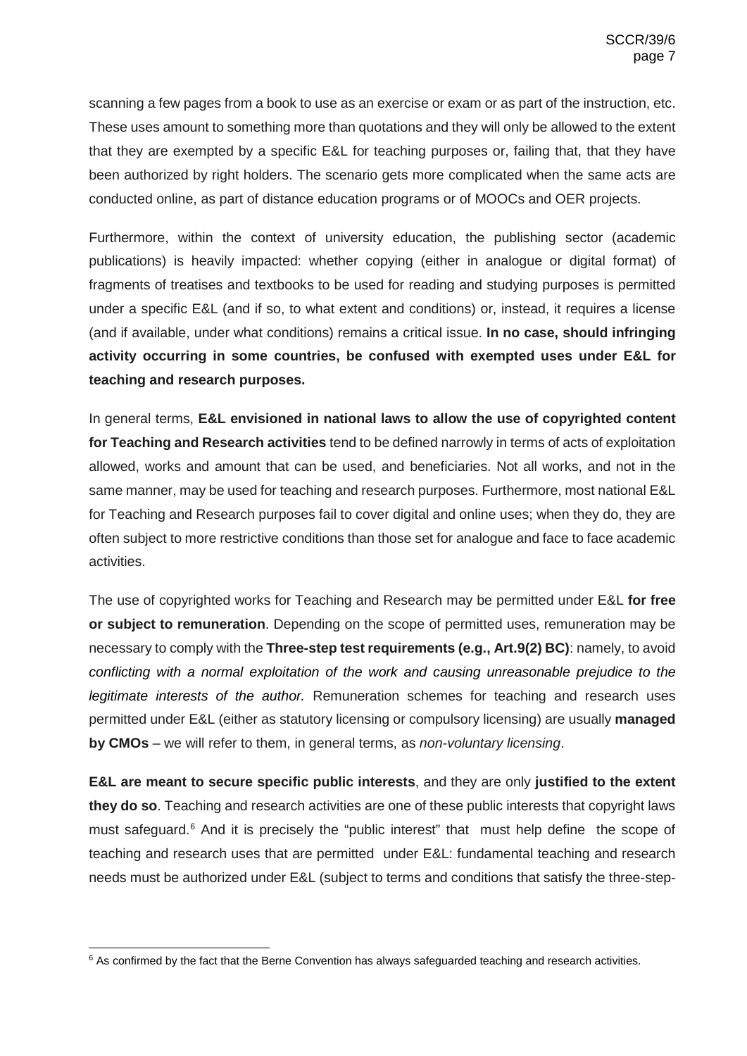scanning a few pages from a book to use as an exercise or exam or as part of the instruction, etc. These uses amount to something more than quotations and they will only be allowed to the extent that they are exempted by a specific E&L for teaching purposes or, failing that, that they have been authorized by right holders. The scenario gets more complicated when the same acts are conducted online, as part of distance education programs or of MOOCs and OER projects.

Furthermore, within the context of university education, the publishing sector (academic publications) is heavily impacted: whether copying (either in analogue or digital format) of fragments of treatises and textbooks to be used for reading and studying purposes is permitted under a specific E&L (and if so, to what extent and conditions) or, instead, it requires a license (and if available, under what conditions) remains a critical issue. **In no case, should infringing activity occurring in some countries, be confused with exempted uses under E&L for teaching and research purposes.**

In general terms, **E&L envisioned in national laws to allow the use of copyrighted content for Teaching and Research activities** tend to be defined narrowly in terms of acts of exploitation allowed, works and amount that can be used, and beneficiaries. Not all works, and not in the same manner, may be used for teaching and research purposes. Furthermore, most national E&L for Teaching and Research purposes fail to cover digital and online uses; when they do, they are often subject to more restrictive conditions than those set for analogue and face to face academic activities.

The use of copyrighted works for Teaching and Research may be permitted under E&L **for free or subject to remuneration**. Depending on the scope of permitted uses, remuneration may be necessary to comply with the **Three-step test requirements (e.g., Art.9(2) BC)**: namely, to avoid *conflicting with a normal exploitation of the work and causing unreasonable prejudice to the legitimate interests of the author.* Remuneration schemes for teaching and research uses permitted under E&L (either as statutory licensing or compulsory licensing) are usually **managed by CMOs** – we will refer to them, in general terms, as *non-voluntary licensing*.

**E&L are meant to secure specific public interests**, and they are only **justified to the extent they do so**. Teaching and research activities are one of these public interests that copyright laws must safeguard.[6] And it is precisely the "public interest" that must help define the scope of teaching and research uses that are permitted under E&L: fundamental teaching and research needs must be authorized under E&L (subject to terms and conditions that satisfy the three-step-

---

[6] As confirmed by the fact that the Berne Convention has always safeguarded teaching and research activities.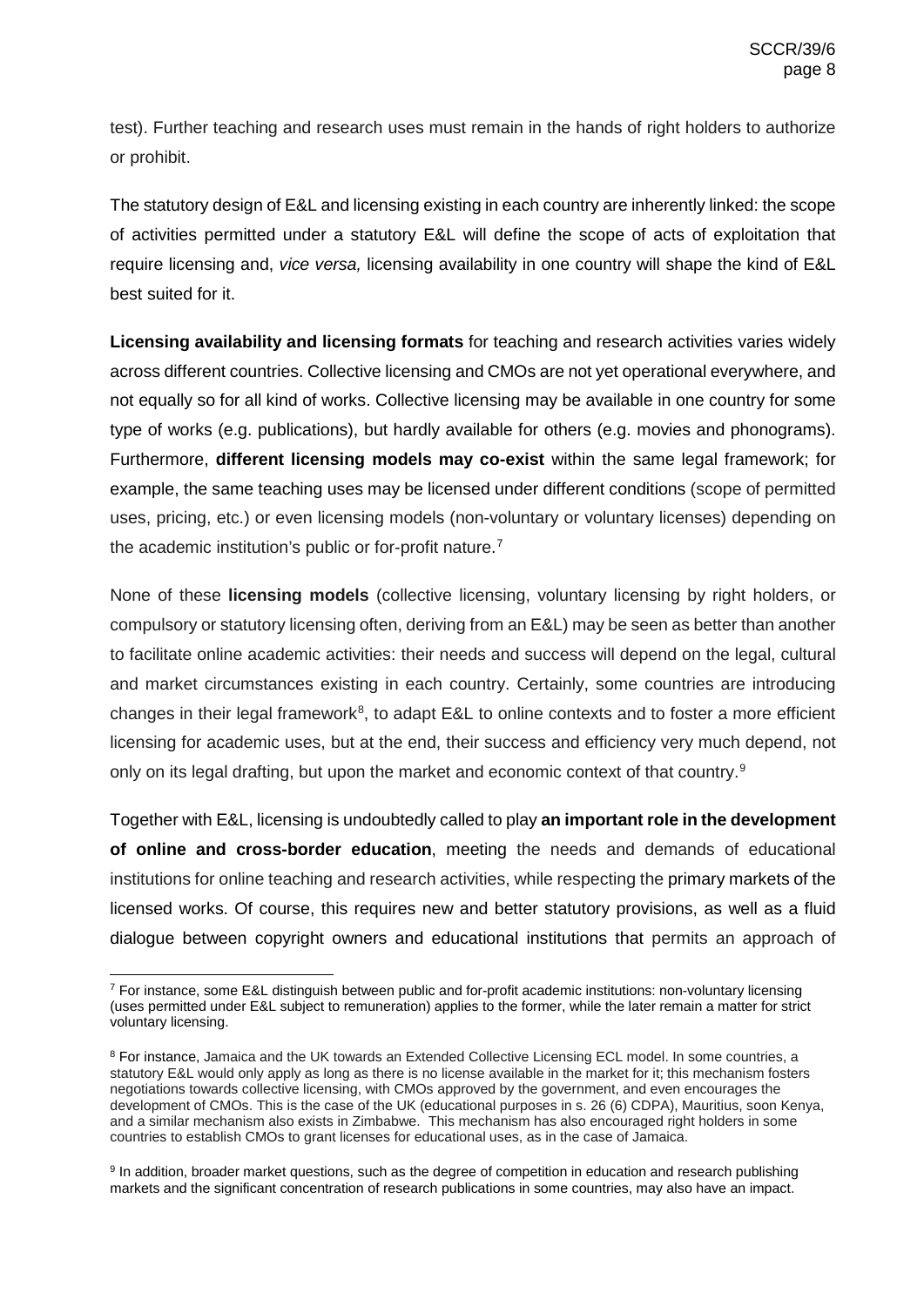test). Further teaching and research uses must remain in the hands of right holders to authorize or prohibit.

The statutory design of E&L and licensing existing in each country are inherently linked: the scope of activities permitted under a statutory E&L will define the scope of acts of exploitation that require licensing and, *vice versa,* licensing availability in one country will shape the kind of E&L best suited for it.

**Licensing availability and licensing formats** for teaching and research activities varies widely across different countries. Collective licensing and CMOs are not yet operational everywhere, and not equally so for all kind of works. Collective licensing may be available in one country for some type of works (e.g. publications), but hardly available for others (e.g. movies and phonograms). Furthermore, **different licensing models may co-exist** within the same legal framework; for example, the same teaching uses may be licensed under different conditions (scope of permitted uses, pricing, etc.) or even licensing models (non-voluntary or voluntary licenses) depending on the academic institution's public or for-profit nature.[7]

None of these **licensing models** (collective licensing, voluntary licensing by right holders, or compulsory or statutory licensing often, deriving from an E&L) may be seen as better than another to facilitate online academic activities: their needs and success will depend on the legal, cultural and market circumstances existing in each country. Certainly, some countries are introducing changes in their legal framework[8], to adapt E&L to online contexts and to foster a more efficient licensing for academic uses, but at the end, their success and efficiency very much depend, not only on its legal drafting, but upon the market and economic context of that country.[9]

Together with E&L, licensing is undoubtedly called to play **an important role in the development of online and cross-border education**, meeting the needs and demands of educational institutions for online teaching and research activities, while respecting the primary markets of the licensed works. Of course, this requires new and better statutory provisions, as well as a fluid dialogue between copyright owners and educational institutions that permits an approach of

---

[7] For instance, some E&L distinguish between public and for-profit academic institutions: non-voluntary licensing (uses permitted under E&L subject to remuneration) applies to the former, while the later remain a matter for strict voluntary licensing.

[8] For instance, Jamaica and the UK towards an Extended Collective Licensing ECL model. In some countries, a statutory E&L would only apply as long as there is no license available in the market for it; this mechanism fosters negotiations towards collective licensing, with CMOs approved by the government, and even encourages the development of CMOs. This is the case of the UK (educational purposes in s. 26 (6) CDPA), Mauritius, soon Kenya, and a similar mechanism also exists in Zimbabwe. This mechanism has also encouraged right holders in some countries to establish CMOs to grant licenses for educational uses, as in the case of Jamaica.

[9] In addition, broader market questions, such as the degree of competition in education and research publishing markets and the significant concentration of research publications in some countries, may also have an impact.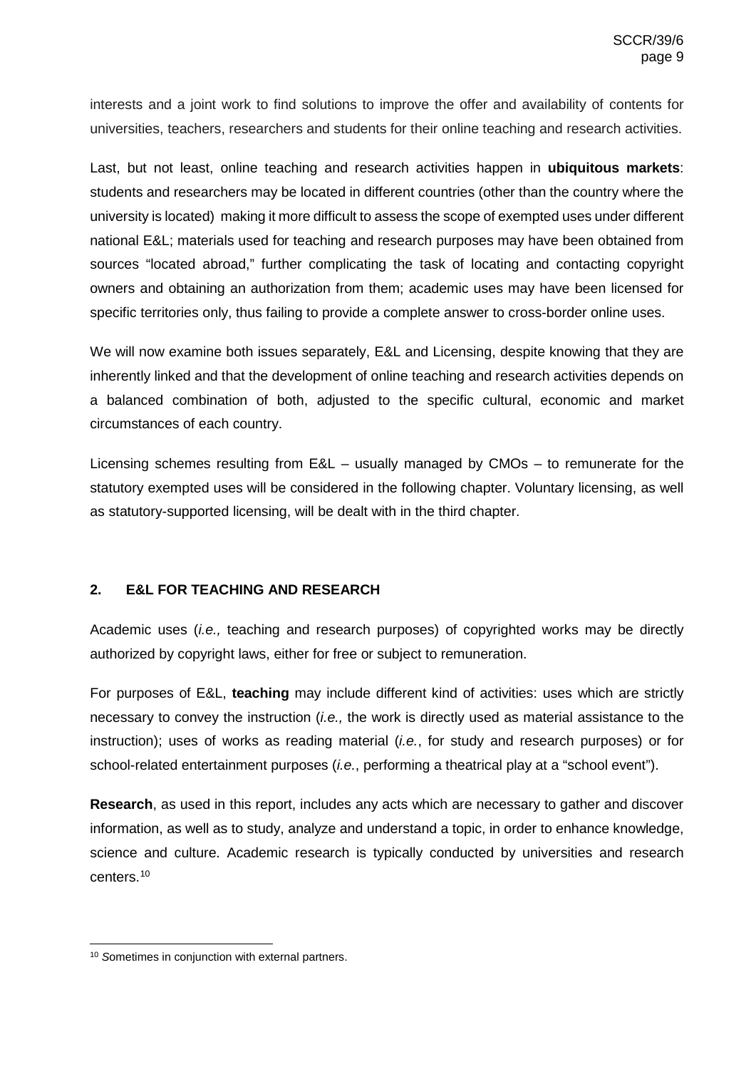interests and a joint work to find solutions to improve the offer and availability of contents for universities, teachers, researchers and students for their online teaching and research activities.

Last, but not least, online teaching and research activities happen in **ubiquitous markets**: students and researchers may be located in different countries (other than the country where the university is located) making it more difficult to assess the scope of exempted uses under different national E&L; materials used for teaching and research purposes may have been obtained from sources "located abroad," further complicating the task of locating and contacting copyright owners and obtaining an authorization from them; academic uses may have been licensed for specific territories only, thus failing to provide a complete answer to cross-border online uses.

We will now examine both issues separately, E&L and Licensing, despite knowing that they are inherently linked and that the development of online teaching and research activities depends on a balanced combination of both, adjusted to the specific cultural, economic and market circumstances of each country.

Licensing schemes resulting from E&L – usually managed by CMOs – to remunerate for the statutory exempted uses will be considered in the following chapter. Voluntary licensing, as well as statutory-supported licensing, will be dealt with in the third chapter.

## 2. E&L FOR TEACHING AND RESEARCH

Academic uses (*i.e.,* teaching and research purposes) of copyrighted works may be directly authorized by copyright laws, either for free or subject to remuneration.

For purposes of E&L, **teaching** may include different kind of activities: uses which are strictly necessary to convey the instruction (*i.e.,* the work is directly used as material assistance to the instruction); uses of works as reading material (*i.e.*, for study and research purposes) or for school-related entertainment purposes (*i.e.*, performing a theatrical play at a "school event").

**Research**, as used in this report, includes any acts which are necessary to gather and discover information, as well as to study, analyze and understand a topic, in order to enhance knowledge, science and culture. Academic research is typically conducted by universities and research centers.[10]

[10] Sometimes in conjunction with external partners.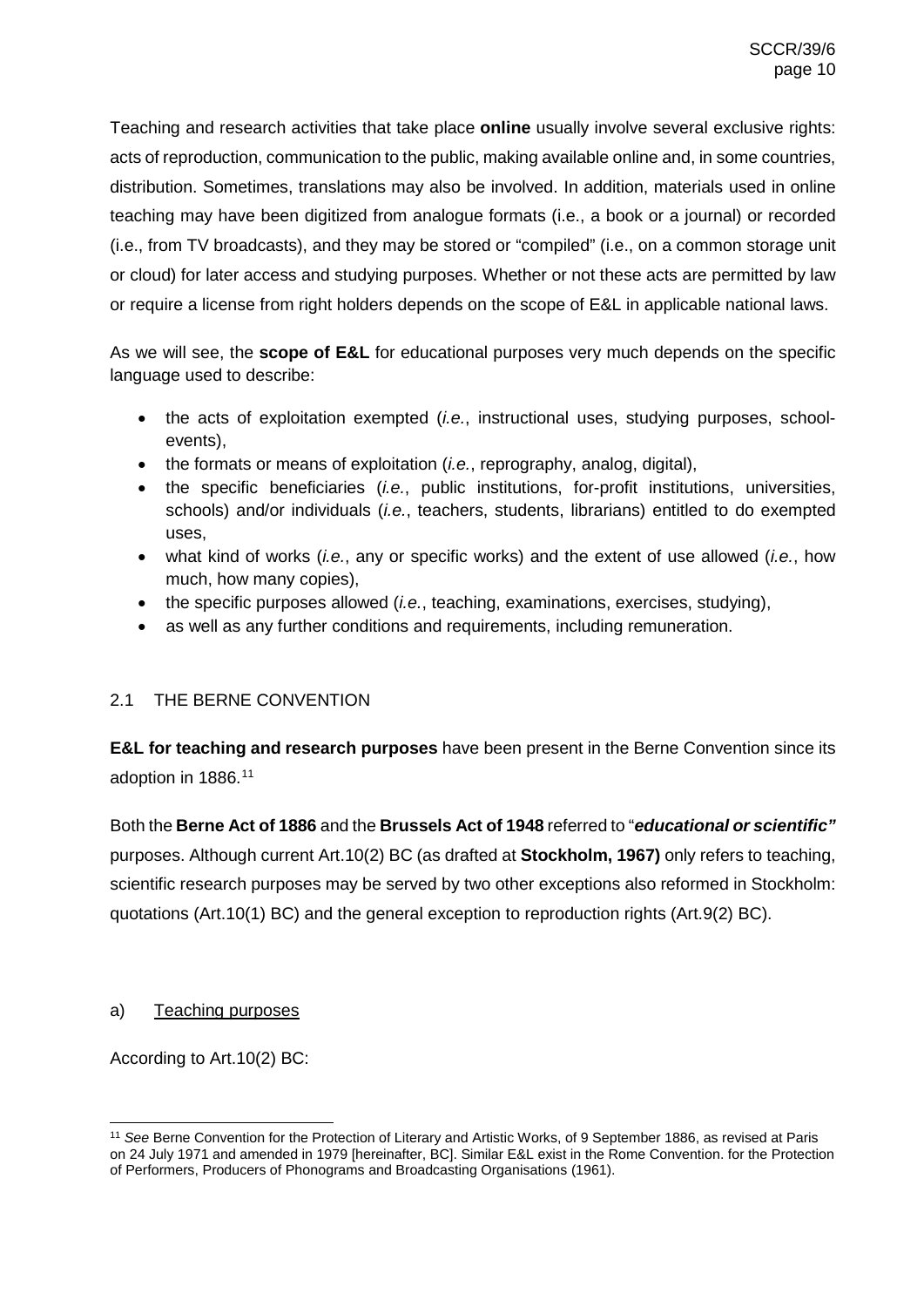Teaching and research activities that take place **online** usually involve several exclusive rights: acts of reproduction, communication to the public, making available online and, in some countries, distribution. Sometimes, translations may also be involved. In addition, materials used in online teaching may have been digitized from analogue formats (i.e., a book or a journal) or recorded (i.e., from TV broadcasts), and they may be stored or "compiled" (i.e., on a common storage unit or cloud) for later access and studying purposes. Whether or not these acts are permitted by law or require a license from right holders depends on the scope of E&L in applicable national laws.

As we will see, the **scope of E&L** for educational purposes very much depends on the specific language used to describe:

- the acts of exploitation exempted (*i.e.*, instructional uses, studying purposes, school-events),
- the formats or means of exploitation (*i.e.*, reprography, analog, digital),
- the specific beneficiaries (*i.e.*, public institutions, for-profit institutions, universities, schools) and/or individuals (*i.e.*, teachers, students, librarians) entitled to do exempted uses,
- what kind of works (*i.e.*, any or specific works) and the extent of use allowed (*i.e.*, how much, how many copies),
- the specific purposes allowed (*i.e.*, teaching, examinations, exercises, studying),
- as well as any further conditions and requirements, including remuneration.

## 2.1 THE BERNE CONVENTION

**E&L for teaching and research purposes** have been present in the Berne Convention since its adoption in 1886.[11]

Both the **Berne Act of 1886** and the **Brussels Act of 1948** referred to "***educational or scientific"*** purposes. Although current Art.10(2) BC (as drafted at **Stockholm, 1967)** only refers to teaching, scientific research purposes may be served by two other exceptions also reformed in Stockholm: quotations (Art.10(1) BC) and the general exception to reproduction rights (Art.9(2) BC).

### a) Teaching purposes

According to Art.10(2) BC:

[11] *See* Berne Convention for the Protection of Literary and Artistic Works, of 9 September 1886, as revised at Paris on 24 July 1971 and amended in 1979 [hereinafter, BC]. Similar E&L exist in the Rome Convention. for the Protection of Performers, Producers of Phonograms and Broadcasting Organisations (1961).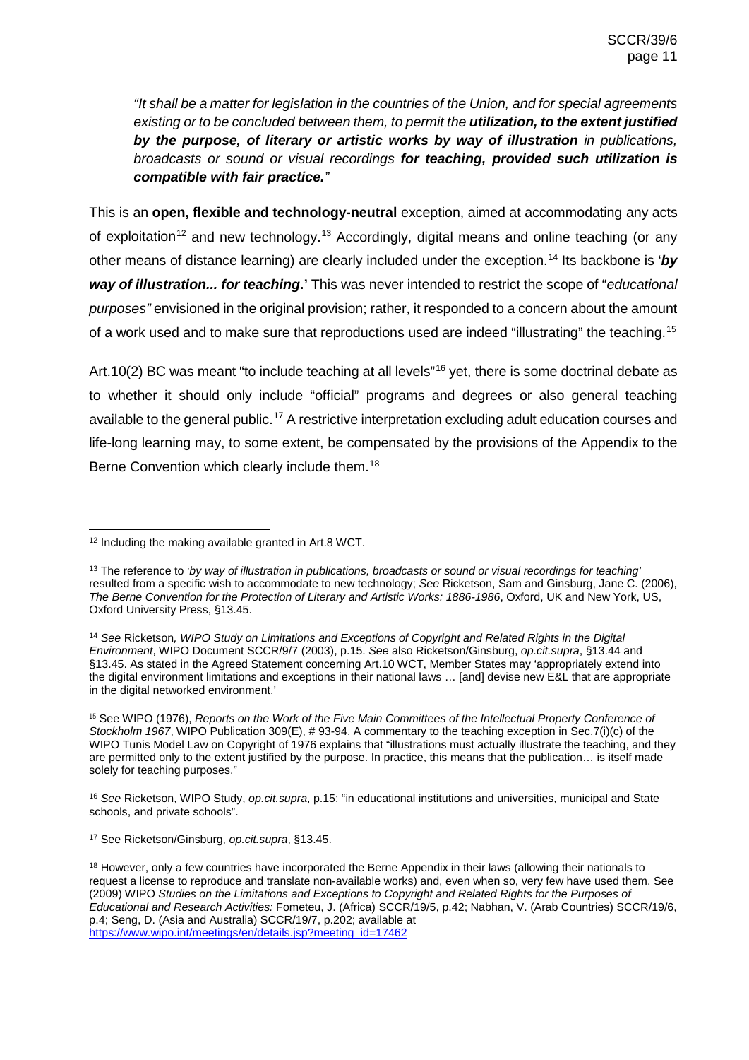*"It shall be a matter for legislation in the countries of the Union, and for special agreements existing or to be concluded between them, to permit the **utilization, to the extent justified by the purpose, of literary or artistic works by way of illustration** in publications, broadcasts or sound or visual recordings **for teaching, provided such utilization is compatible with fair practice.**"*

This is an **open, flexible and technology-neutral** exception, aimed at accommodating any acts of exploitation[12] and new technology.[13] Accordingly, digital means and online teaching (or any other means of distance learning) are clearly included under the exception.[14] Its backbone is '***by way of illustration... for teaching*.'** This was never intended to restrict the scope of "*educational purposes"* envisioned in the original provision; rather, it responded to a concern about the amount of a work used and to make sure that reproductions used are indeed "illustrating" the teaching.[15]

Art.10(2) BC was meant "to include teaching at all levels"[16] yet, there is some doctrinal debate as to whether it should only include "official" programs and degrees or also general teaching available to the general public.[17] A restrictive interpretation excluding adult education courses and life-long learning may, to some extent, be compensated by the provisions of the Appendix to the Berne Convention which clearly include them.[18]

---

[12] Including the making available granted in Art.8 WCT.

[13] The reference to '*by way of illustration in publications, broadcasts or sound or visual recordings for teaching'* resulted from a specific wish to accommodate to new technology; *See* Ricketson, Sam and Ginsburg, Jane C. (2006), *The Berne Convention for the Protection of Literary and Artistic Works: 1886-1986*, Oxford, UK and New York, US, Oxford University Press, §13.45.

[14] *See* Ricketson*, WIPO Study on Limitations and Exceptions of Copyright and Related Rights in the Digital Environment*, WIPO Document SCCR/9/7 (2003), p.15. *See* also Ricketson/Ginsburg, *op.cit.supra*, §13.44 and §13.45. As stated in the Agreed Statement concerning Art.10 WCT, Member States may 'appropriately extend into the digital environment limitations and exceptions in their national laws … [and] devise new E&L that are appropriate in the digital networked environment.'

[15] See WIPO (1976), *Reports on the Work of the Five Main Committees of the Intellectual Property Conference of Stockholm 1967*, WIPO Publication 309(E), # 93-94. A commentary to the teaching exception in Sec.7(i)(c) of the WIPO Tunis Model Law on Copyright of 1976 explains that "illustrations must actually illustrate the teaching, and they are permitted only to the extent justified by the purpose. In practice, this means that the publication… is itself made solely for teaching purposes."

[16] *See* Ricketson, WIPO Study, *op.cit.supra*, p.15: "in educational institutions and universities, municipal and State schools, and private schools".

[17] See Ricketson/Ginsburg, *op.cit.supra*, §13.45.

[18] However, only a few countries have incorporated the Berne Appendix in their laws (allowing their nationals to request a license to reproduce and translate non-available works) and, even when so, very few have used them. See (2009) WIPO *Studies on the Limitations and Exceptions to Copyright and Related Rights for the Purposes of Educational and Research Activities:* Fometeu, J. (Africa) SCCR/19/5, p.42; Nabhan, V. (Arab Countries) SCCR/19/6, p.4; Seng, D. (Asia and Australia) SCCR/19/7, p.202; available at https://www.wipo.int/meetings/en/details.jsp?meeting_id=17462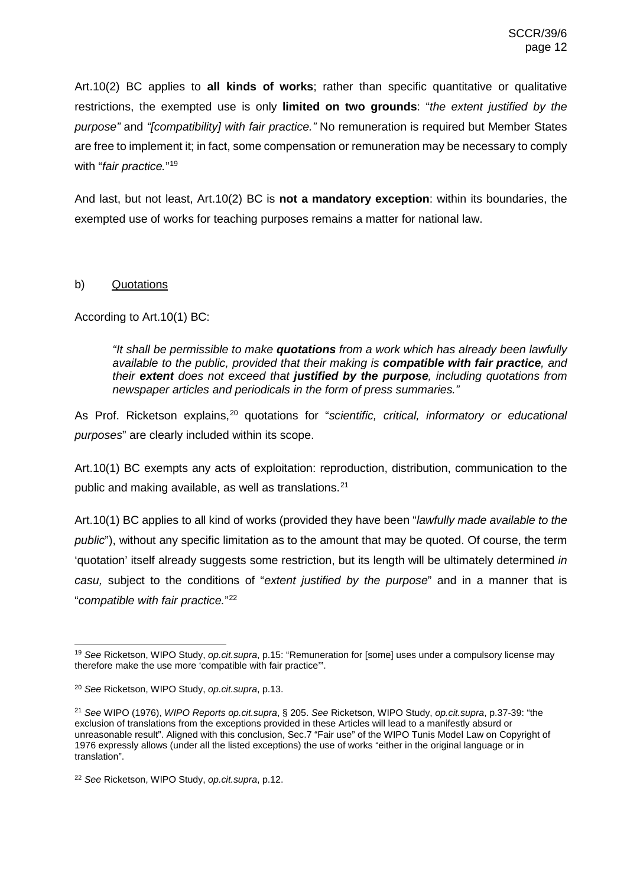Art.10(2) BC applies to **all kinds of works**; rather than specific quantitative or qualitative restrictions, the exempted use is only **limited on two grounds**: "*the extent justified by the purpose"* and *"[compatibility] with fair practice."* No remuneration is required but Member States are free to implement it; in fact, some compensation or remuneration may be necessary to comply with "*fair practice.*"[19]

And last, but not least, Art.10(2) BC is **not a mandatory exception**: within its boundaries, the exempted use of works for teaching purposes remains a matter for national law.

b) Quotations

According to Art.10(1) BC:

> *"It shall be permissible to make **quotations** from a work which has already been lawfully available to the public, provided that their making is **compatible with fair practice**, and their **extent** does not exceed that **justified by the purpose**, including quotations from newspaper articles and periodicals in the form of press summaries."*

As Prof. Ricketson explains,[20] quotations for "*scientific, critical, informatory or educational purposes*" are clearly included within its scope.

Art.10(1) BC exempts any acts of exploitation: reproduction, distribution, communication to the public and making available, as well as translations.[21]

Art.10(1) BC applies to all kind of works (provided they have been "*lawfully made available to the public*"), without any specific limitation as to the amount that may be quoted. Of course, the term 'quotation' itself already suggests some restriction, but its length will be ultimately determined *in casu,* subject to the conditions of "*extent justified by the purpose*" and in a manner that is "*compatible with fair practice.*"[22]

---

[19] *See* Ricketson, WIPO Study, *op.cit.supra*, p.15: "Remuneration for [some] uses under a compulsory license may therefore make the use more 'compatible with fair practice'".

[20] *See* Ricketson, WIPO Study, *op.cit.supra*, p.13.

[21] *See* WIPO (1976), *WIPO Reports op.cit.supra*, § 205. *See* Ricketson, WIPO Study, *op.cit.supra*, p.37-39: "the exclusion of translations from the exceptions provided in these Articles will lead to a manifestly absurd or unreasonable result". Aligned with this conclusion, Sec.7 "Fair use" of the WIPO Tunis Model Law on Copyright of 1976 expressly allows (under all the listed exceptions) the use of works "either in the original language or in translation".

[22] *See* Ricketson, WIPO Study, *op.cit.supra*, p.12.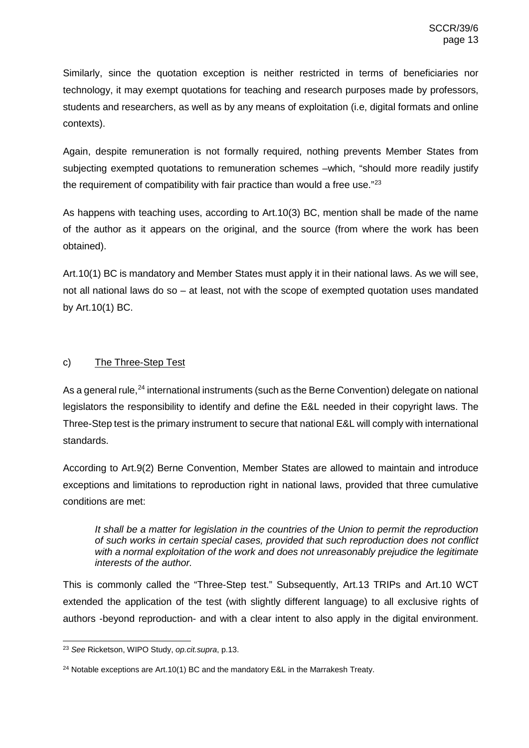Similarly, since the quotation exception is neither restricted in terms of beneficiaries nor technology, it may exempt quotations for teaching and research purposes made by professors, students and researchers, as well as by any means of exploitation (i.e, digital formats and online contexts).

Again, despite remuneration is not formally required, nothing prevents Member States from subjecting exempted quotations to remuneration schemes –which, "should more readily justify the requirement of compatibility with fair practice than would a free use."[23]

As happens with teaching uses, according to Art.10(3) BC, mention shall be made of the name of the author as it appears on the original, and the source (from where the work has been obtained).

Art.10(1) BC is mandatory and Member States must apply it in their national laws. As we will see, not all national laws do so – at least, not with the scope of exempted quotation uses mandated by Art.10(1) BC.

c) The Three-Step Test

As a general rule,[24] international instruments (such as the Berne Convention) delegate on national legislators the responsibility to identify and define the E&L needed in their copyright laws. The Three-Step test is the primary instrument to secure that national E&L will comply with international standards.

According to Art.9(2) Berne Convention, Member States are allowed to maintain and introduce exceptions and limitations to reproduction right in national laws, provided that three cumulative conditions are met:

> *It shall be a matter for legislation in the countries of the Union to permit the reproduction of such works in certain special cases, provided that such reproduction does not conflict with a normal exploitation of the work and does not unreasonably prejudice the legitimate interests of the author.*

This is commonly called the "Three-Step test." Subsequently, Art.13 TRIPs and Art.10 WCT extended the application of the test (with slightly different language) to all exclusive rights of authors -beyond reproduction- and with a clear intent to also apply in the digital environment.

---

[23] *See* Ricketson, WIPO Study, *op.cit.supra*, p.13.

[24] Notable exceptions are Art.10(1) BC and the mandatory E&L in the Marrakesh Treaty.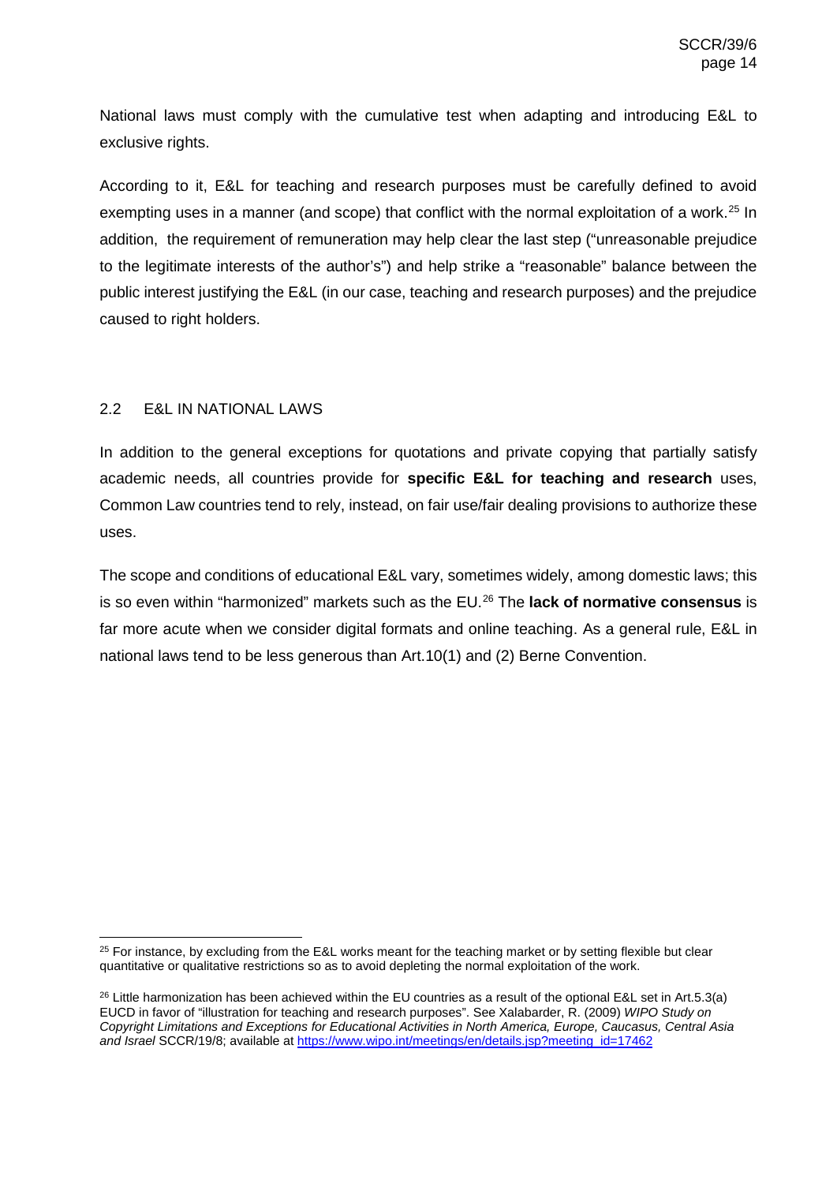National laws must comply with the cumulative test when adapting and introducing E&L to exclusive rights.

According to it, E&L for teaching and research purposes must be carefully defined to avoid exempting uses in a manner (and scope) that conflict with the normal exploitation of a work.[25] In addition, the requirement of remuneration may help clear the last step ("unreasonable prejudice to the legitimate interests of the author's") and help strike a "reasonable" balance between the public interest justifying the E&L (in our case, teaching and research purposes) and the prejudice caused to right holders.

## 2.2 E&L IN NATIONAL LAWS

In addition to the general exceptions for quotations and private copying that partially satisfy academic needs, all countries provide for **specific E&L for teaching and research** uses, Common Law countries tend to rely, instead, on fair use/fair dealing provisions to authorize these uses.

The scope and conditions of educational E&L vary, sometimes widely, among domestic laws; this is so even within "harmonized" markets such as the EU.[26] The **lack of normative consensus** is far more acute when we consider digital formats and online teaching. As a general rule, E&L in national laws tend to be less generous than Art.10(1) and (2) Berne Convention.

---

[25] For instance, by excluding from the E&L works meant for the teaching market or by setting flexible but clear quantitative or qualitative restrictions so as to avoid depleting the normal exploitation of the work.

[26] Little harmonization has been achieved within the EU countries as a result of the optional E&L set in Art.5.3(a) EUCD in favor of "illustration for teaching and research purposes". See Xalabarder, R. (2009) *WIPO Study on Copyright Limitations and Exceptions for Educational Activities in North America, Europe, Caucasus, Central Asia and Israel* SCCR/19/8; available at https://www.wipo.int/meetings/en/details.jsp?meeting_id=17462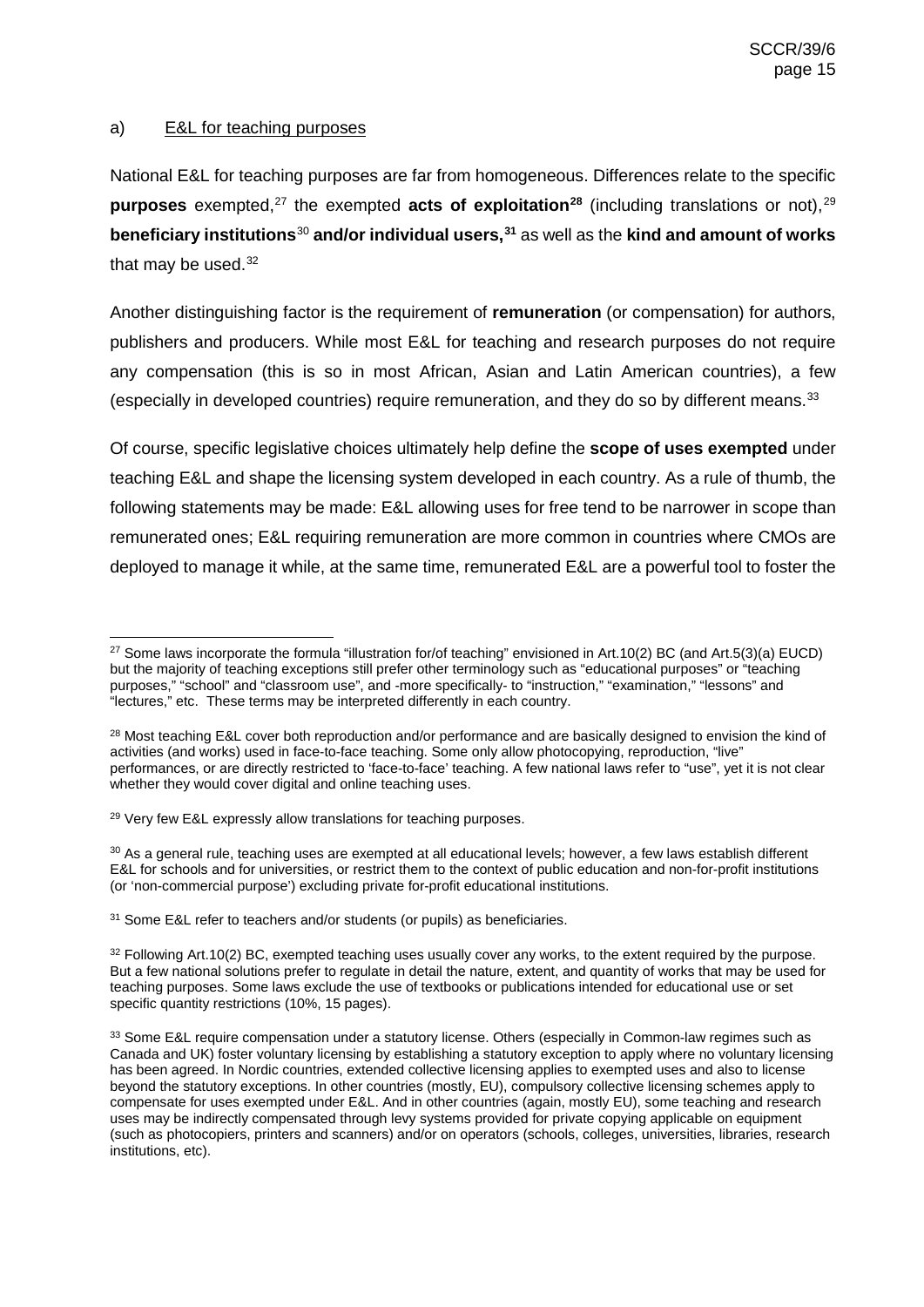a) E&L for teaching purposes

National E&L for teaching purposes are far from homogeneous. Differences relate to the specific **purposes** exempted,[27] the exempted **acts of exploitation[28]** (including translations or not),[29] **beneficiary institutions**[30] **and/or individual users,[31]** as well as the **kind and amount of works** that may be used.[32]

Another distinguishing factor is the requirement of **remuneration** (or compensation) for authors, publishers and producers. While most E&L for teaching and research purposes do not require any compensation (this is so in most African, Asian and Latin American countries), a few (especially in developed countries) require remuneration, and they do so by different means.[33]

Of course, specific legislative choices ultimately help define the **scope of uses exempted** under teaching E&L and shape the licensing system developed in each country. As a rule of thumb, the following statements may be made: E&L allowing uses for free tend to be narrower in scope than remunerated ones; E&L requiring remuneration are more common in countries where CMOs are deployed to manage it while, at the same time, remunerated E&L are a powerful tool to foster the

---

[27] Some laws incorporate the formula "illustration for/of teaching" envisioned in Art.10(2) BC (and Art.5(3)(a) EUCD) but the majority of teaching exceptions still prefer other terminology such as "educational purposes" or "teaching purposes," "school" and "classroom use", and -more specifically- to "instruction," "examination," "lessons" and "lectures," etc. These terms may be interpreted differently in each country.

[28] Most teaching E&L cover both reproduction and/or performance and are basically designed to envision the kind of activities (and works) used in face-to-face teaching. Some only allow photocopying, reproduction, "live" performances, or are directly restricted to 'face-to-face' teaching. A few national laws refer to "use", yet it is not clear whether they would cover digital and online teaching uses.

[29] Very few E&L expressly allow translations for teaching purposes.

[30] As a general rule, teaching uses are exempted at all educational levels; however, a few laws establish different E&L for schools and for universities, or restrict them to the context of public education and non-for-profit institutions (or 'non-commercial purpose') excluding private for-profit educational institutions.

[31] Some E&L refer to teachers and/or students (or pupils) as beneficiaries.

[32] Following Art.10(2) BC, exempted teaching uses usually cover any works, to the extent required by the purpose. But a few national solutions prefer to regulate in detail the nature, extent, and quantity of works that may be used for teaching purposes. Some laws exclude the use of textbooks or publications intended for educational use or set specific quantity restrictions (10%, 15 pages).

[33] Some E&L require compensation under a statutory license. Others (especially in Common-law regimes such as Canada and UK) foster voluntary licensing by establishing a statutory exception to apply where no voluntary licensing has been agreed. In Nordic countries, extended collective licensing applies to exempted uses and also to license beyond the statutory exceptions. In other countries (mostly, EU), compulsory collective licensing schemes apply to compensate for uses exempted under E&L. And in other countries (again, mostly EU), some teaching and research uses may be indirectly compensated through levy systems provided for private copying applicable on equipment (such as photocopiers, printers and scanners) and/or on operators (schools, colleges, universities, libraries, research institutions, etc).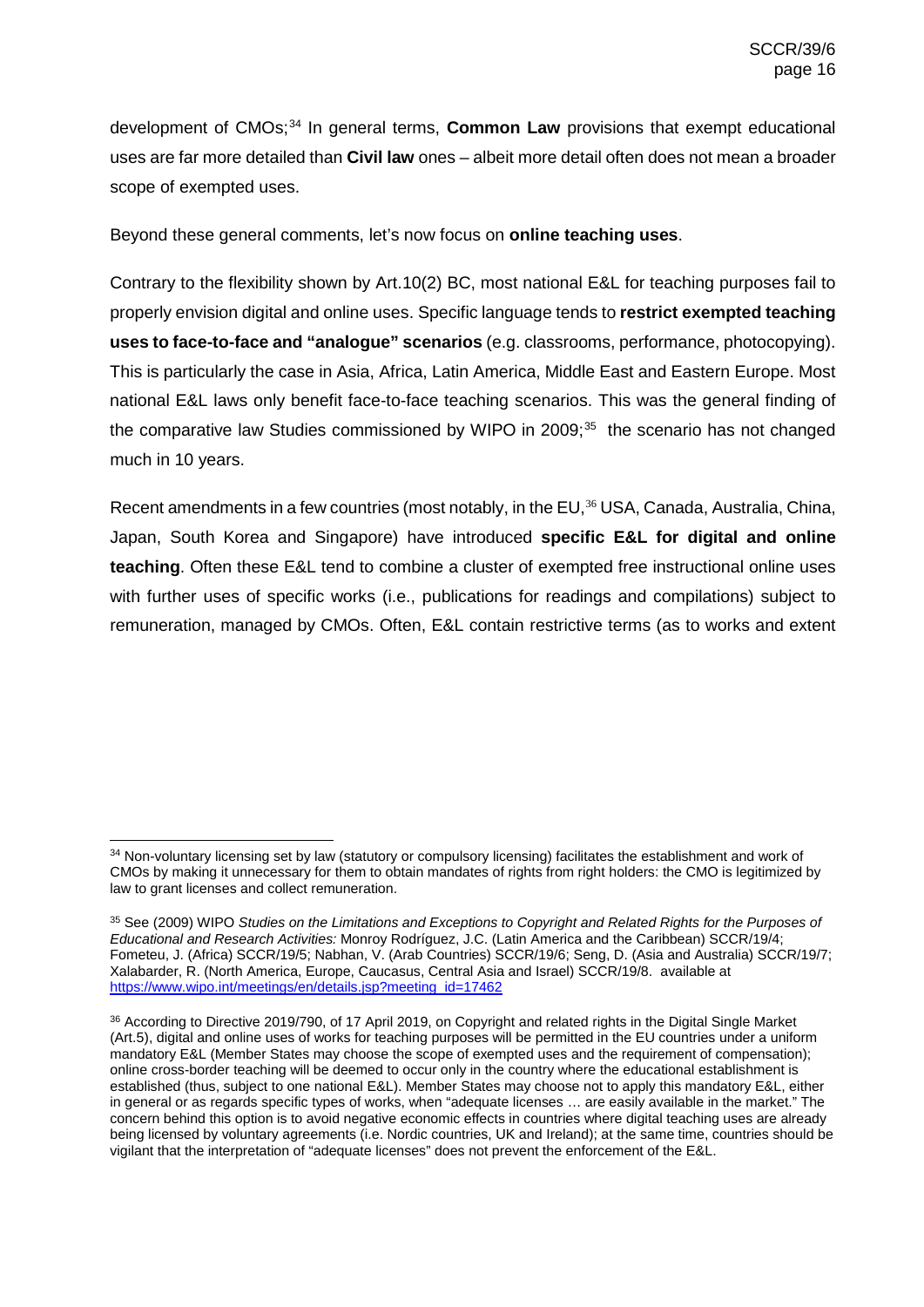development of CMOs;[34] In general terms, **Common Law** provisions that exempt educational uses are far more detailed than **Civil law** ones – albeit more detail often does not mean a broader scope of exempted uses.

Beyond these general comments, let's now focus on **online teaching uses**.

Contrary to the flexibility shown by Art.10(2) BC, most national E&L for teaching purposes fail to properly envision digital and online uses. Specific language tends to **restrict exempted teaching uses to face-to-face and "analogue" scenarios** (e.g. classrooms, performance, photocopying). This is particularly the case in Asia, Africa, Latin America, Middle East and Eastern Europe. Most national E&L laws only benefit face-to-face teaching scenarios. This was the general finding of the comparative law Studies commissioned by WIPO in 2009;[35] the scenario has not changed much in 10 years.

Recent amendments in a few countries (most notably, in the EU,[36] USA, Canada, Australia, China, Japan, South Korea and Singapore) have introduced **specific E&L for digital and online teaching**. Often these E&L tend to combine a cluster of exempted free instructional online uses with further uses of specific works (i.e., publications for readings and compilations) subject to remuneration, managed by CMOs. Often, E&L contain restrictive terms (as to works and extent

---

[34] Non-voluntary licensing set by law (statutory or compulsory licensing) facilitates the establishment and work of CMOs by making it unnecessary for them to obtain mandates of rights from right holders: the CMO is legitimized by law to grant licenses and collect remuneration.

[35] See (2009) WIPO *Studies on the Limitations and Exceptions to Copyright and Related Rights for the Purposes of Educational and Research Activities:* Monroy Rodríguez, J.C. (Latin America and the Caribbean) SCCR/19/4; Fometeu, J. (Africa) SCCR/19/5; Nabhan, V. (Arab Countries) SCCR/19/6; Seng, D. (Asia and Australia) SCCR/19/7; Xalabarder, R. (North America, Europe, Caucasus, Central Asia and Israel) SCCR/19/8. available at [https://www.wipo.int/meetings/en/details.jsp?meeting_id=17462](https://www.wipo.int/meetings/en/details.jsp?meeting_id=17462)

[36] According to Directive 2019/790, of 17 April 2019, on Copyright and related rights in the Digital Single Market (Art.5), digital and online uses of works for teaching purposes will be permitted in the EU countries under a uniform mandatory E&L (Member States may choose the scope of exempted uses and the requirement of compensation); online cross-border teaching will be deemed to occur only in the country where the educational establishment is established (thus, subject to one national E&L). Member States may choose not to apply this mandatory E&L, either in general or as regards specific types of works, when "adequate licenses … are easily available in the market." The concern behind this option is to avoid negative economic effects in countries where digital teaching uses are already being licensed by voluntary agreements (i.e. Nordic countries, UK and Ireland); at the same time, countries should be vigilant that the interpretation of "adequate licenses" does not prevent the enforcement of the E&L.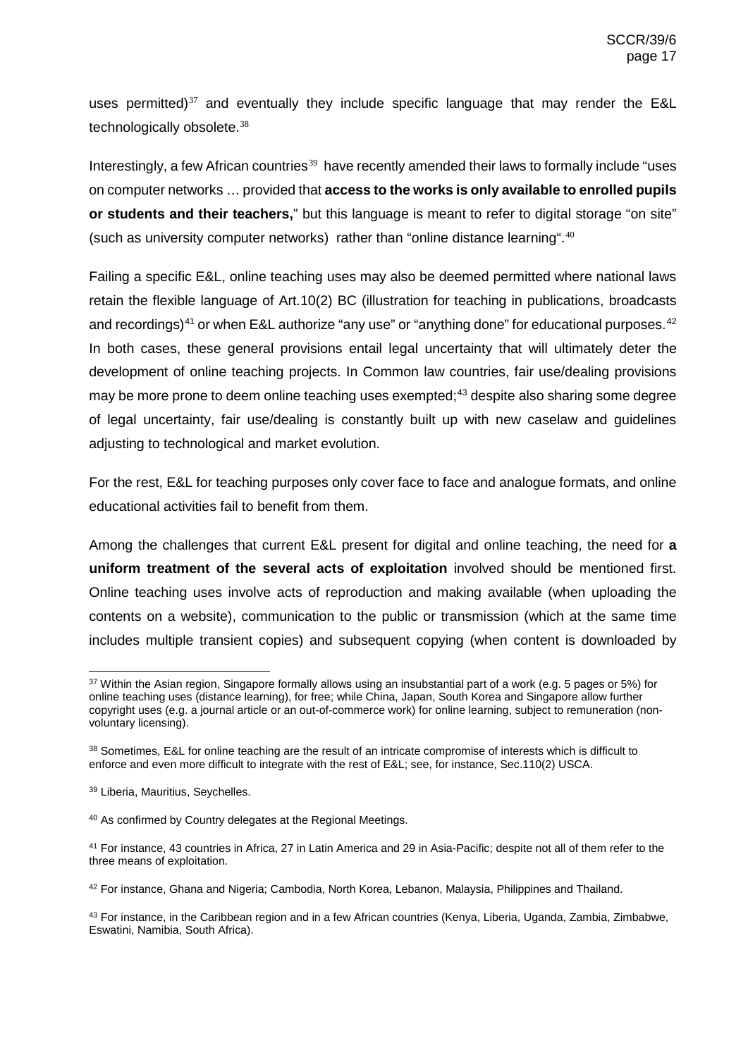uses permitted)[37] and eventually they include specific language that may render the E&L technologically obsolete.[38]

Interestingly, a few African countries[39] have recently amended their laws to formally include "uses on computer networks … provided that **access to the works is only available to enrolled pupils or students and their teachers,**" but this language is meant to refer to digital storage "on site" (such as university computer networks) rather than "online distance learning".[40]

Failing a specific E&L, online teaching uses may also be deemed permitted where national laws retain the flexible language of Art.10(2) BC (illustration for teaching in publications, broadcasts and recordings)[41] or when E&L authorize "any use" or "anything done" for educational purposes.[42] In both cases, these general provisions entail legal uncertainty that will ultimately deter the development of online teaching projects. In Common law countries, fair use/dealing provisions may be more prone to deem online teaching uses exempted;[43] despite also sharing some degree of legal uncertainty, fair use/dealing is constantly built up with new caselaw and guidelines adjusting to technological and market evolution.

For the rest, E&L for teaching purposes only cover face to face and analogue formats, and online educational activities fail to benefit from them.

Among the challenges that current E&L present for digital and online teaching, the need for **a uniform treatment of the several acts of exploitation** involved should be mentioned first. Online teaching uses involve acts of reproduction and making available (when uploading the contents on a website), communication to the public or transmission (which at the same time includes multiple transient copies) and subsequent copying (when content is downloaded by

---

[37] Within the Asian region, Singapore formally allows using an insubstantial part of a work (e.g. 5 pages or 5%) for online teaching uses (distance learning), for free; while China, Japan, South Korea and Singapore allow further copyright uses (e.g. a journal article or an out-of-commerce work) for online learning, subject to remuneration (non-voluntary licensing).

[38] Sometimes, E&L for online teaching are the result of an intricate compromise of interests which is difficult to enforce and even more difficult to integrate with the rest of E&L; see, for instance, Sec.110(2) USCA.

[39] Liberia, Mauritius, Seychelles.

[40] As confirmed by Country delegates at the Regional Meetings.

[41] For instance, 43 countries in Africa, 27 in Latin America and 29 in Asia-Pacific; despite not all of them refer to the three means of exploitation.

[42] For instance, Ghana and Nigeria; Cambodia, North Korea, Lebanon, Malaysia, Philippines and Thailand.

[43] For instance, in the Caribbean region and in a few African countries (Kenya, Liberia, Uganda, Zambia, Zimbabwe, Eswatini, Namibia, South Africa).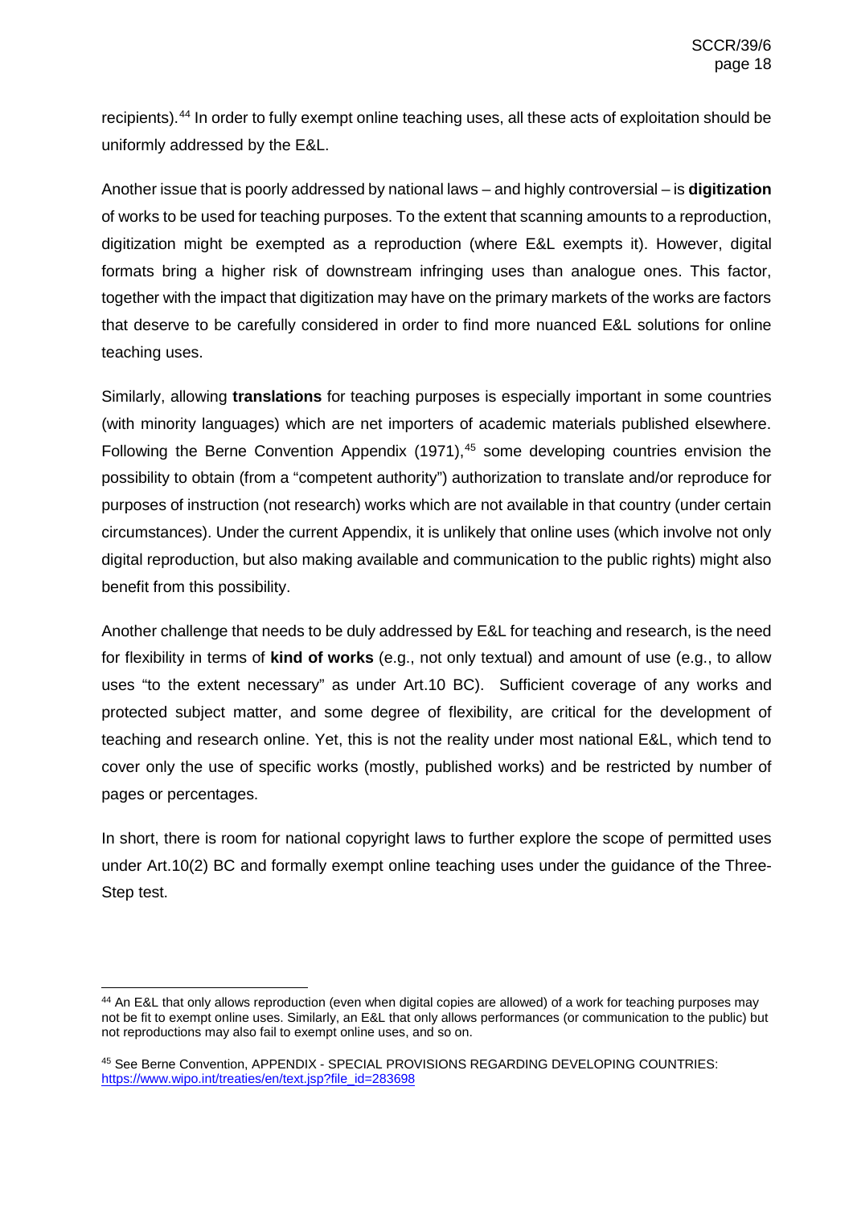recipients).[44] In order to fully exempt online teaching uses, all these acts of exploitation should be uniformly addressed by the E&L.

Another issue that is poorly addressed by national laws – and highly controversial – is **digitization** of works to be used for teaching purposes. To the extent that scanning amounts to a reproduction, digitization might be exempted as a reproduction (where E&L exempts it). However, digital formats bring a higher risk of downstream infringing uses than analogue ones. This factor, together with the impact that digitization may have on the primary markets of the works are factors that deserve to be carefully considered in order to find more nuanced E&L solutions for online teaching uses.

Similarly, allowing **translations** for teaching purposes is especially important in some countries (with minority languages) which are net importers of academic materials published elsewhere. Following the Berne Convention Appendix (1971),[45] some developing countries envision the possibility to obtain (from a "competent authority") authorization to translate and/or reproduce for purposes of instruction (not research) works which are not available in that country (under certain circumstances). Under the current Appendix, it is unlikely that online uses (which involve not only digital reproduction, but also making available and communication to the public rights) might also benefit from this possibility.

Another challenge that needs to be duly addressed by E&L for teaching and research, is the need for flexibility in terms of **kind of works** (e.g., not only textual) and amount of use (e.g., to allow uses "to the extent necessary" as under Art.10 BC). Sufficient coverage of any works and protected subject matter, and some degree of flexibility, are critical for the development of teaching and research online. Yet, this is not the reality under most national E&L, which tend to cover only the use of specific works (mostly, published works) and be restricted by number of pages or percentages.

In short, there is room for national copyright laws to further explore the scope of permitted uses under Art.10(2) BC and formally exempt online teaching uses under the guidance of the Three-Step test.

---

[44] An E&L that only allows reproduction (even when digital copies are allowed) of a work for teaching purposes may not be fit to exempt online uses. Similarly, an E&L that only allows performances (or communication to the public) but not reproductions may also fail to exempt online uses, and so on.

[45] See Berne Convention, APPENDIX - SPECIAL PROVISIONS REGARDING DEVELOPING COUNTRIES: https://www.wipo.int/treaties/en/text.jsp?file_id=283698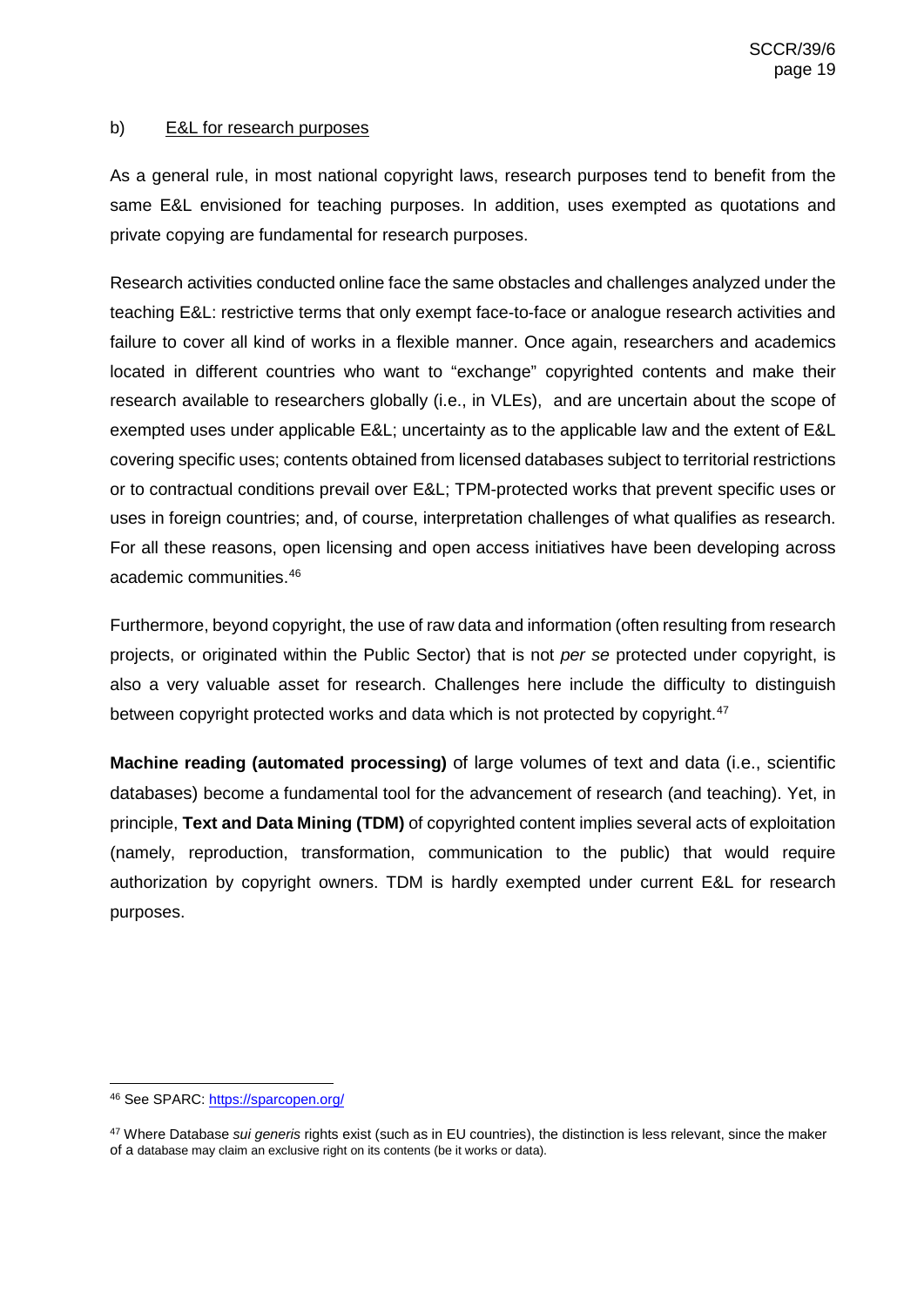b) <u>E&L for research purposes</u>

As a general rule, in most national copyright laws, research purposes tend to benefit from the same E&L envisioned for teaching purposes. In addition, uses exempted as quotations and private copying are fundamental for research purposes.

Research activities conducted online face the same obstacles and challenges analyzed under the teaching E&L: restrictive terms that only exempt face-to-face or analogue research activities and failure to cover all kind of works in a flexible manner. Once again, researchers and academics located in different countries who want to "exchange" copyrighted contents and make their research available to researchers globally (i.e., in VLEs), and are uncertain about the scope of exempted uses under applicable E&L; uncertainty as to the applicable law and the extent of E&L covering specific uses; contents obtained from licensed databases subject to territorial restrictions or to contractual conditions prevail over E&L; TPM-protected works that prevent specific uses or uses in foreign countries; and, of course, interpretation challenges of what qualifies as research. For all these reasons, open licensing and open access initiatives have been developing across academic communities.[46]

Furthermore, beyond copyright, the use of raw data and information (often resulting from research projects, or originated within the Public Sector) that is not *per se* protected under copyright, is also a very valuable asset for research. Challenges here include the difficulty to distinguish between copyright protected works and data which is not protected by copyright.[47]

**Machine reading (automated processing)** of large volumes of text and data (i.e., scientific databases) become a fundamental tool for the advancement of research (and teaching). Yet, in principle, **Text and Data Mining (TDM)** of copyrighted content implies several acts of exploitation (namely, reproduction, transformation, communication to the public) that would require authorization by copyright owners. TDM is hardly exempted under current E&L for research purposes.

---

[46] See SPARC: https://sparcopen.org/

[47] Where Database *sui generis* rights exist (such as in EU countries), the distinction is less relevant, since the maker of a database may claim an exclusive right on its contents (be it works or data).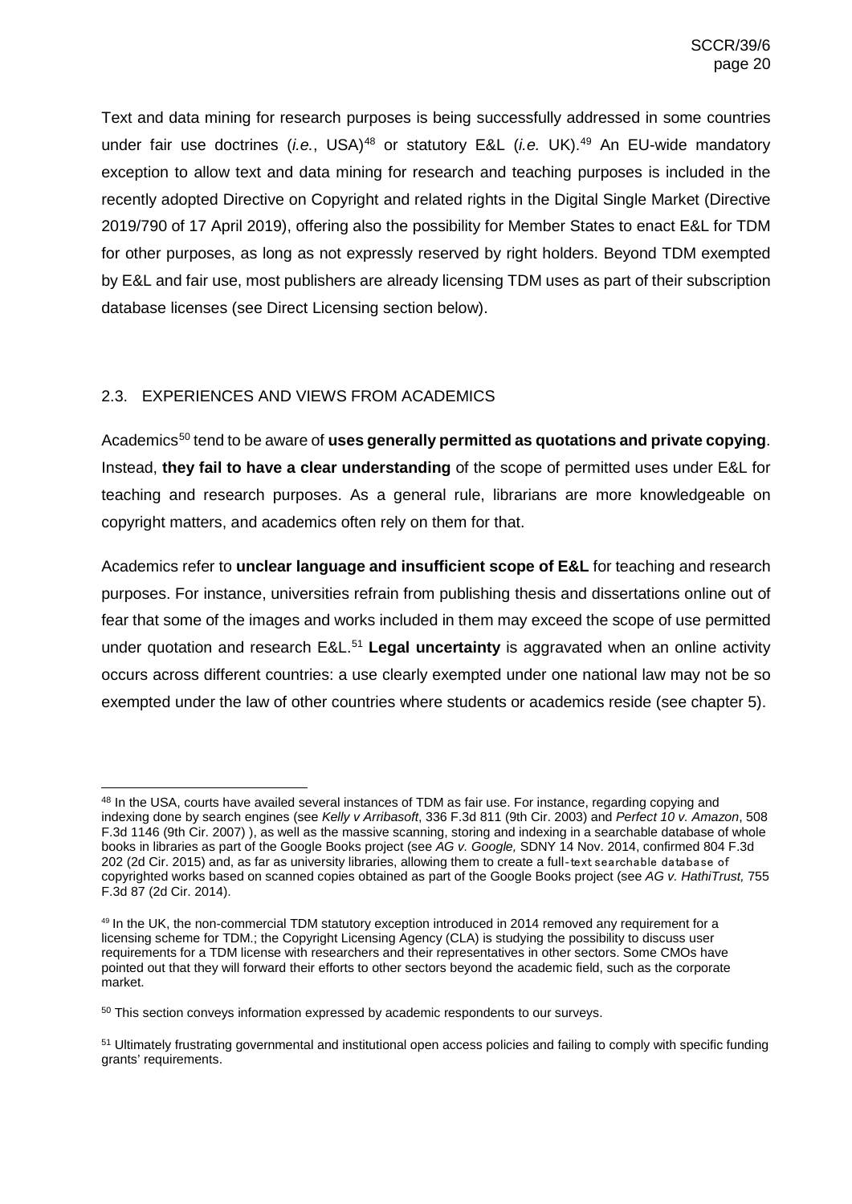Text and data mining for research purposes is being successfully addressed in some countries under fair use doctrines (*i.e.*, USA)[48] or statutory E&L (*i.e.* UK).[49] An EU-wide mandatory exception to allow text and data mining for research and teaching purposes is included in the recently adopted Directive on Copyright and related rights in the Digital Single Market (Directive 2019/790 of 17 April 2019), offering also the possibility for Member States to enact E&L for TDM for other purposes, as long as not expressly reserved by right holders. Beyond TDM exempted by E&L and fair use, most publishers are already licensing TDM uses as part of their subscription database licenses (see Direct Licensing section below).

## 2.3. EXPERIENCES AND VIEWS FROM ACADEMICS

Academics[50] tend to be aware of **uses generally permitted as quotations and private copying**. Instead, **they fail to have a clear understanding** of the scope of permitted uses under E&L for teaching and research purposes. As a general rule, librarians are more knowledgeable on copyright matters, and academics often rely on them for that.

Academics refer to **unclear language and insufficient scope of E&L** for teaching and research purposes. For instance, universities refrain from publishing thesis and dissertations online out of fear that some of the images and works included in them may exceed the scope of use permitted under quotation and research E&L.[51] **Legal uncertainty** is aggravated when an online activity occurs across different countries: a use clearly exempted under one national law may not be so exempted under the law of other countries where students or academics reside (see chapter 5).

---

[48] In the USA, courts have availed several instances of TDM as fair use. For instance, regarding copying and indexing done by search engines (see *Kelly v Arribasoft*, 336 F.3d 811 (9th Cir. 2003) and *Perfect 10 v. Amazon*, 508 F.3d 1146 (9th Cir. 2007) ), as well as the massive scanning, storing and indexing in a searchable database of whole books in libraries as part of the Google Books project (see *AG v. Google,* SDNY 14 Nov. 2014, confirmed 804 F.3d 202 (2d Cir. 2015) and, as far as university libraries, allowing them to create a full-text searchable database of copyrighted works based on scanned copies obtained as part of the Google Books project (see *AG v. HathiTrust,* 755 F.3d 87 (2d Cir. 2014).

[49] In the UK, the non-commercial TDM statutory exception introduced in 2014 removed any requirement for a licensing scheme for TDM.; the Copyright Licensing Agency (CLA) is studying the possibility to discuss user requirements for a TDM license with researchers and their representatives in other sectors. Some CMOs have pointed out that they will forward their efforts to other sectors beyond the academic field, such as the corporate market.

[50] This section conveys information expressed by academic respondents to our surveys.

[51] Ultimately frustrating governmental and institutional open access policies and failing to comply with specific funding grants' requirements.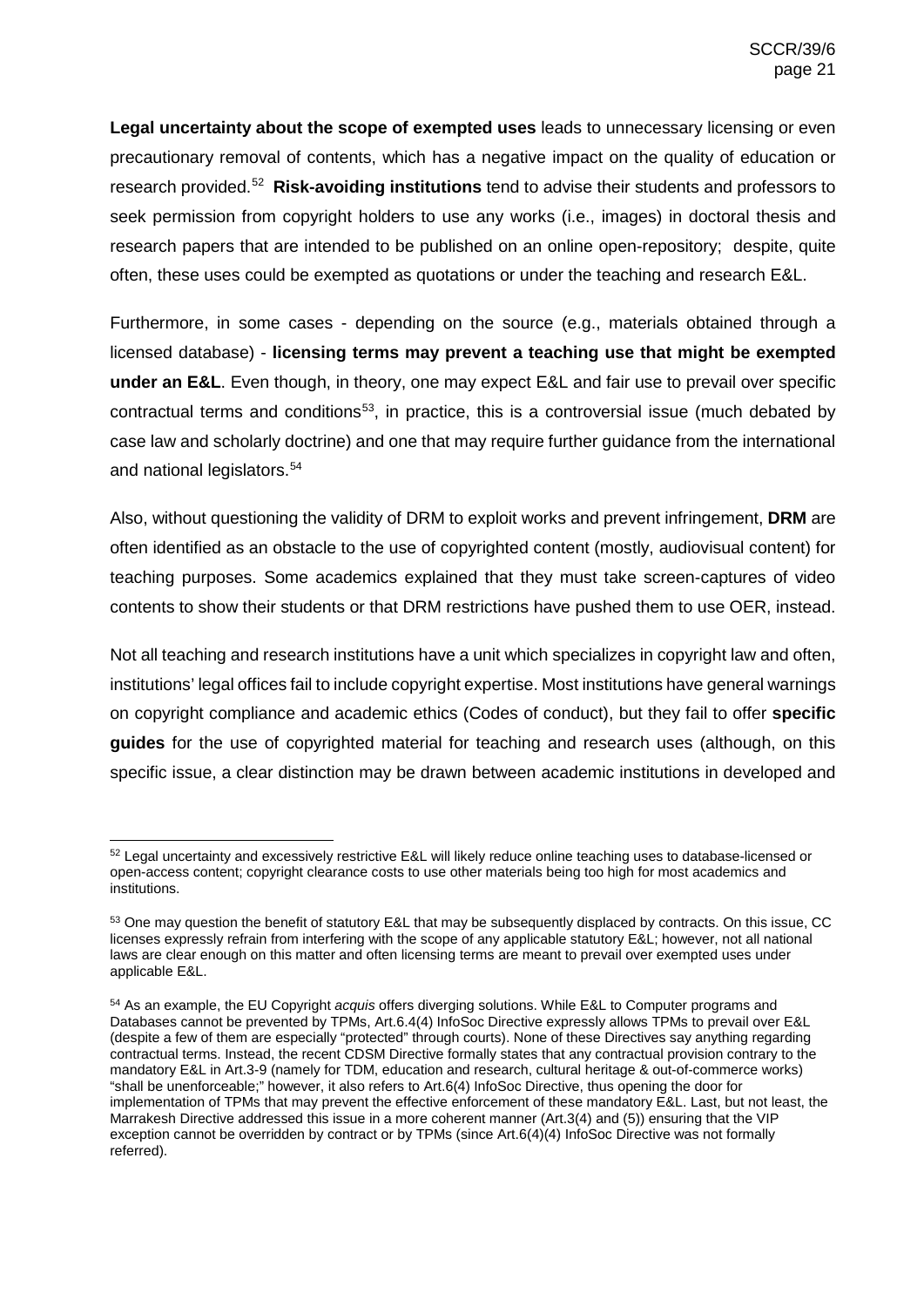**Legal uncertainty about the scope of exempted uses** leads to unnecessary licensing or even precautionary removal of contents, which has a negative impact on the quality of education or research provided.[52] **Risk-avoiding institutions** tend to advise their students and professors to seek permission from copyright holders to use any works (i.e., images) in doctoral thesis and research papers that are intended to be published on an online open-repository; despite, quite often, these uses could be exempted as quotations or under the teaching and research E&L.

Furthermore, in some cases - depending on the source (e.g., materials obtained through a licensed database) - **licensing terms may prevent a teaching use that might be exempted under an E&L**. Even though, in theory, one may expect E&L and fair use to prevail over specific contractual terms and conditions[53], in practice, this is a controversial issue (much debated by case law and scholarly doctrine) and one that may require further guidance from the international and national legislators.[54]

Also, without questioning the validity of DRM to exploit works and prevent infringement, **DRM** are often identified as an obstacle to the use of copyrighted content (mostly, audiovisual content) for teaching purposes. Some academics explained that they must take screen-captures of video contents to show their students or that DRM restrictions have pushed them to use OER, instead.

Not all teaching and research institutions have a unit which specializes in copyright law and often, institutions' legal offices fail to include copyright expertise. Most institutions have general warnings on copyright compliance and academic ethics (Codes of conduct), but they fail to offer **specific guides** for the use of copyrighted material for teaching and research uses (although, on this specific issue, a clear distinction may be drawn between academic institutions in developed and

---

[52] Legal uncertainty and excessively restrictive E&L will likely reduce online teaching uses to database-licensed or open-access content; copyright clearance costs to use other materials being too high for most academics and institutions.

[53] One may question the benefit of statutory E&L that may be subsequently displaced by contracts. On this issue, CC licenses expressly refrain from interfering with the scope of any applicable statutory E&L; however, not all national laws are clear enough on this matter and often licensing terms are meant to prevail over exempted uses under applicable E&L.

[54] As an example, the EU Copyright *acquis* offers diverging solutions. While E&L to Computer programs and Databases cannot be prevented by TPMs, Art.6.4(4) InfoSoc Directive expressly allows TPMs to prevail over E&L (despite a few of them are especially "protected" through courts). None of these Directives say anything regarding contractual terms. Instead, the recent CDSM Directive formally states that any contractual provision contrary to the mandatory E&L in Art.3-9 (namely for TDM, education and research, cultural heritage & out-of-commerce works) "shall be unenforceable;" however, it also refers to Art.6(4) InfoSoc Directive, thus opening the door for implementation of TPMs that may prevent the effective enforcement of these mandatory E&L. Last, but not least, the Marrakesh Directive addressed this issue in a more coherent manner (Art.3(4) and (5)) ensuring that the VIP exception cannot be overridden by contract or by TPMs (since Art.6(4)(4) InfoSoc Directive was not formally referred).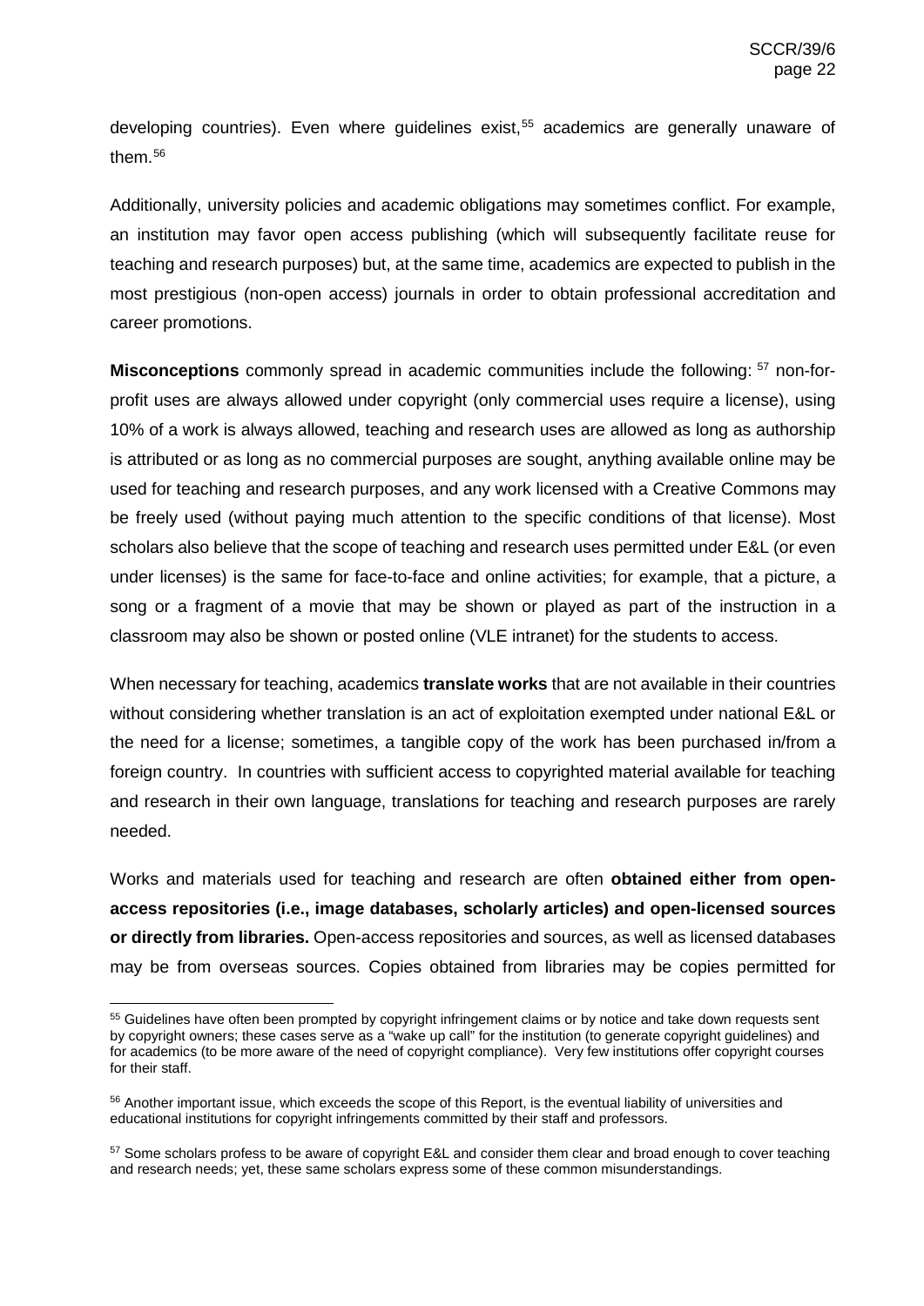developing countries). Even where guidelines exist,[55] academics are generally unaware of them.[56]

Additionally, university policies and academic obligations may sometimes conflict. For example, an institution may favor open access publishing (which will subsequently facilitate reuse for teaching and research purposes) but, at the same time, academics are expected to publish in the most prestigious (non-open access) journals in order to obtain professional accreditation and career promotions.

**Misconceptions** commonly spread in academic communities include the following: [57] non-for-profit uses are always allowed under copyright (only commercial uses require a license), using 10% of a work is always allowed, teaching and research uses are allowed as long as authorship is attributed or as long as no commercial purposes are sought, anything available online may be used for teaching and research purposes, and any work licensed with a Creative Commons may be freely used (without paying much attention to the specific conditions of that license). Most scholars also believe that the scope of teaching and research uses permitted under E&L (or even under licenses) is the same for face-to-face and online activities; for example, that a picture, a song or a fragment of a movie that may be shown or played as part of the instruction in a classroom may also be shown or posted online (VLE intranet) for the students to access.

When necessary for teaching, academics **translate works** that are not available in their countries without considering whether translation is an act of exploitation exempted under national E&L or the need for a license; sometimes, a tangible copy of the work has been purchased in/from a foreign country. In countries with sufficient access to copyrighted material available for teaching and research in their own language, translations for teaching and research purposes are rarely needed.

Works and materials used for teaching and research are often **obtained either from open-access repositories (i.e., image databases, scholarly articles) and open-licensed sources or directly from libraries.** Open-access repositories and sources, as well as licensed databases may be from overseas sources. Copies obtained from libraries may be copies permitted for

---

[55] Guidelines have often been prompted by copyright infringement claims or by notice and take down requests sent by copyright owners; these cases serve as a "wake up call" for the institution (to generate copyright guidelines) and for academics (to be more aware of the need of copyright compliance). Very few institutions offer copyright courses for their staff.

[56] Another important issue, which exceeds the scope of this Report, is the eventual liability of universities and educational institutions for copyright infringements committed by their staff and professors.

[57] Some scholars profess to be aware of copyright E&L and consider them clear and broad enough to cover teaching and research needs; yet, these same scholars express some of these common misunderstandings.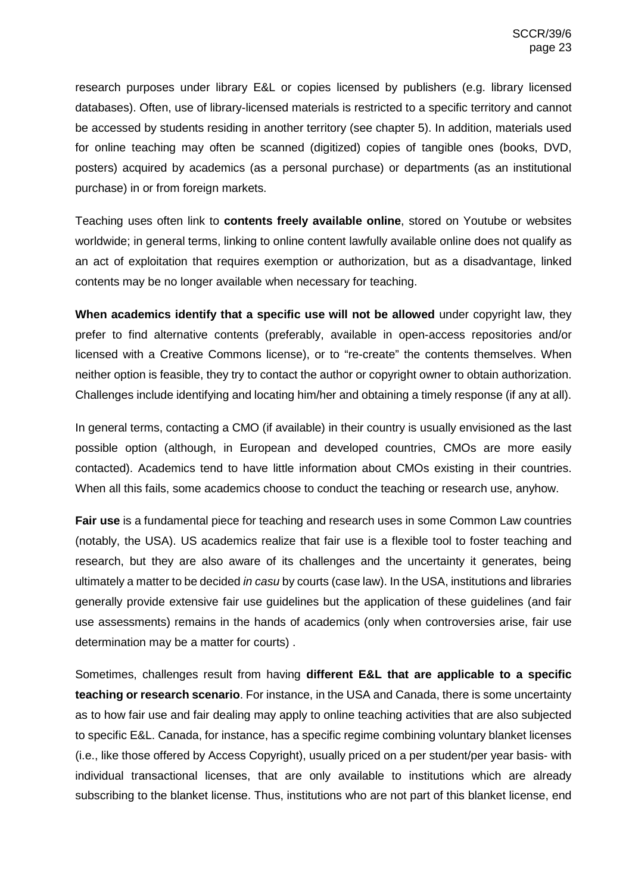research purposes under library E&L or copies licensed by publishers (e.g. library licensed databases). Often, use of library-licensed materials is restricted to a specific territory and cannot be accessed by students residing in another territory (see chapter 5). In addition, materials used for online teaching may often be scanned (digitized) copies of tangible ones (books, DVD, posters) acquired by academics (as a personal purchase) or departments (as an institutional purchase) in or from foreign markets.

Teaching uses often link to **contents freely available online**, stored on Youtube or websites worldwide; in general terms, linking to online content lawfully available online does not qualify as an act of exploitation that requires exemption or authorization, but as a disadvantage, linked contents may be no longer available when necessary for teaching.

**When academics identify that a specific use will not be allowed** under copyright law, they prefer to find alternative contents (preferably, available in open-access repositories and/or licensed with a Creative Commons license), or to "re-create" the contents themselves. When neither option is feasible, they try to contact the author or copyright owner to obtain authorization. Challenges include identifying and locating him/her and obtaining a timely response (if any at all).

In general terms, contacting a CMO (if available) in their country is usually envisioned as the last possible option (although, in European and developed countries, CMOs are more easily contacted). Academics tend to have little information about CMOs existing in their countries. When all this fails, some academics choose to conduct the teaching or research use, anyhow.

**Fair use** is a fundamental piece for teaching and research uses in some Common Law countries (notably, the USA). US academics realize that fair use is a flexible tool to foster teaching and research, but they are also aware of its challenges and the uncertainty it generates, being ultimately a matter to be decided *in casu* by courts (case law). In the USA, institutions and libraries generally provide extensive fair use guidelines but the application of these guidelines (and fair use assessments) remains in the hands of academics (only when controversies arise, fair use determination may be a matter for courts) .

Sometimes, challenges result from having **different E&L that are applicable to a specific teaching or research scenario**. For instance, in the USA and Canada, there is some uncertainty as to how fair use and fair dealing may apply to online teaching activities that are also subjected to specific E&L. Canada, for instance, has a specific regime combining voluntary blanket licenses (i.e., like those offered by Access Copyright), usually priced on a per student/per year basis- with individual transactional licenses, that are only available to institutions which are already subscribing to the blanket license. Thus, institutions who are not part of this blanket license, end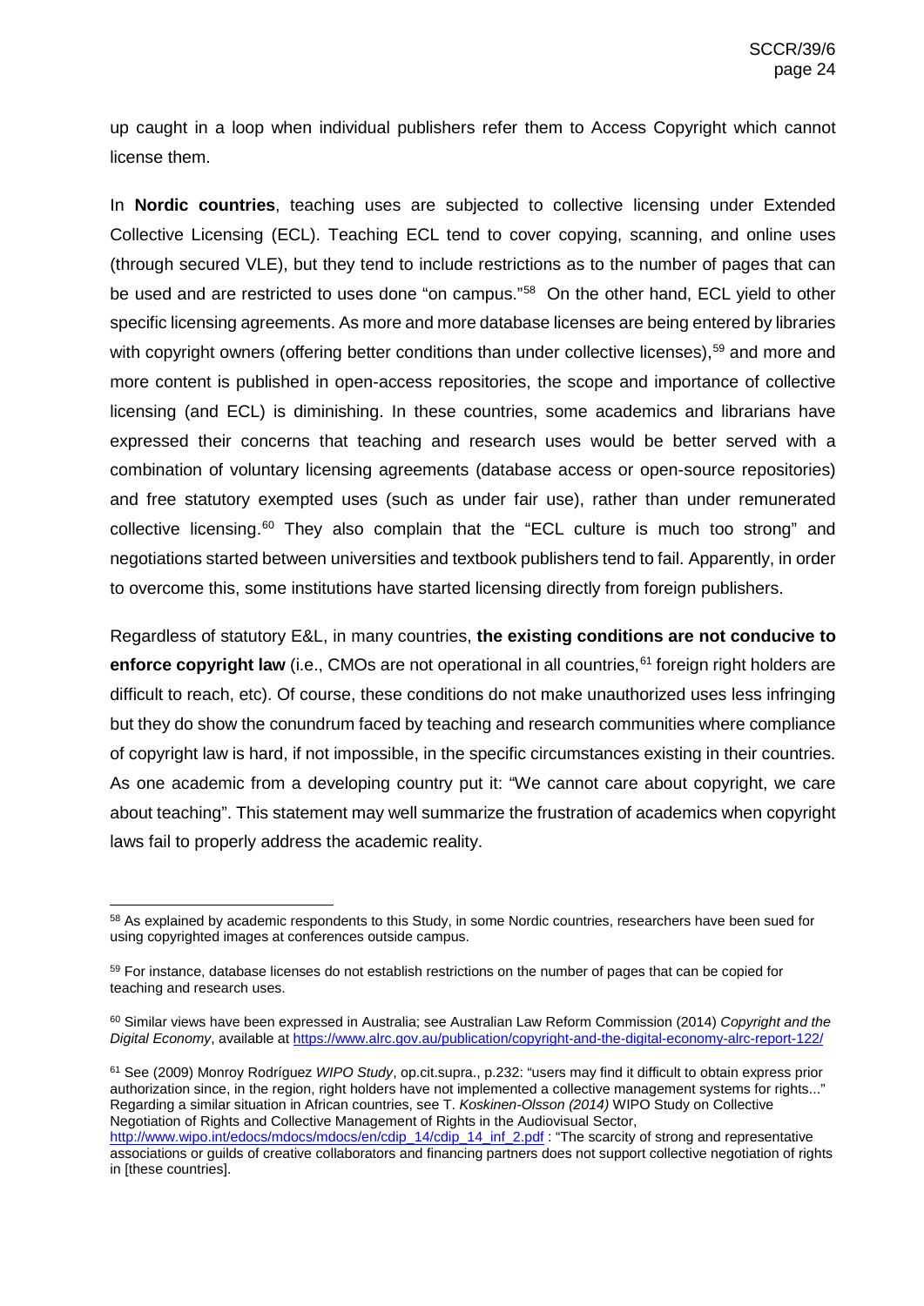up caught in a loop when individual publishers refer them to Access Copyright which cannot license them.

In **Nordic countries**, teaching uses are subjected to collective licensing under Extended Collective Licensing (ECL). Teaching ECL tend to cover copying, scanning, and online uses (through secured VLE), but they tend to include restrictions as to the number of pages that can be used and are restricted to uses done "on campus."[58] On the other hand, ECL yield to other specific licensing agreements. As more and more database licenses are being entered by libraries with copyright owners (offering better conditions than under collective licenses),[59] and more and more content is published in open-access repositories, the scope and importance of collective licensing (and ECL) is diminishing. In these countries, some academics and librarians have expressed their concerns that teaching and research uses would be better served with a combination of voluntary licensing agreements (database access or open-source repositories) and free statutory exempted uses (such as under fair use), rather than under remunerated collective licensing.[60] They also complain that the "ECL culture is much too strong" and negotiations started between universities and textbook publishers tend to fail. Apparently, in order to overcome this, some institutions have started licensing directly from foreign publishers.

Regardless of statutory E&L, in many countries, **the existing conditions are not conducive to enforce copyright law** (i.e., CMOs are not operational in all countries,[61] foreign right holders are difficult to reach, etc). Of course, these conditions do not make unauthorized uses less infringing but they do show the conundrum faced by teaching and research communities where compliance of copyright law is hard, if not impossible, in the specific circumstances existing in their countries. As one academic from a developing country put it: "We cannot care about copyright, we care about teaching". This statement may well summarize the frustration of academics when copyright laws fail to properly address the academic reality.

---

[58] As explained by academic respondents to this Study, in some Nordic countries, researchers have been sued for using copyrighted images at conferences outside campus.

[59] For instance, database licenses do not establish restrictions on the number of pages that can be copied for teaching and research uses.

[60] Similar views have been expressed in Australia; see Australian Law Reform Commission (2014) *Copyright and the Digital Economy*, available at https://www.alrc.gov.au/publication/copyright-and-the-digital-economy-alrc-report-122/

[61] See (2009) Monroy Rodríguez *WIPO Study*, op.cit.supra., p.232: "users may find it difficult to obtain express prior authorization since, in the region, right holders have not implemented a collective management systems for rights..." Regarding a similar situation in African countries, see T. *Koskinen-Olsson (2014)* WIPO Study on Collective Negotiation of Rights and Collective Management of Rights in the Audiovisual Sector, http://www.wipo.int/edocs/mdocs/mdocs/en/cdip_14/cdip_14_inf_2.pdf : "The scarcity of strong and representative associations or guilds of creative collaborators and financing partners does not support collective negotiation of rights in [these countries].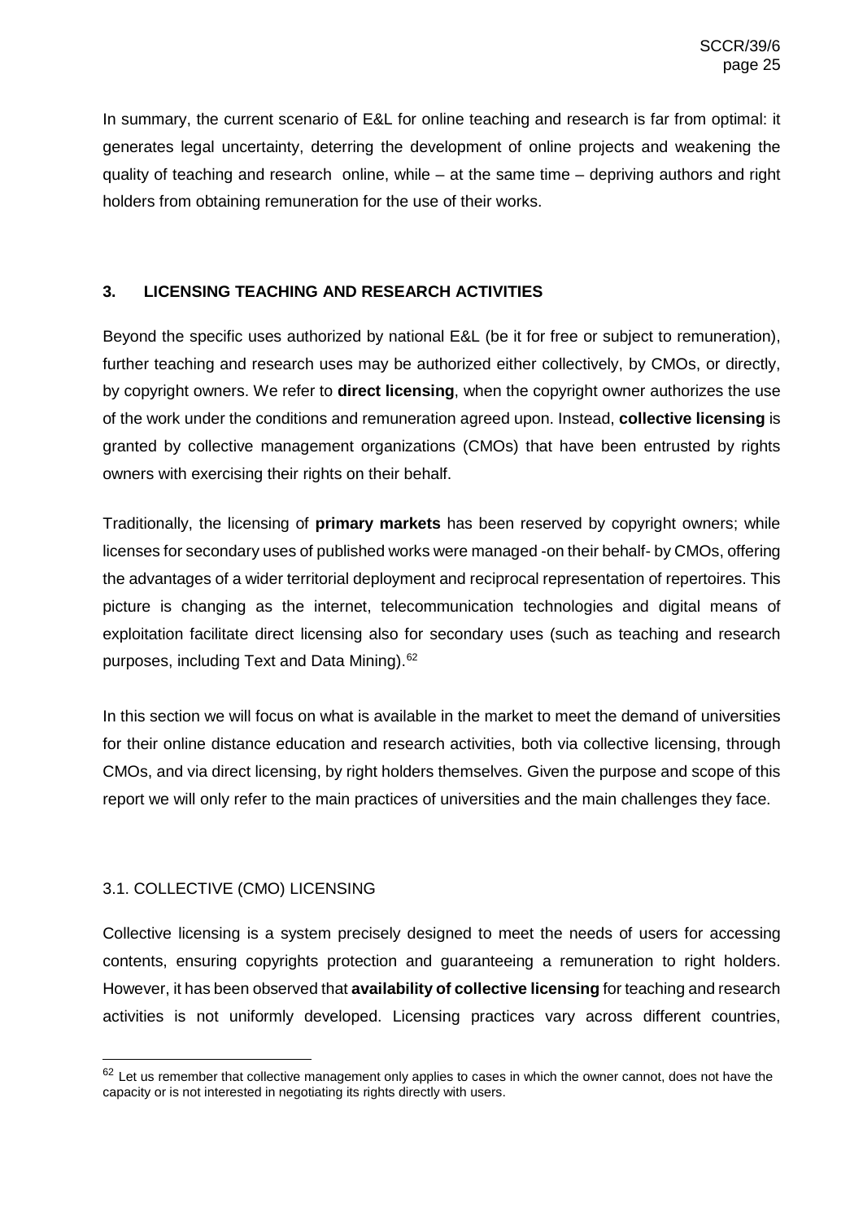In summary, the current scenario of E&L for online teaching and research is far from optimal: it generates legal uncertainty, deterring the development of online projects and weakening the quality of teaching and research online, while – at the same time – depriving authors and right holders from obtaining remuneration for the use of their works.

## 3. LICENSING TEACHING AND RESEARCH ACTIVITIES

Beyond the specific uses authorized by national E&L (be it for free or subject to remuneration), further teaching and research uses may be authorized either collectively, by CMOs, or directly, by copyright owners. We refer to **direct licensing**, when the copyright owner authorizes the use of the work under the conditions and remuneration agreed upon. Instead, **collective licensing** is granted by collective management organizations (CMOs) that have been entrusted by rights owners with exercising their rights on their behalf.

Traditionally, the licensing of **primary markets** has been reserved by copyright owners; while licenses for secondary uses of published works were managed -on their behalf- by CMOs, offering the advantages of a wider territorial deployment and reciprocal representation of repertoires. This picture is changing as the internet, telecommunication technologies and digital means of exploitation facilitate direct licensing also for secondary uses (such as teaching and research purposes, including Text and Data Mining).[62]

In this section we will focus on what is available in the market to meet the demand of universities for their online distance education and research activities, both via collective licensing, through CMOs, and via direct licensing, by right holders themselves. Given the purpose and scope of this report we will only refer to the main practices of universities and the main challenges they face.

### 3.1. COLLECTIVE (CMO) LICENSING

Collective licensing is a system precisely designed to meet the needs of users for accessing contents, ensuring copyrights protection and guaranteeing a remuneration to right holders. However, it has been observed that **availability of collective licensing** for teaching and research activities is not uniformly developed. Licensing practices vary across different countries,

---

[62] Let us remember that collective management only applies to cases in which the owner cannot, does not have the capacity or is not interested in negotiating its rights directly with users.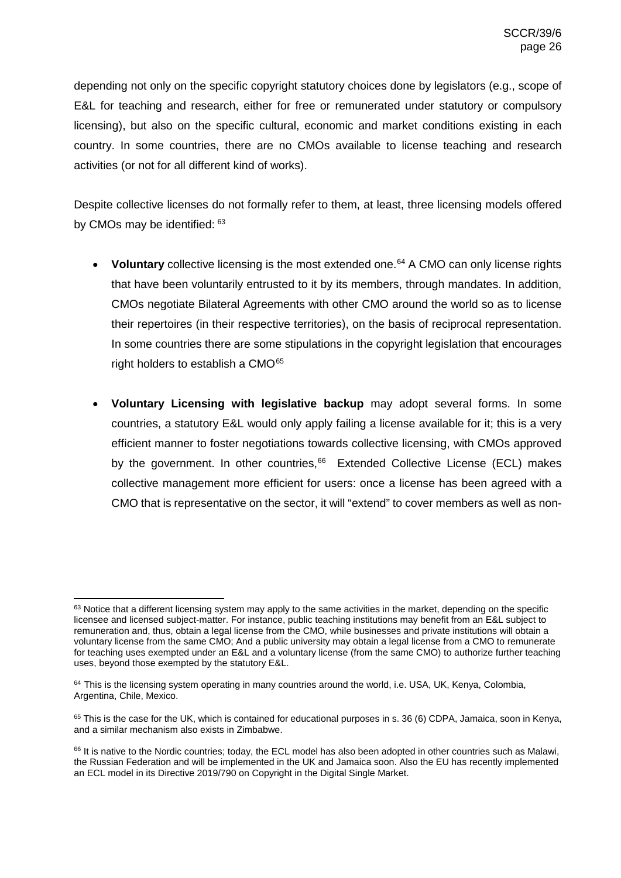depending not only on the specific copyright statutory choices done by legislators (e.g., scope of E&L for teaching and research, either for free or remunerated under statutory or compulsory licensing), but also on the specific cultural, economic and market conditions existing in each country. In some countries, there are no CMOs available to license teaching and research activities (or not for all different kind of works).

Despite collective licenses do not formally refer to them, at least, three licensing models offered by CMOs may be identified: [63]

- **Voluntary** collective licensing is the most extended one.[64] A CMO can only license rights that have been voluntarily entrusted to it by its members, through mandates. In addition, CMOs negotiate Bilateral Agreements with other CMO around the world so as to license their repertoires (in their respective territories), on the basis of reciprocal representation. In some countries there are some stipulations in the copyright legislation that encourages right holders to establish a CMO[65]

- **Voluntary Licensing with legislative backup** may adopt several forms. In some countries, a statutory E&L would only apply failing a license available for it; this is a very efficient manner to foster negotiations towards collective licensing, with CMOs approved by the government. In other countries,[66] Extended Collective License (ECL) makes collective management more efficient for users: once a license has been agreed with a CMO that is representative on the sector, it will "extend" to cover members as well as non-

---

[63] Notice that a different licensing system may apply to the same activities in the market, depending on the specific licensee and licensed subject-matter. For instance, public teaching institutions may benefit from an E&L subject to remuneration and, thus, obtain a legal license from the CMO, while businesses and private institutions will obtain a voluntary license from the same CMO; And a public university may obtain a legal license from a CMO to remunerate for teaching uses exempted under an E&L and a voluntary license (from the same CMO) to authorize further teaching uses, beyond those exempted by the statutory E&L.

[64] This is the licensing system operating in many countries around the world, i.e. USA, UK, Kenya, Colombia, Argentina, Chile, Mexico.

[65] This is the case for the UK, which is contained for educational purposes in s. 36 (6) CDPA, Jamaica, soon in Kenya, and a similar mechanism also exists in Zimbabwe.

[66] It is native to the Nordic countries; today, the ECL model has also been adopted in other countries such as Malawi, the Russian Federation and will be implemented in the UK and Jamaica soon. Also the EU has recently implemented an ECL model in its Directive 2019/790 on Copyright in the Digital Single Market.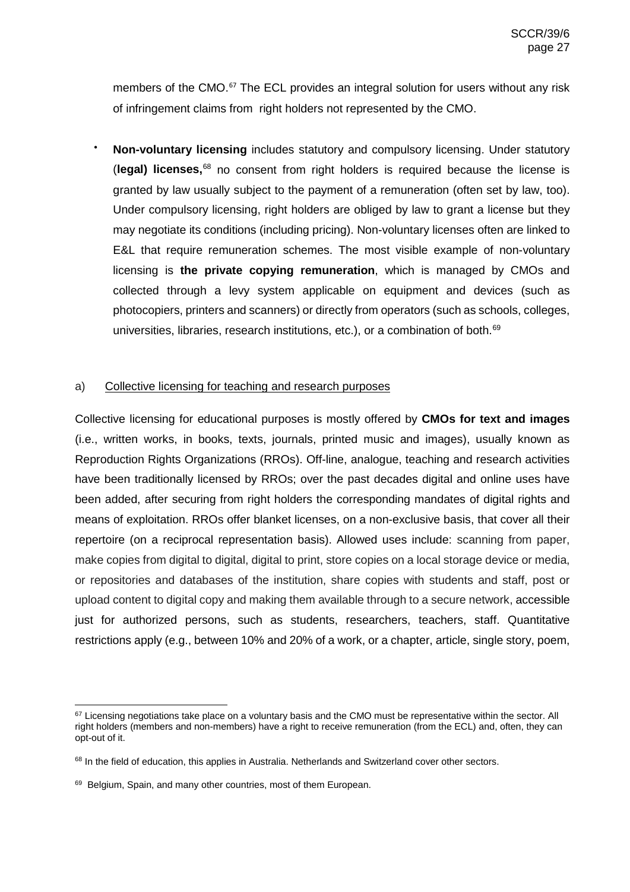members of the CMO.[67] The ECL provides an integral solution for users without any risk of infringement claims from right holders not represented by the CMO.

- **Non-voluntary licensing** includes statutory and compulsory licensing. Under statutory (**legal) licenses,**[68] no consent from right holders is required because the license is granted by law usually subject to the payment of a remuneration (often set by law, too). Under compulsory licensing, right holders are obliged by law to grant a license but they may negotiate its conditions (including pricing). Non-voluntary licenses often are linked to E&L that require remuneration schemes. The most visible example of non-voluntary licensing is **the private copying remuneration**, which is managed by CMOs and collected through a levy system applicable on equipment and devices (such as photocopiers, printers and scanners) or directly from operators (such as schools, colleges, universities, libraries, research institutions, etc.), or a combination of both.[69]

a) Collective licensing for teaching and research purposes

Collective licensing for educational purposes is mostly offered by **CMOs for text and images** (i.e., written works, in books, texts, journals, printed music and images), usually known as Reproduction Rights Organizations (RROs). Off-line, analogue, teaching and research activities have been traditionally licensed by RROs; over the past decades digital and online uses have been added, after securing from right holders the corresponding mandates of digital rights and means of exploitation. RROs offer blanket licenses, on a non-exclusive basis, that cover all their repertoire (on a reciprocal representation basis). Allowed uses include: scanning from paper, make copies from digital to digital, digital to print, store copies on a local storage device or media, or repositories and databases of the institution, share copies with students and staff, post or upload content to digital copy and making them available through to a secure network, accessible just for authorized persons, such as students, researchers, teachers, staff. Quantitative restrictions apply (e.g., between 10% and 20% of a work, or a chapter, article, single story, poem,

[67] Licensing negotiations take place on a voluntary basis and the CMO must be representative within the sector. All right holders (members and non-members) have a right to receive remuneration (from the ECL) and, often, they can opt-out of it.

[68] In the field of education, this applies in Australia. Netherlands and Switzerland cover other sectors.

[69] Belgium, Spain, and many other countries, most of them European.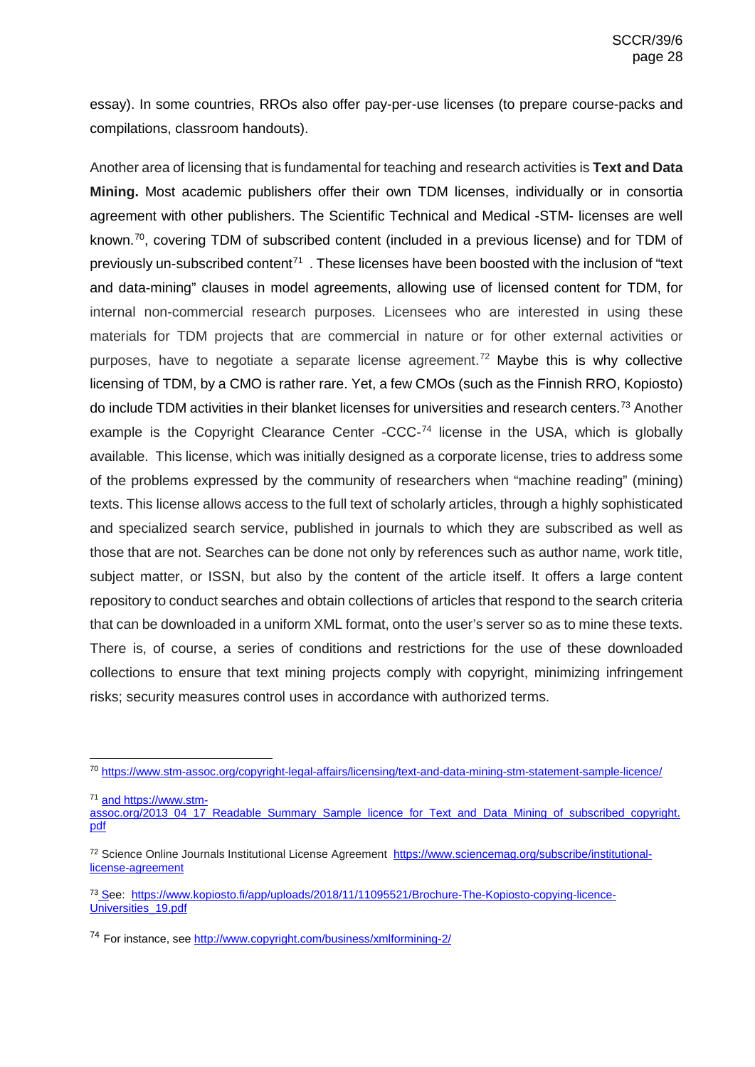essay). In some countries, RROs also offer pay-per-use licenses (to prepare course-packs and compilations, classroom handouts).

Another area of licensing that is fundamental for teaching and research activities is **Text and Data Mining.** Most academic publishers offer their own TDM licenses, individually or in consortia agreement with other publishers. The Scientific Technical and Medical -STM- licenses are well known.[70], covering TDM of subscribed content (included in a previous license) and for TDM of previously un-subscribed content[71] . These licenses have been boosted with the inclusion of "text and data-mining" clauses in model agreements, allowing use of licensed content for TDM, for internal non-commercial research purposes. Licensees who are interested in using these materials for TDM projects that are commercial in nature or for other external activities or purposes, have to negotiate a separate license agreement.[72] Maybe this is why collective licensing of TDM, by a CMO is rather rare. Yet, a few CMOs (such as the Finnish RRO, Kopiosto) do include TDM activities in their blanket licenses for universities and research centers.[73] Another example is the Copyright Clearance Center -CCC-[74] license in the USA, which is globally available. This license, which was initially designed as a corporate license, tries to address some of the problems expressed by the community of researchers when "machine reading" (mining) texts. This license allows access to the full text of scholarly articles, through a highly sophisticated and specialized search service, published in journals to which they are subscribed as well as those that are not. Searches can be done not only by references such as author name, work title, subject matter, or ISSN, but also by the content of the article itself. It offers a large content repository to conduct searches and obtain collections of articles that respond to the search criteria that can be downloaded in a uniform XML format, onto the user's server so as to mine these texts. There is, of course, a series of conditions and restrictions for the use of these downloaded collections to ensure that text mining projects comply with copyright, minimizing infringement risks; security measures control uses in accordance with authorized terms.

---

[70] https://www.stm-assoc.org/copyright-legal-affairs/licensing/text-and-data-mining-stm-statement-sample-licence/

[71] and https://www.stm-assoc.org/2013_04_17_Readable_Summary_Sample_licence_for_Text_and_Data_Mining_of_subscribed_copyright.pdf

[72] Science Online Journals Institutional License Agreement https://www.sciencemag.org/subscribe/institutional-license-agreement

[73] See: https://www.kopiosto.fi/app/uploads/2018/11/11095521/Brochure-The-Kopiosto-copying-licence-Universities_19.pdf

[74] For instance, see http://www.copyright.com/business/xmlformining-2/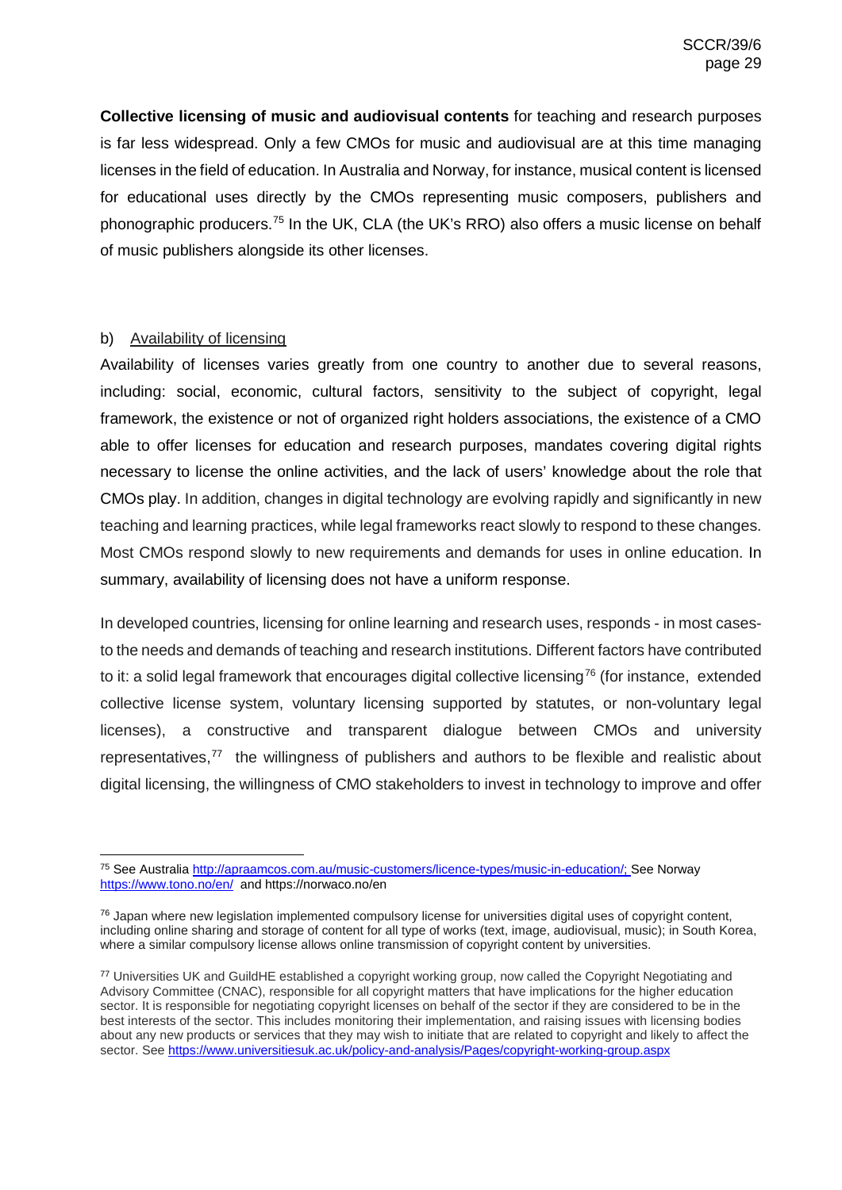**Collective licensing of music and audiovisual contents** for teaching and research purposes is far less widespread. Only a few CMOs for music and audiovisual are at this time managing licenses in the field of education. In Australia and Norway, for instance, musical content is licensed for educational uses directly by the CMOs representing music composers, publishers and phonographic producers.[75] In the UK, CLA (the UK's RRO) also offers a music license on behalf of music publishers alongside its other licenses.

b) Availability of licensing

Availability of licenses varies greatly from one country to another due to several reasons, including: social, economic, cultural factors, sensitivity to the subject of copyright, legal framework, the existence or not of organized right holders associations, the existence of a CMO able to offer licenses for education and research purposes, mandates covering digital rights necessary to license the online activities, and the lack of users' knowledge about the role that CMOs play. In addition, changes in digital technology are evolving rapidly and significantly in new teaching and learning practices, while legal frameworks react slowly to respond to these changes. Most CMOs respond slowly to new requirements and demands for uses in online education. In summary, availability of licensing does not have a uniform response.

In developed countries, licensing for online learning and research uses, responds - in most cases- to the needs and demands of teaching and research institutions. Different factors have contributed to it: a solid legal framework that encourages digital collective licensing[76] (for instance, extended collective license system, voluntary licensing supported by statutes, or non-voluntary legal licenses), a constructive and transparent dialogue between CMOs and university representatives,[77] the willingness of publishers and authors to be flexible and realistic about digital licensing, the willingness of CMO stakeholders to invest in technology to improve and offer

---

[75] See Australia http://apraamcos.com.au/music-customers/licence-types/music-in-education/; See Norway https://www.tono.no/en/ and https://norwaco.no/en

[76] Japan where new legislation implemented compulsory license for universities digital uses of copyright content, including online sharing and storage of content for all type of works (text, image, audiovisual, music); in South Korea, where a similar compulsory license allows online transmission of copyright content by universities.

[77] Universities UK and GuildHE established a copyright working group, now called the Copyright Negotiating and Advisory Committee (CNAC), responsible for all copyright matters that have implications for the higher education sector. It is responsible for negotiating copyright licenses on behalf of the sector if they are considered to be in the best interests of the sector. This includes monitoring their implementation, and raising issues with licensing bodies about any new products or services that they may wish to initiate that are related to copyright and likely to affect the sector. See https://www.universitiesuk.ac.uk/policy-and-analysis/Pages/copyright-working-group.aspx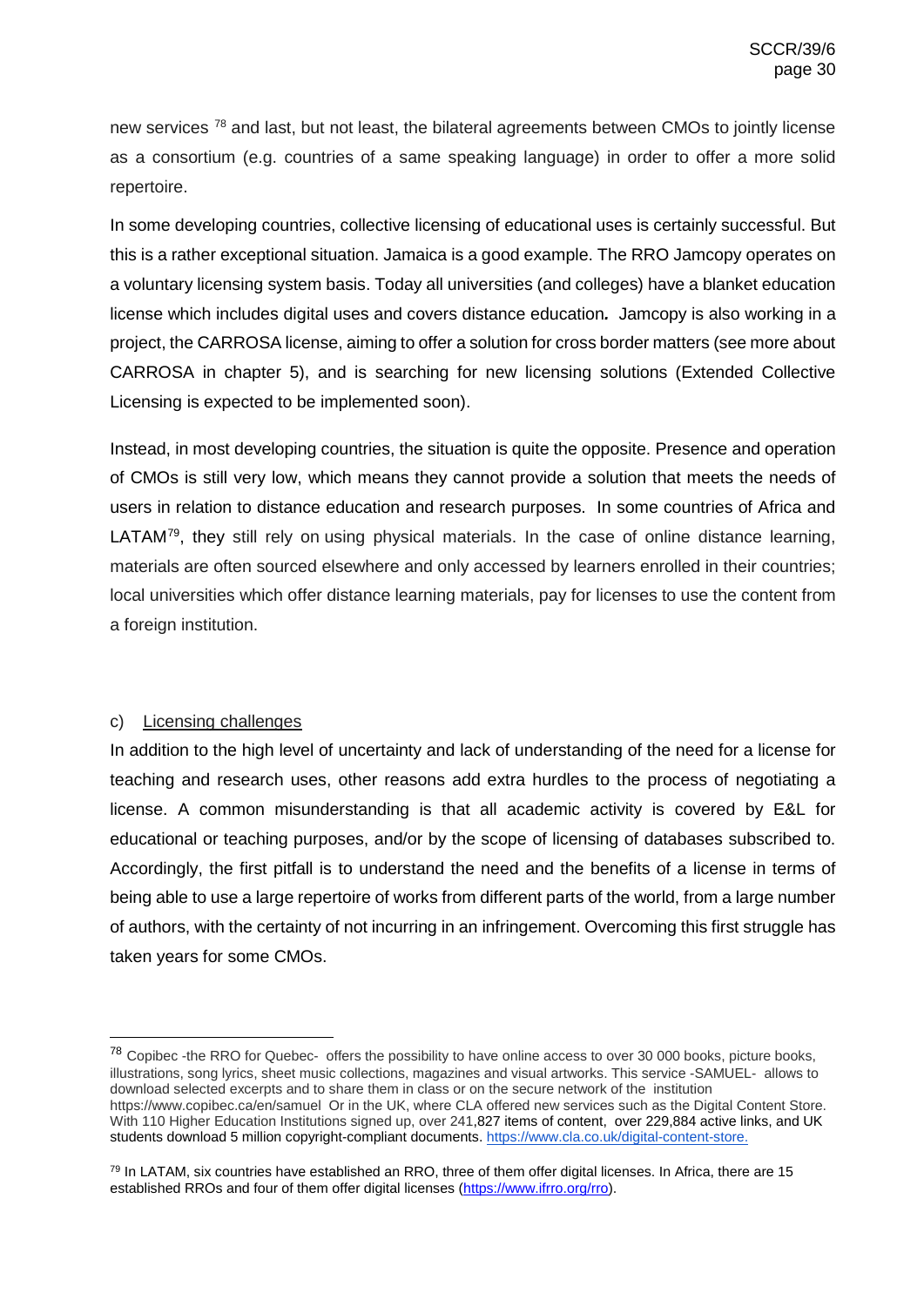new services [78] and last, but not least, the bilateral agreements between CMOs to jointly license as a consortium (e.g. countries of a same speaking language) in order to offer a more solid repertoire.

In some developing countries, collective licensing of educational uses is certainly successful. But this is a rather exceptional situation. Jamaica is a good example. The RRO Jamcopy operates on a voluntary licensing system basis. Today all universities (and colleges) have a blanket education license which includes digital uses and covers distance education*.* Jamcopy is also working in a project, the CARROSA license, aiming to offer a solution for cross border matters (see more about CARROSA in chapter 5), and is searching for new licensing solutions (Extended Collective Licensing is expected to be implemented soon).

Instead, in most developing countries, the situation is quite the opposite. Presence and operation of CMOs is still very low, which means they cannot provide a solution that meets the needs of users in relation to distance education and research purposes. In some countries of Africa and LATAM[79], they still rely on using physical materials. In the case of online distance learning, materials are often sourced elsewhere and only accessed by learners enrolled in their countries; local universities which offer distance learning materials, pay for licenses to use the content from a foreign institution.

c) Licensing challenges

In addition to the high level of uncertainty and lack of understanding of the need for a license for teaching and research uses, other reasons add extra hurdles to the process of negotiating a license. A common misunderstanding is that all academic activity is covered by E&L for educational or teaching purposes, and/or by the scope of licensing of databases subscribed to. Accordingly, the first pitfall is to understand the need and the benefits of a license in terms of being able to use a large repertoire of works from different parts of the world, from a large number of authors, with the certainty of not incurring in an infringement. Overcoming this first struggle has taken years for some CMOs.

---

[78] Copibec -the RRO for Quebec- offers the possibility to have online access to over 30 000 books, picture books, illustrations, song lyrics, sheet music collections, magazines and visual artworks. This service -SAMUEL- allows to download selected excerpts and to share them in class or on the secure network of the institution https://www.copibec.ca/en/samuel Or in the UK, where CLA offered new services such as the Digital Content Store. With 110 Higher Education Institutions signed up, over 241,827 items of content, over 229,884 active links, and UK students download 5 million copyright-compliant documents. https://www.cla.co.uk/digital-content-store.

[79] In LATAM, six countries have established an RRO, three of them offer digital licenses. In Africa, there are 15 established RROs and four of them offer digital licenses (https://www.ifrro.org/rro).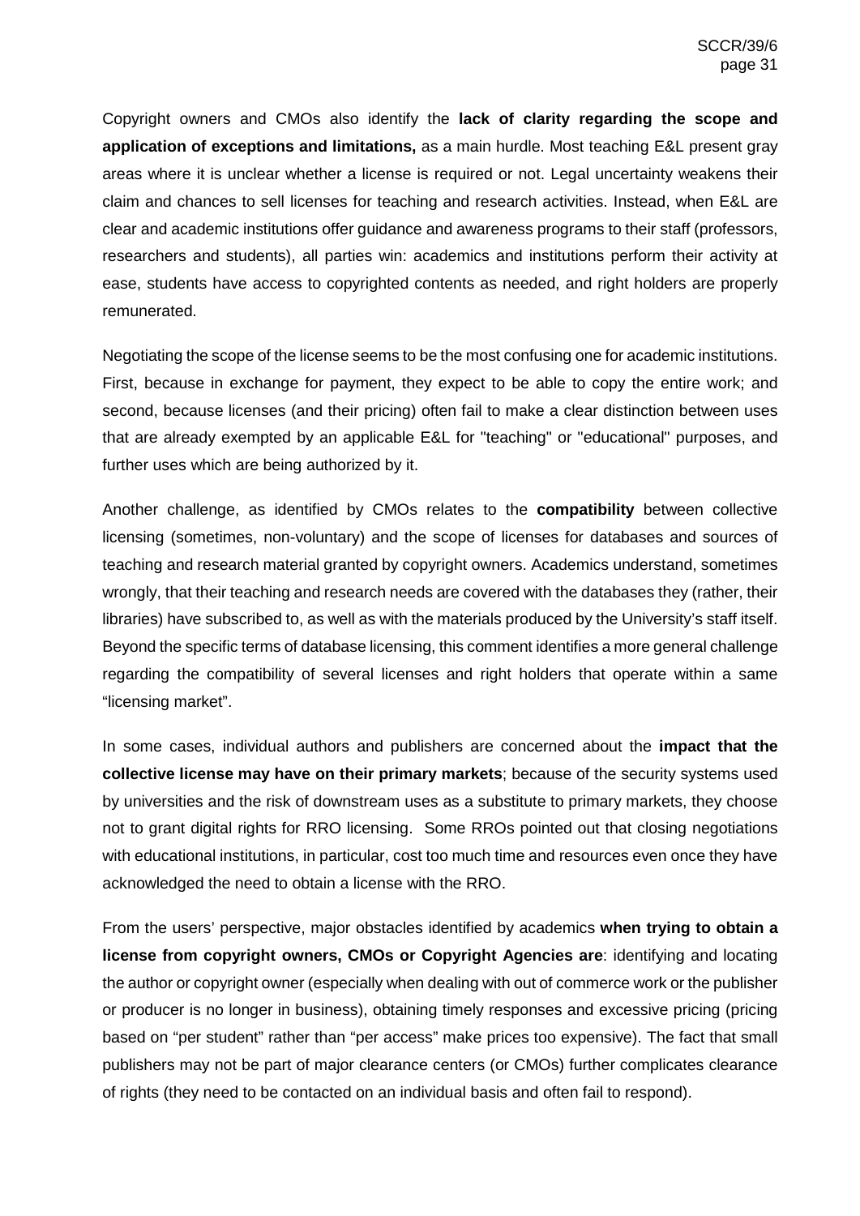Copyright owners and CMOs also identify the **lack of clarity regarding the scope and application of exceptions and limitations,** as a main hurdle. Most teaching E&L present gray areas where it is unclear whether a license is required or not. Legal uncertainty weakens their claim and chances to sell licenses for teaching and research activities. Instead, when E&L are clear and academic institutions offer guidance and awareness programs to their staff (professors, researchers and students), all parties win: academics and institutions perform their activity at ease, students have access to copyrighted contents as needed, and right holders are properly remunerated.

Negotiating the scope of the license seems to be the most confusing one for academic institutions. First, because in exchange for payment, they expect to be able to copy the entire work; and second, because licenses (and their pricing) often fail to make a clear distinction between uses that are already exempted by an applicable E&L for "teaching" or "educational" purposes, and further uses which are being authorized by it.

Another challenge, as identified by CMOs relates to the **compatibility** between collective licensing (sometimes, non-voluntary) and the scope of licenses for databases and sources of teaching and research material granted by copyright owners. Academics understand, sometimes wrongly, that their teaching and research needs are covered with the databases they (rather, their libraries) have subscribed to, as well as with the materials produced by the University's staff itself. Beyond the specific terms of database licensing, this comment identifies a more general challenge regarding the compatibility of several licenses and right holders that operate within a same "licensing market".

In some cases, individual authors and publishers are concerned about the **impact that the collective license may have on their primary markets**; because of the security systems used by universities and the risk of downstream uses as a substitute to primary markets, they choose not to grant digital rights for RRO licensing. Some RROs pointed out that closing negotiations with educational institutions, in particular, cost too much time and resources even once they have acknowledged the need to obtain a license with the RRO.

From the users' perspective, major obstacles identified by academics **when trying to obtain a license from copyright owners, CMOs or Copyright Agencies are**: identifying and locating the author or copyright owner (especially when dealing with out of commerce work or the publisher or producer is no longer in business), obtaining timely responses and excessive pricing (pricing based on "per student" rather than "per access" make prices too expensive). The fact that small publishers may not be part of major clearance centers (or CMOs) further complicates clearance of rights (they need to be contacted on an individual basis and often fail to respond).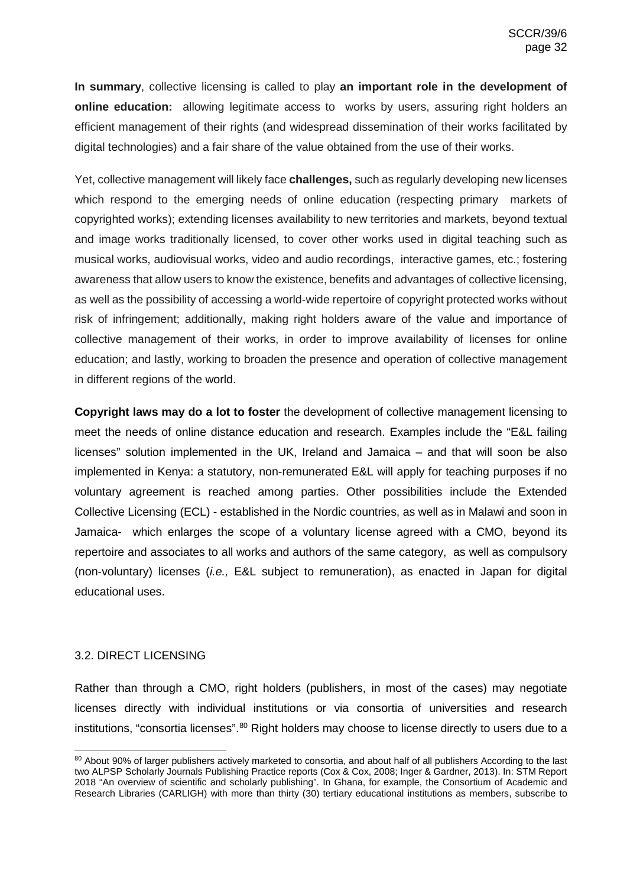**In summary**, collective licensing is called to play **an important role in the development of online education:** allowing legitimate access to works by users, assuring right holders an efficient management of their rights (and widespread dissemination of their works facilitated by digital technologies) and a fair share of the value obtained from the use of their works.

Yet, collective management will likely face **challenges,** such as regularly developing new licenses which respond to the emerging needs of online education (respecting primary markets of copyrighted works); extending licenses availability to new territories and markets, beyond textual and image works traditionally licensed, to cover other works used in digital teaching such as musical works, audiovisual works, video and audio recordings, interactive games, etc.; fostering awareness that allow users to know the existence, benefits and advantages of collective licensing, as well as the possibility of accessing a world-wide repertoire of copyright protected works without risk of infringement; additionally, making right holders aware of the value and importance of collective management of their works, in order to improve availability of licenses for online education; and lastly, working to broaden the presence and operation of collective management in different regions of the world.

**Copyright laws may do a lot to foster** the development of collective management licensing to meet the needs of online distance education and research. Examples include the "E&L failing licenses" solution implemented in the UK, Ireland and Jamaica – and that will soon be also implemented in Kenya: a statutory, non-remunerated E&L will apply for teaching purposes if no voluntary agreement is reached among parties. Other possibilities include the Extended Collective Licensing (ECL) - established in the Nordic countries, as well as in Malawi and soon in Jamaica- which enlarges the scope of a voluntary license agreed with a CMO, beyond its repertoire and associates to all works and authors of the same category, as well as compulsory (non-voluntary) licenses (*i.e.,* E&L subject to remuneration), as enacted in Japan for digital educational uses.

### 3.2. DIRECT LICENSING

Rather than through a CMO, right holders (publishers, in most of the cases) may negotiate licenses directly with individual institutions or via consortia of universities and research institutions, "consortia licenses".[80] Right holders may choose to license directly to users due to a

[80] About 90% of larger publishers actively marketed to consortia, and about half of all publishers According to the last two ALPSP Scholarly Journals Publishing Practice reports (Cox & Cox, 2008; Inger & Gardner, 2013). In: STM Report 2018 "An overview of scientific and scholarly publishing". In Ghana, for example, the Consortium of Academic and Research Libraries (CARLIGH) with more than thirty (30) tertiary educational institutions as members, subscribe to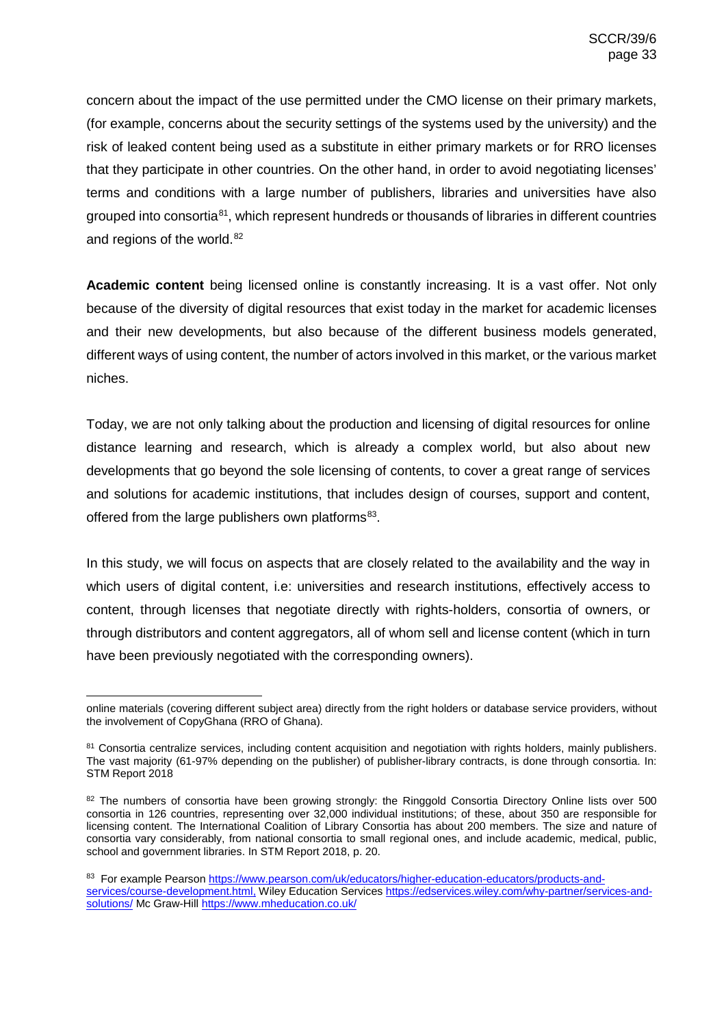concern about the impact of the use permitted under the CMO license on their primary markets, (for example, concerns about the security settings of the systems used by the university) and the risk of leaked content being used as a substitute in either primary markets or for RRO licenses that they participate in other countries. On the other hand, in order to avoid negotiating licenses' terms and conditions with a large number of publishers, libraries and universities have also grouped into consortia[81], which represent hundreds or thousands of libraries in different countries and regions of the world.[82]

**Academic content** being licensed online is constantly increasing. It is a vast offer. Not only because of the diversity of digital resources that exist today in the market for academic licenses and their new developments, but also because of the different business models generated, different ways of using content, the number of actors involved in this market, or the various market niches.

Today, we are not only talking about the production and licensing of digital resources for online distance learning and research, which is already a complex world, but also about new developments that go beyond the sole licensing of contents, to cover a great range of services and solutions for academic institutions, that includes design of courses, support and content, offered from the large publishers own platforms[83].

In this study, we will focus on aspects that are closely related to the availability and the way in which users of digital content, i.e: universities and research institutions, effectively access to content, through licenses that negotiate directly with rights-holders, consortia of owners, or through distributors and content aggregators, all of whom sell and license content (which in turn have been previously negotiated with the corresponding owners).

---

online materials (covering different subject area) directly from the right holders or database service providers, without the involvement of CopyGhana (RRO of Ghana).

[81] Consortia centralize services, including content acquisition and negotiation with rights holders, mainly publishers. The vast majority (61-97% depending on the publisher) of publisher-library contracts, is done through consortia. In: STM Report 2018

[82] The numbers of consortia have been growing strongly: the Ringgold Consortia Directory Online lists over 500 consortia in 126 countries, representing over 32,000 individual institutions; of these, about 350 are responsible for licensing content. The International Coalition of Library Consortia has about 200 members. The size and nature of consortia vary considerably, from national consortia to small regional ones, and include academic, medical, public, school and government libraries. In STM Report 2018, p. 20.

[83] For example Pearson https://www.pearson.com/uk/educators/higher-education-educators/products-and-services/course-development.html, Wiley Education Services https://edservices.wiley.com/why-partner/services-and-solutions/ Mc Graw-Hill https://www.mheducation.co.uk/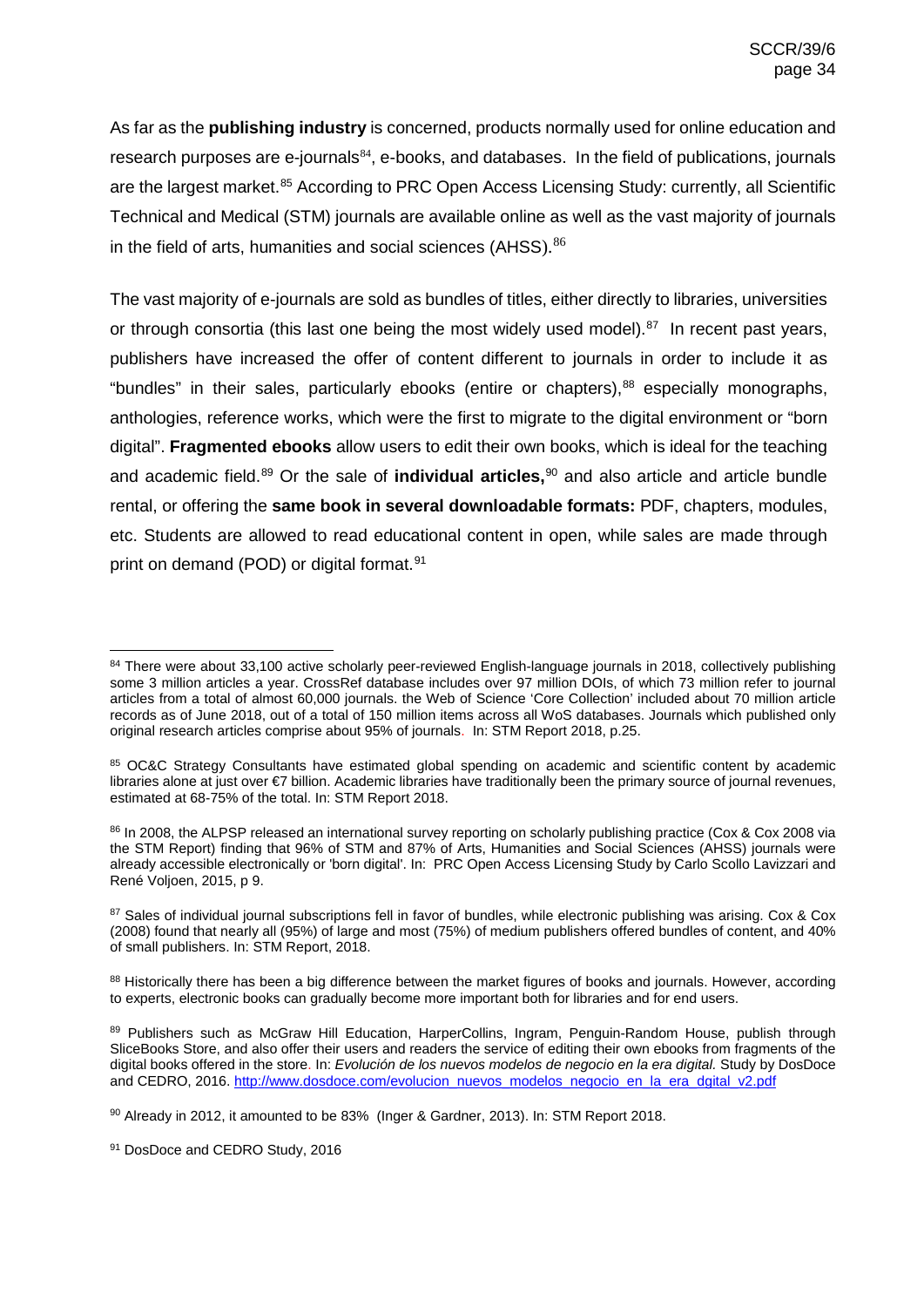As far as the **publishing industry** is concerned, products normally used for online education and research purposes are e-journals[84], e-books, and databases. In the field of publications, journals are the largest market.[85] According to PRC Open Access Licensing Study: currently, all Scientific Technical and Medical (STM) journals are available online as well as the vast majority of journals in the field of arts, humanities and social sciences (AHSS).[86]

The vast majority of e-journals are sold as bundles of titles, either directly to libraries, universities or through consortia (this last one being the most widely used model).[87] In recent past years, publishers have increased the offer of content different to journals in order to include it as "bundles" in their sales, particularly ebooks (entire or chapters),[88] especially monographs, anthologies, reference works, which were the first to migrate to the digital environment or "born digital". **Fragmented ebooks** allow users to edit their own books, which is ideal for the teaching and academic field.[89] Or the sale of **individual articles,**[90] and also article and article bundle rental, or offering the **same book in several downloadable formats:** PDF, chapters, modules, etc. Students are allowed to read educational content in open, while sales are made through print on demand (POD) or digital format.[91]

---

[84] There were about 33,100 active scholarly peer-reviewed English-language journals in 2018, collectively publishing some 3 million articles a year. CrossRef database includes over 97 million DOIs, of which 73 million refer to journal articles from a total of almost 60,000 journals. the Web of Science 'Core Collection' included about 70 million article records as of June 2018, out of a total of 150 million items across all WoS databases. Journals which published only original research articles comprise about 95% of journals. In: STM Report 2018, p.25.

[85] OC&C Strategy Consultants have estimated global spending on academic and scientific content by academic libraries alone at just over €7 billion. Academic libraries have traditionally been the primary source of journal revenues, estimated at 68-75% of the total. In: STM Report 2018.

[86] In 2008, the ALPSP released an international survey reporting on scholarly publishing practice (Cox & Cox 2008 via the STM Report) finding that 96% of STM and 87% of Arts, Humanities and Social Sciences (AHSS) journals were already accessible electronically or 'born digital'. In: PRC Open Access Licensing Study by Carlo Scollo Lavizzari and René Voljoen, 2015, p 9.

[87] Sales of individual journal subscriptions fell in favor of bundles, while electronic publishing was arising. Cox & Cox (2008) found that nearly all (95%) of large and most (75%) of medium publishers offered bundles of content, and 40% of small publishers. In: STM Report, 2018.

[88] Historically there has been a big difference between the market figures of books and journals. However, according to experts, electronic books can gradually become more important both for libraries and for end users.

[89] Publishers such as McGraw Hill Education, HarperCollins, Ingram, Penguin-Random House, publish through SliceBooks Store, and also offer their users and readers the service of editing their own ebooks from fragments of the digital books offered in the store. In: *Evolución de los nuevos modelos de negocio en la era digital.* Study by DosDoce and CEDRO, 2016. [http://www.dosdoce.com/evolucion_nuevos_modelos_negocio_en_la_era_dgital_v2.pdf](http://www.dosdoce.com/evolucion_nuevos_modelos_negocio_en_la_era_dgital_v2.pdf)

[90] Already in 2012, it amounted to be 83% (Inger & Gardner, 2013). In: STM Report 2018.

[91] DosDoce and CEDRO Study, 2016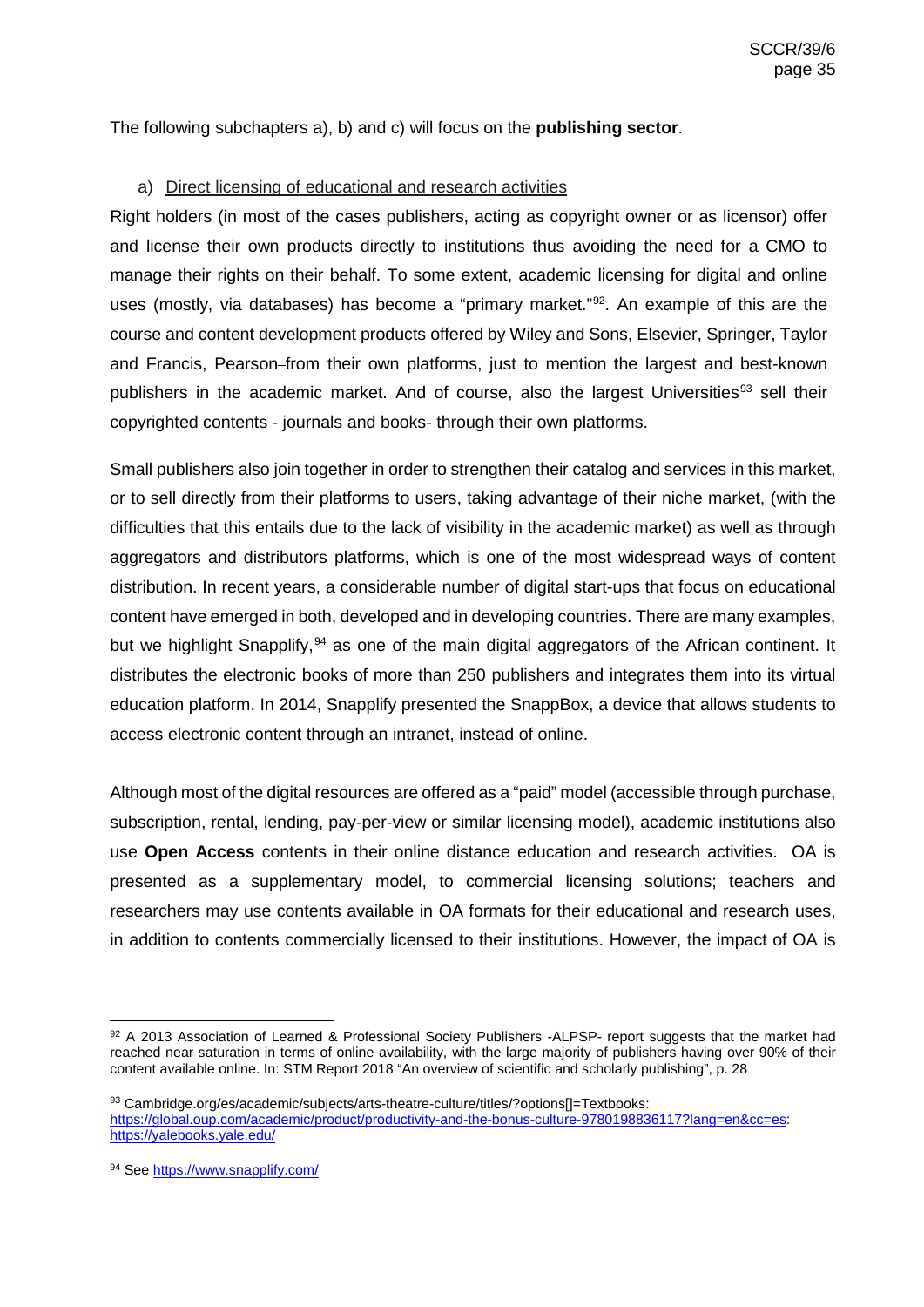The following subchapters a), b) and c) will focus on the **publishing sector**.

a) Direct licensing of educational and research activities

Right holders (in most of the cases publishers, acting as copyright owner or as licensor) offer and license their own products directly to institutions thus avoiding the need for a CMO to manage their rights on their behalf. To some extent, academic licensing for digital and online uses (mostly, via databases) has become a "primary market."[92]. An example of this are the course and content development products offered by Wiley and Sons, Elsevier, Springer, Taylor and Francis, Pearson–from their own platforms, just to mention the largest and best-known publishers in the academic market. And of course, also the largest Universities[93] sell their copyrighted contents - journals and books- through their own platforms.

Small publishers also join together in order to strengthen their catalog and services in this market, or to sell directly from their platforms to users, taking advantage of their niche market, (with the difficulties that this entails due to the lack of visibility in the academic market) as well as through aggregators and distributors platforms, which is one of the most widespread ways of content distribution. In recent years, a considerable number of digital start-ups that focus on educational content have emerged in both, developed and in developing countries. There are many examples, but we highlight Snapplify,[94] as one of the main digital aggregators of the African continent. It distributes the electronic books of more than 250 publishers and integrates them into its virtual education platform. In 2014, Snapplify presented the SnappBox, a device that allows students to access electronic content through an intranet, instead of online.

Although most of the digital resources are offered as a "paid" model (accessible through purchase, subscription, rental, lending, pay-per-view or similar licensing model), academic institutions also use **Open Access** contents in their online distance education and research activities. OA is presented as a supplementary model, to commercial licensing solutions; teachers and researchers may use contents available in OA formats for their educational and research uses, in addition to contents commercially licensed to their institutions. However, the impact of OA is

---

[92] A 2013 Association of Learned & Professional Society Publishers -ALPSP- report suggests that the market had reached near saturation in terms of online availability, with the large majority of publishers having over 90% of their content available online. In: STM Report 2018 "An overview of scientific and scholarly publishing", p. 28

[93] Cambridge.org/es/academic/subjects/arts-theatre-culture/titles/?options[]=Textbooks: https://global.oup.com/academic/product/productivity-and-the-bonus-culture-9780198836117?lang=en&cc=es; https://yalebooks.yale.edu/

[94] See https://www.snapplify.com/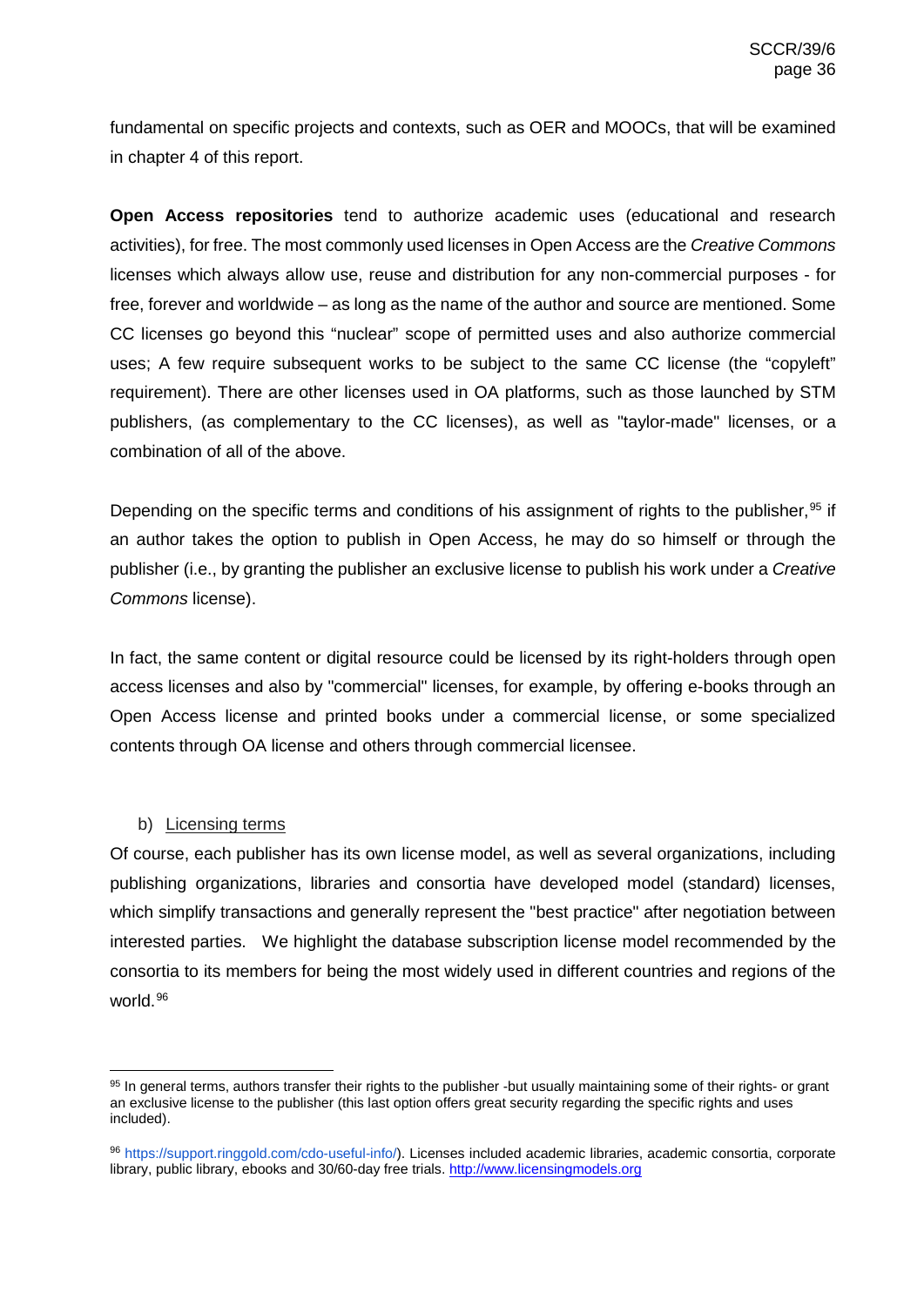fundamental on specific projects and contexts, such as OER and MOOCs, that will be examined in chapter 4 of this report.

**Open Access repositories** tend to authorize academic uses (educational and research activities), for free. The most commonly used licenses in Open Access are the *Creative Commons* licenses which always allow use, reuse and distribution for any non-commercial purposes - for free, forever and worldwide – as long as the name of the author and source are mentioned. Some CC licenses go beyond this "nuclear" scope of permitted uses and also authorize commercial uses; A few require subsequent works to be subject to the same CC license (the "copyleft" requirement). There are other licenses used in OA platforms, such as those launched by STM publishers, (as complementary to the CC licenses), as well as "taylor-made" licenses, or a combination of all of the above.

Depending on the specific terms and conditions of his assignment of rights to the publisher,[95] if an author takes the option to publish in Open Access, he may do so himself or through the publisher (i.e., by granting the publisher an exclusive license to publish his work under a *Creative Commons* license).

In fact, the same content or digital resource could be licensed by its right-holders through open access licenses and also by "commercial" licenses, for example, by offering e-books through an Open Access license and printed books under a commercial license, or some specialized contents through OA license and others through commercial licensee.

b) Licensing terms

Of course, each publisher has its own license model, as well as several organizations, including publishing organizations, libraries and consortia have developed model (standard) licenses, which simplify transactions and generally represent the "best practice" after negotiation between interested parties. We highlight the database subscription license model recommended by the consortia to its members for being the most widely used in different countries and regions of the world.[96]

---

[95] In general terms, authors transfer their rights to the publisher -but usually maintaining some of their rights- or grant an exclusive license to the publisher (this last option offers great security regarding the specific rights and uses included).

[96] https://support.ringgold.com/cdo-useful-info/). Licenses included academic libraries, academic consortia, corporate library, public library, ebooks and 30/60-day free trials. http://www.licensingmodels.org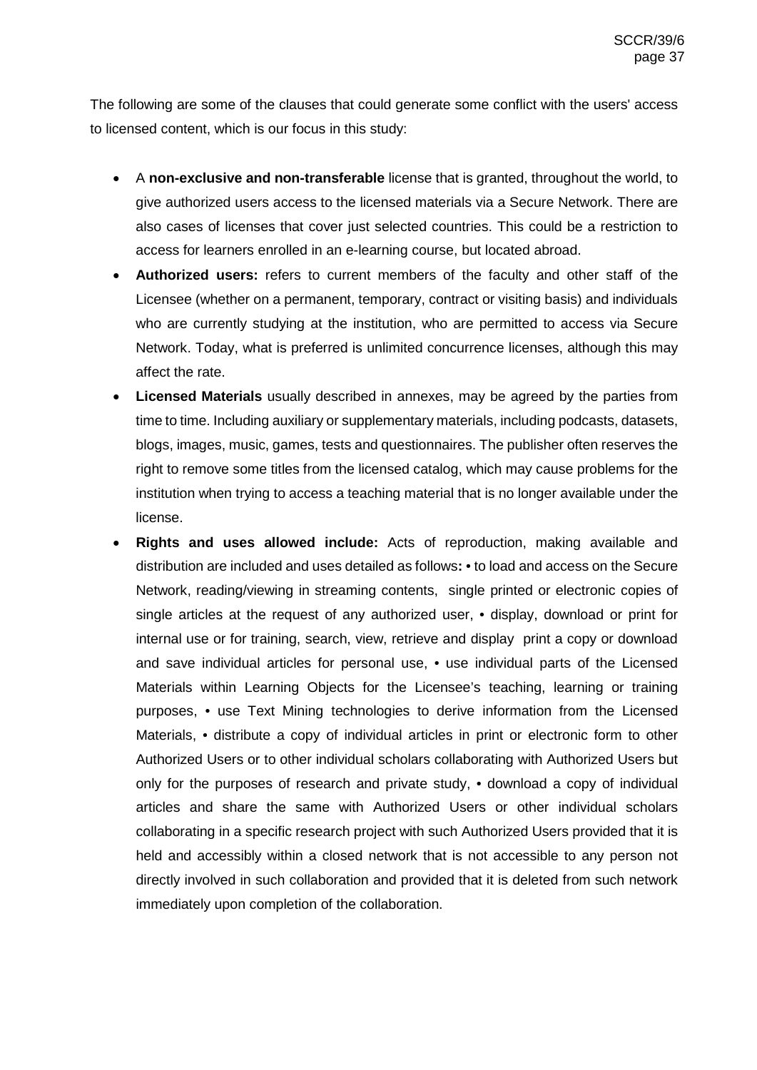The following are some of the clauses that could generate some conflict with the users' access to licensed content, which is our focus in this study:

- A **non-exclusive and non-transferable** license that is granted, throughout the world, to give authorized users access to the licensed materials via a Secure Network. There are also cases of licenses that cover just selected countries. This could be a restriction to access for learners enrolled in an e-learning course, but located abroad.
- **Authorized users:** refers to current members of the faculty and other staff of the Licensee (whether on a permanent, temporary, contract or visiting basis) and individuals who are currently studying at the institution, who are permitted to access via Secure Network. Today, what is preferred is unlimited concurrence licenses, although this may affect the rate.
- **Licensed Materials** usually described in annexes, may be agreed by the parties from time to time. Including auxiliary or supplementary materials, including podcasts, datasets, blogs, images, music, games, tests and questionnaires. The publisher often reserves the right to remove some titles from the licensed catalog, which may cause problems for the institution when trying to access a teaching material that is no longer available under the license.
- **Rights and uses allowed include:** Acts of reproduction, making available and distribution are included and uses detailed as follows**:** • to load and access on the Secure Network, reading/viewing in streaming contents, single printed or electronic copies of single articles at the request of any authorized user, • display, download or print for internal use or for training, search, view, retrieve and display print a copy or download and save individual articles for personal use, • use individual parts of the Licensed Materials within Learning Objects for the Licensee's teaching, learning or training purposes, • use Text Mining technologies to derive information from the Licensed Materials, • distribute a copy of individual articles in print or electronic form to other Authorized Users or to other individual scholars collaborating with Authorized Users but only for the purposes of research and private study, • download a copy of individual articles and share the same with Authorized Users or other individual scholars collaborating in a specific research project with such Authorized Users provided that it is held and accessibly within a closed network that is not accessible to any person not directly involved in such collaboration and provided that it is deleted from such network immediately upon completion of the collaboration.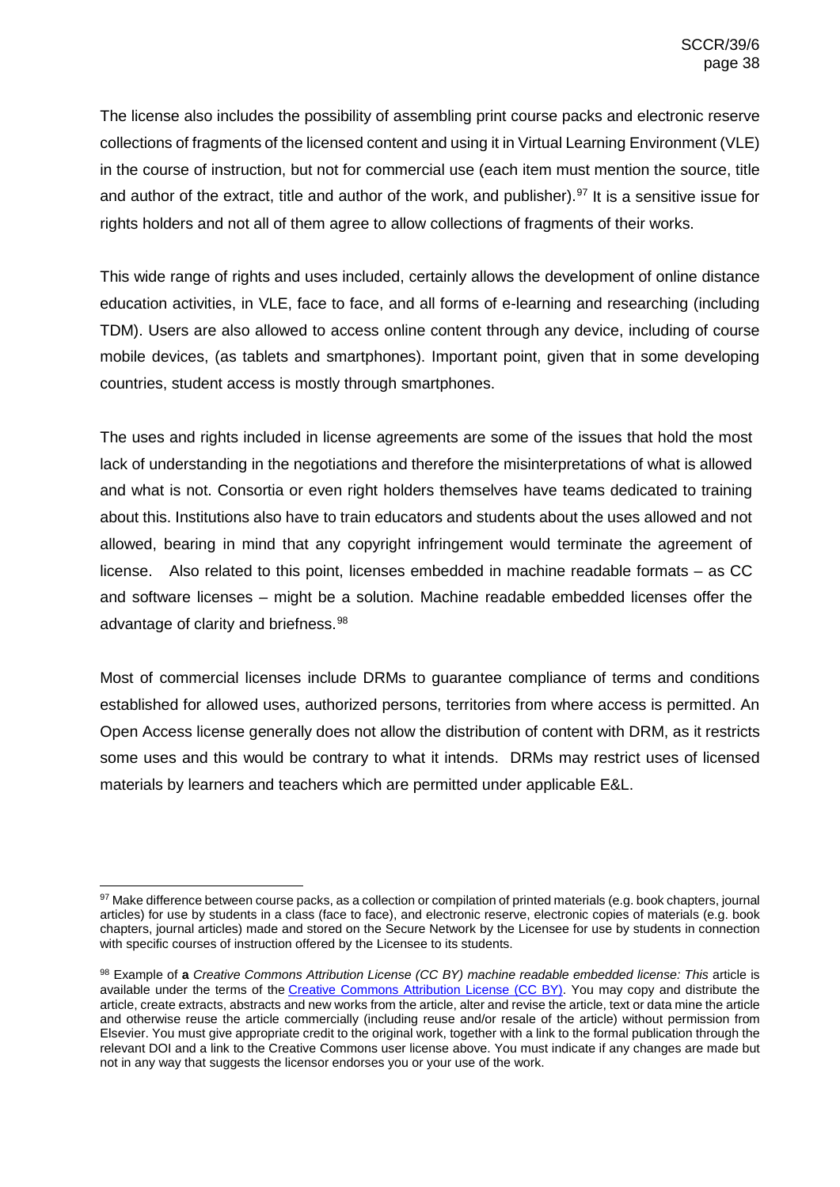The license also includes the possibility of assembling print course packs and electronic reserve collections of fragments of the licensed content and using it in Virtual Learning Environment (VLE) in the course of instruction, but not for commercial use (each item must mention the source, title and author of the extract, title and author of the work, and publisher).[97] It is a sensitive issue for rights holders and not all of them agree to allow collections of fragments of their works.

This wide range of rights and uses included, certainly allows the development of online distance education activities, in VLE, face to face, and all forms of e-learning and researching (including TDM). Users are also allowed to access online content through any device, including of course mobile devices, (as tablets and smartphones). Important point, given that in some developing countries, student access is mostly through smartphones.

The uses and rights included in license agreements are some of the issues that hold the most lack of understanding in the negotiations and therefore the misinterpretations of what is allowed and what is not. Consortia or even right holders themselves have teams dedicated to training about this. Institutions also have to train educators and students about the uses allowed and not allowed, bearing in mind that any copyright infringement would terminate the agreement of license. Also related to this point, licenses embedded in machine readable formats – as CC and software licenses – might be a solution. Machine readable embedded licenses offer the advantage of clarity and briefness.[98]

Most of commercial licenses include DRMs to guarantee compliance of terms and conditions established for allowed uses, authorized persons, territories from where access is permitted. An Open Access license generally does not allow the distribution of content with DRM, as it restricts some uses and this would be contrary to what it intends. DRMs may restrict uses of licensed materials by learners and teachers which are permitted under applicable E&L.

---

[97] Make difference between course packs, as a collection or compilation of printed materials (e.g. book chapters, journal articles) for use by students in a class (face to face), and electronic reserve, electronic copies of materials (e.g. book chapters, journal articles) made and stored on the Secure Network by the Licensee for use by students in connection with specific courses of instruction offered by the Licensee to its students.

[98] Example of **a** *Creative Commons Attribution License (CC BY) machine readable embedded license: This* article is available under the terms of the Creative Commons Attribution License (CC BY). You may copy and distribute the article, create extracts, abstracts and new works from the article, alter and revise the article, text or data mine the article and otherwise reuse the article commercially (including reuse and/or resale of the article) without permission from Elsevier. You must give appropriate credit to the original work, together with a link to the formal publication through the relevant DOI and a link to the Creative Commons user license above. You must indicate if any changes are made but not in any way that suggests the licensor endorses you or your use of the work.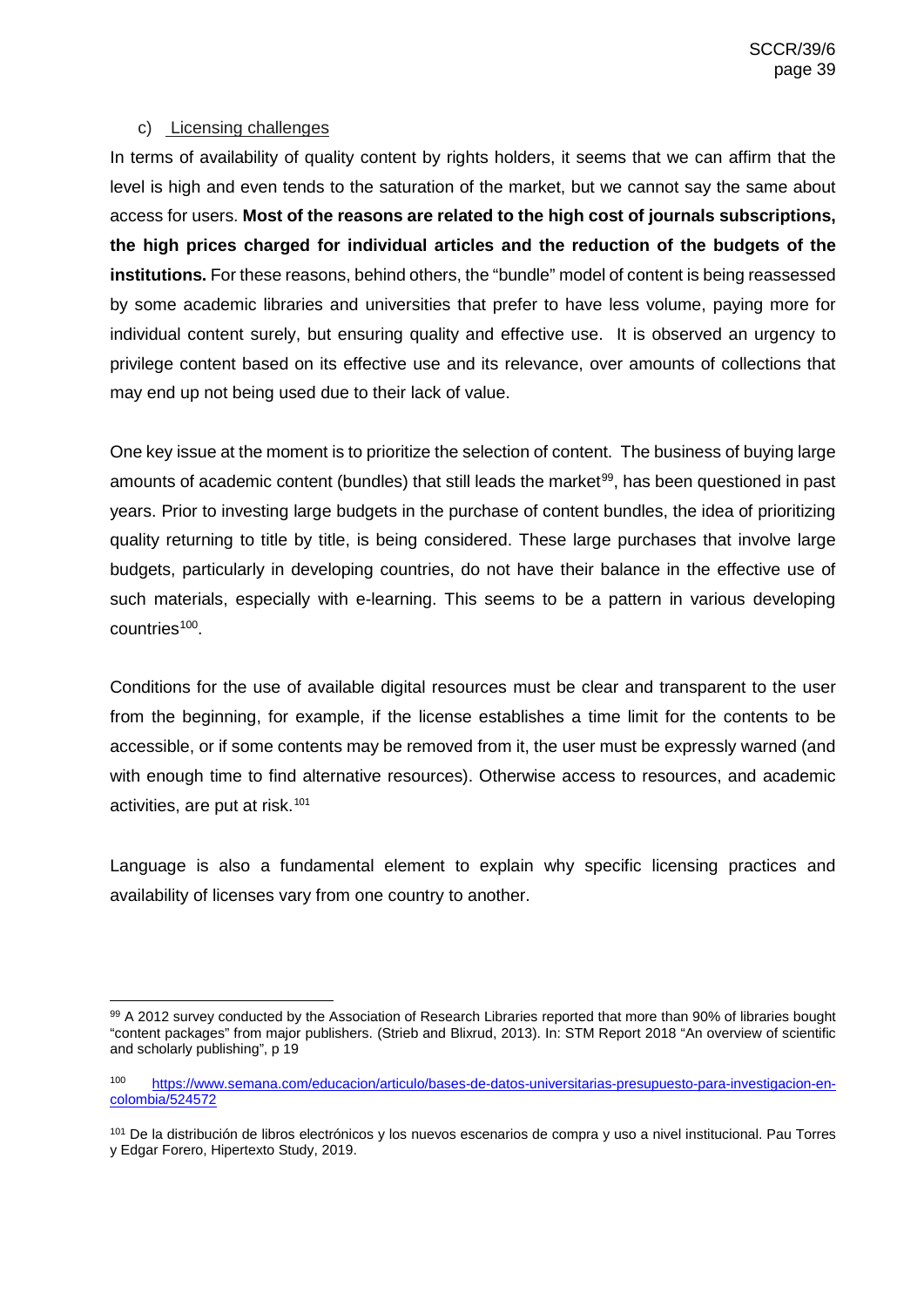c) Licensing challenges

In terms of availability of quality content by rights holders, it seems that we can affirm that the level is high and even tends to the saturation of the market, but we cannot say the same about access for users. **Most of the reasons are related to the high cost of journals subscriptions, the high prices charged for individual articles and the reduction of the budgets of the institutions.** For these reasons, behind others, the "bundle" model of content is being reassessed by some academic libraries and universities that prefer to have less volume, paying more for individual content surely, but ensuring quality and effective use. It is observed an urgency to privilege content based on its effective use and its relevance, over amounts of collections that may end up not being used due to their lack of value.

One key issue at the moment is to prioritize the selection of content. The business of buying large amounts of academic content (bundles) that still leads the market[99], has been questioned in past years. Prior to investing large budgets in the purchase of content bundles, the idea of prioritizing quality returning to title by title, is being considered. These large purchases that involve large budgets, particularly in developing countries, do not have their balance in the effective use of such materials, especially with e-learning. This seems to be a pattern in various developing countries[100].

Conditions for the use of available digital resources must be clear and transparent to the user from the beginning, for example, if the license establishes a time limit for the contents to be accessible, or if some contents may be removed from it, the user must be expressly warned (and with enough time to find alternative resources). Otherwise access to resources, and academic activities, are put at risk.[101]

Language is also a fundamental element to explain why specific licensing practices and availability of licenses vary from one country to another.

---

[99] A 2012 survey conducted by the Association of Research Libraries reported that more than 90% of libraries bought "content packages" from major publishers. (Strieb and Blixrud, 2013). In: STM Report 2018 "An overview of scientific and scholarly publishing", p 19

[100] https://www.semana.com/educacion/articulo/bases-de-datos-universitarias-presupuesto-para-investigacion-en-colombia/524572

[101] De la distribución de libros electrónicos y los nuevos escenarios de compra y uso a nivel institucional. Pau Torres y Edgar Forero, Hipertexto Study, 2019.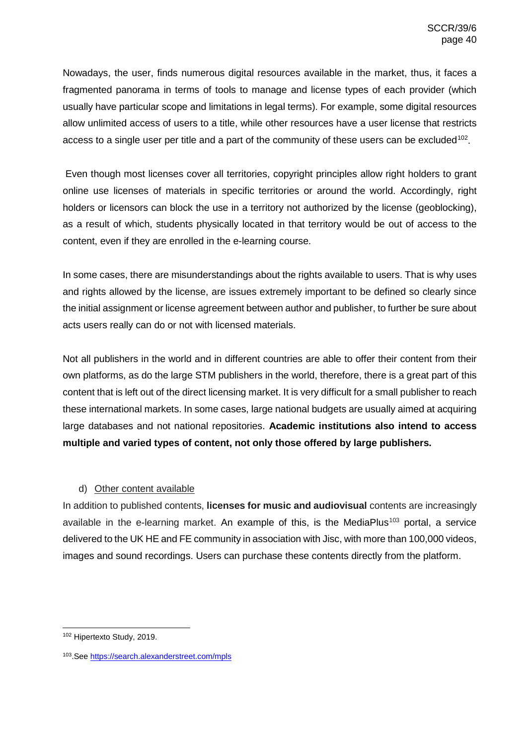Nowadays, the user, finds numerous digital resources available in the market, thus, it faces a fragmented panorama in terms of tools to manage and license types of each provider (which usually have particular scope and limitations in legal terms). For example, some digital resources allow unlimited access of users to a title, while other resources have a user license that restricts access to a single user per title and a part of the community of these users can be excluded[102].

Even though most licenses cover all territories, copyright principles allow right holders to grant online use licenses of materials in specific territories or around the world. Accordingly, right holders or licensors can block the use in a territory not authorized by the license (geoblocking), as a result of which, students physically located in that territory would be out of access to the content, even if they are enrolled in the e-learning course.

In some cases, there are misunderstandings about the rights available to users. That is why uses and rights allowed by the license, are issues extremely important to be defined so clearly since the initial assignment or license agreement between author and publisher, to further be sure about acts users really can do or not with licensed materials.

Not all publishers in the world and in different countries are able to offer their content from their own platforms, as do the large STM publishers in the world, therefore, there is a great part of this content that is left out of the direct licensing market. It is very difficult for a small publisher to reach these international markets. In some cases, large national budgets are usually aimed at acquiring large databases and not national repositories. **Academic institutions also intend to access multiple and varied types of content, not only those offered by large publishers.**

d) Other content available

In addition to published contents, **licenses for music and audiovisual** contents are increasingly available in the e-learning market. An example of this, is the MediaPlus[103] portal, a service delivered to the UK HE and FE community in association with Jisc, with more than 100,000 videos, images and sound recordings. Users can purchase these contents directly from the platform.

---

[102] Hipertexto Study, 2019.

[103].See https://search.alexanderstreet.com/mpls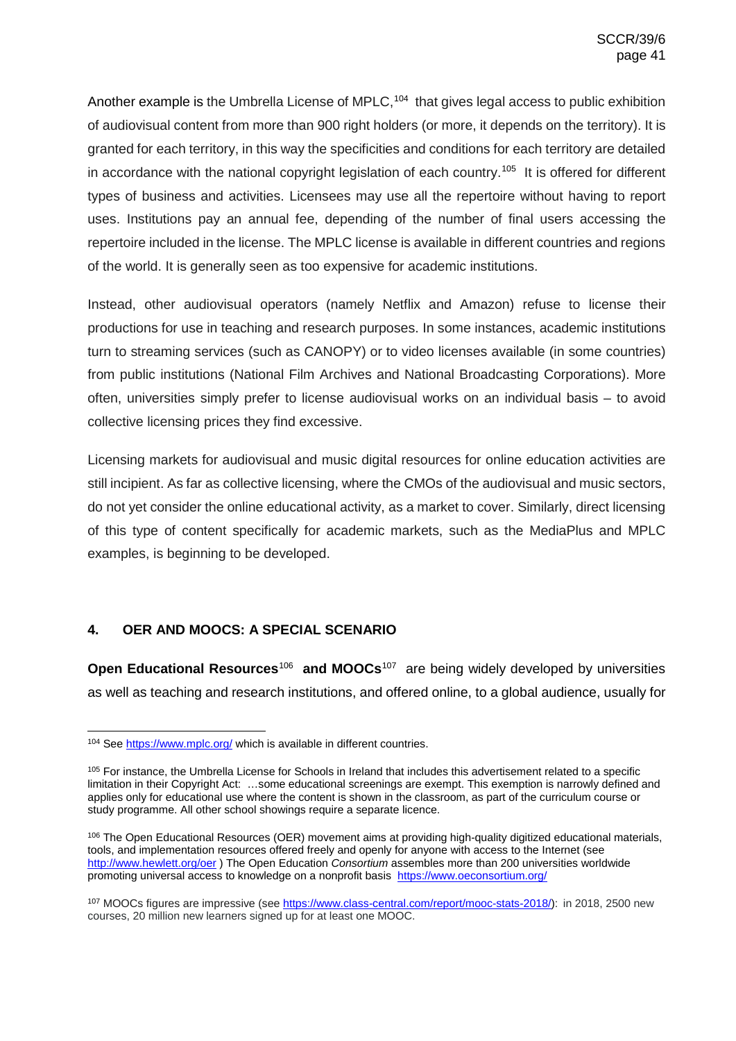Another example is the Umbrella License of MPLC,[104] that gives legal access to public exhibition of audiovisual content from more than 900 right holders (or more, it depends on the territory). It is granted for each territory, in this way the specificities and conditions for each territory are detailed in accordance with the national copyright legislation of each country.[105] It is offered for different types of business and activities. Licensees may use all the repertoire without having to report uses. Institutions pay an annual fee, depending of the number of final users accessing the repertoire included in the license. The MPLC license is available in different countries and regions of the world. It is generally seen as too expensive for academic institutions.

Instead, other audiovisual operators (namely Netflix and Amazon) refuse to license their productions for use in teaching and research purposes. In some instances, academic institutions turn to streaming services (such as CANOPY) or to video licenses available (in some countries) from public institutions (National Film Archives and National Broadcasting Corporations). More often, universities simply prefer to license audiovisual works on an individual basis – to avoid collective licensing prices they find excessive.

Licensing markets for audiovisual and music digital resources for online education activities are still incipient. As far as collective licensing, where the CMOs of the audiovisual and music sectors, do not yet consider the online educational activity, as a market to cover. Similarly, direct licensing of this type of content specifically for academic markets, such as the MediaPlus and MPLC examples, is beginning to be developed.

## 4. OER AND MOOCS: A SPECIAL SCENARIO

**Open Educational Resources**[106] **and MOOCs**[107] are being widely developed by universities as well as teaching and research institutions, and offered online, to a global audience, usually for

---

[104] See https://www.mplc.org/ which is available in different countries.

[105] For instance, the Umbrella License for Schools in Ireland that includes this advertisement related to a specific limitation in their Copyright Act: …some educational screenings are exempt. This exemption is narrowly defined and applies only for educational use where the content is shown in the classroom, as part of the curriculum course or study programme. All other school showings require a separate licence.

[106] The Open Educational Resources (OER) movement aims at providing high-quality digitized educational materials, tools, and implementation resources offered freely and openly for anyone with access to the Internet (see http://www.hewlett.org/oer ) The Open Education *Consortium* assembles more than 200 universities worldwide promoting universal access to knowledge on a nonprofit basis https://www.oeconsortium.org/

[107] MOOCs figures are impressive (see https://www.class-central.com/report/mooc-stats-2018/): in 2018, 2500 new courses, 20 million new learners signed up for at least one MOOC.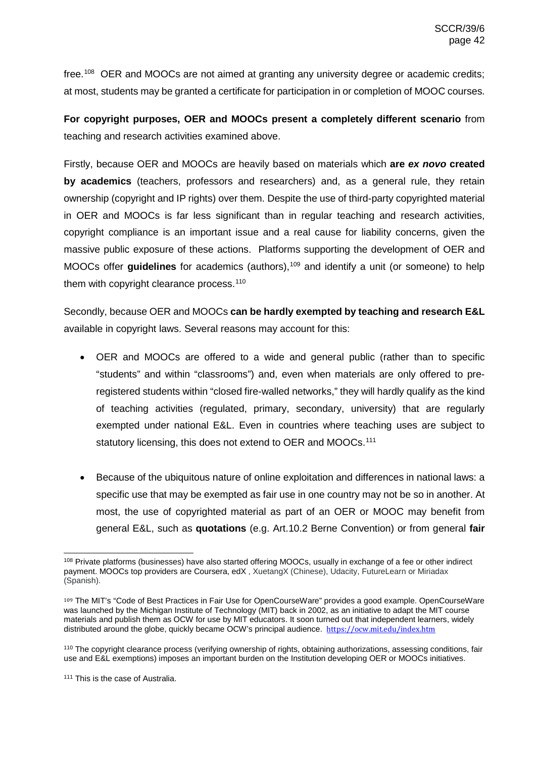free.[108] OER and MOOCs are not aimed at granting any university degree or academic credits; at most, students may be granted a certificate for participation in or completion of MOOC courses.

**For copyright purposes, OER and MOOCs present a completely different scenario** from teaching and research activities examined above.

Firstly, because OER and MOOCs are heavily based on materials which **are *ex novo* created by academics** (teachers, professors and researchers) and, as a general rule, they retain ownership (copyright and IP rights) over them. Despite the use of third-party copyrighted material in OER and MOOCs is far less significant than in regular teaching and research activities, copyright compliance is an important issue and a real cause for liability concerns, given the massive public exposure of these actions. Platforms supporting the development of OER and MOOCs offer **guidelines** for academics (authors),[109] and identify a unit (or someone) to help them with copyright clearance process.[110]

Secondly, because OER and MOOCs **can be hardly exempted by teaching and research E&L** available in copyright laws. Several reasons may account for this:

- OER and MOOCs are offered to a wide and general public (rather than to specific "students" and within "classrooms") and, even when materials are only offered to pre-registered students within "closed fire-walled networks," they will hardly qualify as the kind of teaching activities (regulated, primary, secondary, university) that are regularly exempted under national E&L. Even in countries where teaching uses are subject to statutory licensing, this does not extend to OER and MOOCs.[111]

- Because of the ubiquitous nature of online exploitation and differences in national laws: a specific use that may be exempted as fair use in one country may not be so in another. At most, the use of copyrighted material as part of an OER or MOOC may benefit from general E&L, such as **quotations** (e.g. Art.10.2 Berne Convention) or from general **fair**

---

[108] Private platforms (businesses) have also started offering MOOCs, usually in exchange of a fee or other indirect payment. MOOCs top providers are Coursera, edX , XuetangX (Chinese), Udacity, FutureLearn or Miriadax (Spanish).

[109] The MIT's "Code of Best Practices in Fair Use for OpenCourseWare" provides a good example. OpenCourseWare was launched by the Michigan Institute of Technology (MIT) back in 2002, as an initiative to adapt the MIT course materials and publish them as OCW for use by MIT educators. It soon turned out that independent learners, widely distributed around the globe, quickly became OCW's principal audience. https://ocw.mit.edu/index.htm

[110] The copyright clearance process (verifying ownership of rights, obtaining authorizations, assessing conditions, fair use and E&L exemptions) imposes an important burden on the Institution developing OER or MOOCs initiatives.

[111] This is the case of Australia.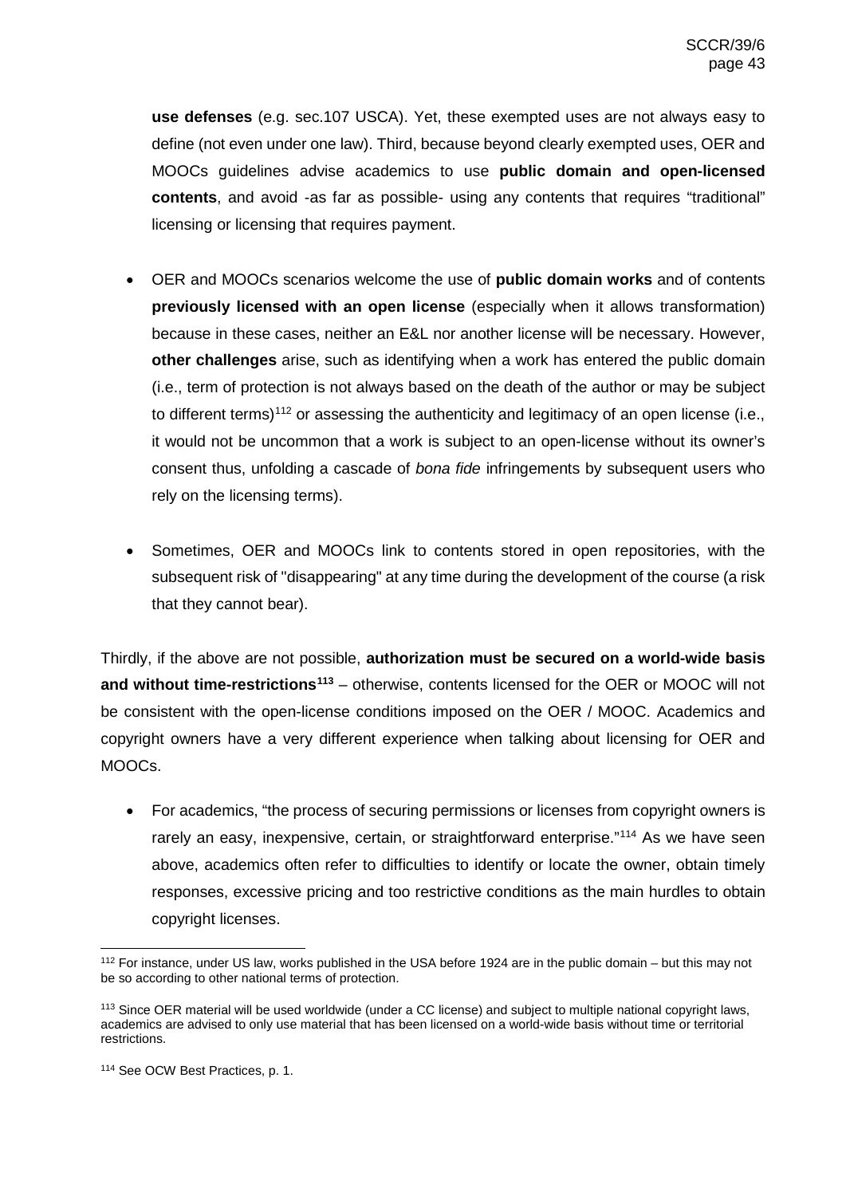**use defenses** (e.g. sec.107 USCA). Yet, these exempted uses are not always easy to define (not even under one law). Third, because beyond clearly exempted uses, OER and MOOCs guidelines advise academics to use **public domain and open-licensed contents**, and avoid -as far as possible- using any contents that requires "traditional" licensing or licensing that requires payment.

- OER and MOOCs scenarios welcome the use of **public domain works** and of contents **previously licensed with an open license** (especially when it allows transformation) because in these cases, neither an E&L nor another license will be necessary. However, **other challenges** arise, such as identifying when a work has entered the public domain (i.e., term of protection is not always based on the death of the author or may be subject to different terms)[112] or assessing the authenticity and legitimacy of an open license (i.e., it would not be uncommon that a work is subject to an open-license without its owner's consent thus, unfolding a cascade of *bona fide* infringements by subsequent users who rely on the licensing terms).

- Sometimes, OER and MOOCs link to contents stored in open repositories, with the subsequent risk of "disappearing" at any time during the development of the course (a risk that they cannot bear).

Thirdly, if the above are not possible, **authorization must be secured on a world-wide basis and without time-restrictions[113]** – otherwise, contents licensed for the OER or MOOC will not be consistent with the open-license conditions imposed on the OER / MOOC. Academics and copyright owners have a very different experience when talking about licensing for OER and MOOCs.

- For academics, "the process of securing permissions or licenses from copyright owners is rarely an easy, inexpensive, certain, or straightforward enterprise."[114] As we have seen above, academics often refer to difficulties to identify or locate the owner, obtain timely responses, excessive pricing and too restrictive conditions as the main hurdles to obtain copyright licenses.

---

[112] For instance, under US law, works published in the USA before 1924 are in the public domain – but this may not be so according to other national terms of protection.

[113] Since OER material will be used worldwide (under a CC license) and subject to multiple national copyright laws, academics are advised to only use material that has been licensed on a world-wide basis without time or territorial restrictions.

[114] See OCW Best Practices, p. 1.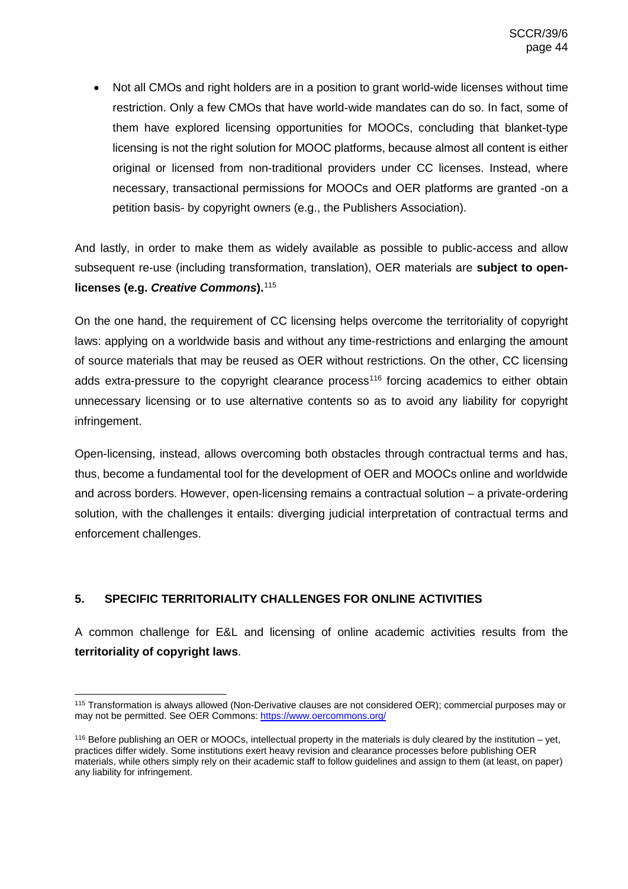- Not all CMOs and right holders are in a position to grant world-wide licenses without time restriction. Only a few CMOs that have world-wide mandates can do so. In fact, some of them have explored licensing opportunities for MOOCs, concluding that blanket-type licensing is not the right solution for MOOC platforms, because almost all content is either original or licensed from non-traditional providers under CC licenses. Instead, where necessary, transactional permissions for MOOCs and OER platforms are granted -on a petition basis- by copyright owners (e.g., the Publishers Association).

And lastly, in order to make them as widely available as possible to public-access and allow subsequent re-use (including transformation, translation), OER materials are **subject to open-licenses (e.g. *Creative Commons*).**[115]

On the one hand, the requirement of CC licensing helps overcome the territoriality of copyright laws: applying on a worldwide basis and without any time-restrictions and enlarging the amount of source materials that may be reused as OER without restrictions. On the other, CC licensing adds extra-pressure to the copyright clearance process[116] forcing academics to either obtain unnecessary licensing or to use alternative contents so as to avoid any liability for copyright infringement.

Open-licensing, instead, allows overcoming both obstacles through contractual terms and has, thus, become a fundamental tool for the development of OER and MOOCs online and worldwide and across borders. However, open-licensing remains a contractual solution – a private-ordering solution, with the challenges it entails: diverging judicial interpretation of contractual terms and enforcement challenges.

## 5. SPECIFIC TERRITORIALITY CHALLENGES FOR ONLINE ACTIVITIES

A common challenge for E&L and licensing of online academic activities results from the **territoriality of copyright laws**.

---

[115] Transformation is always allowed (Non-Derivative clauses are not considered OER); commercial purposes may or may not be permitted. See OER Commons: https://www.oercommons.org/

[116] Before publishing an OER or MOOCs, intellectual property in the materials is duly cleared by the institution – yet, practices differ widely. Some institutions exert heavy revision and clearance processes before publishing OER materials, while others simply rely on their academic staff to follow guidelines and assign to them (at least, on paper) any liability for infringement.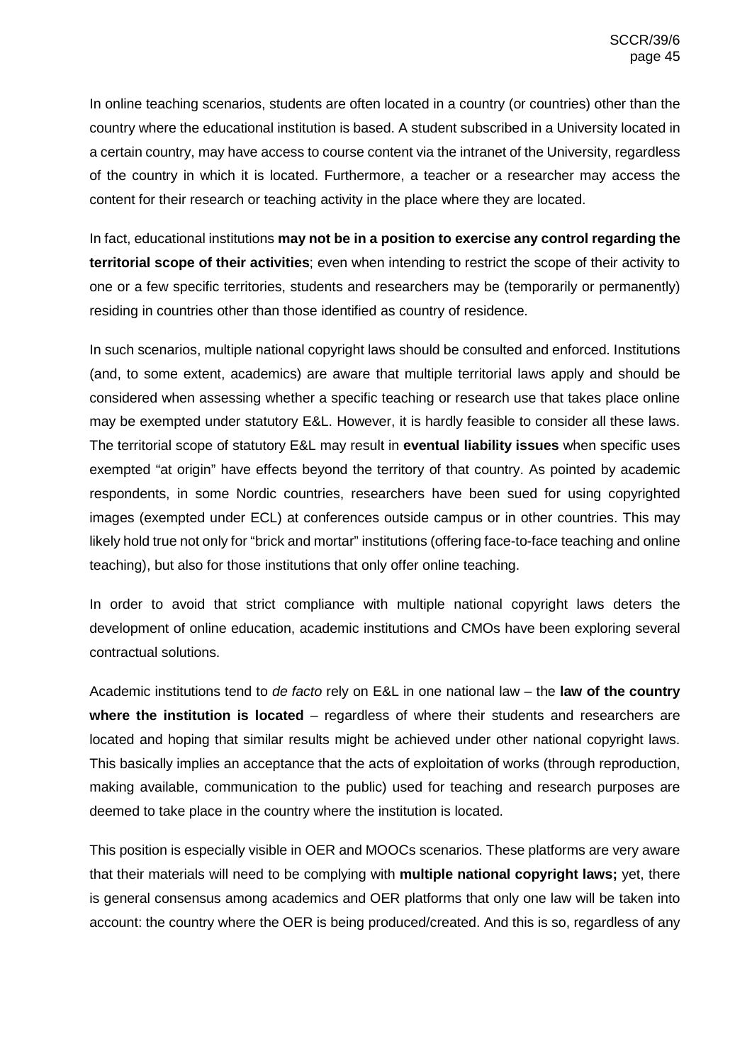In online teaching scenarios, students are often located in a country (or countries) other than the country where the educational institution is based. A student subscribed in a University located in a certain country, may have access to course content via the intranet of the University, regardless of the country in which it is located. Furthermore, a teacher or a researcher may access the content for their research or teaching activity in the place where they are located.

In fact, educational institutions **may not be in a position to exercise any control regarding the territorial scope of their activities**; even when intending to restrict the scope of their activity to one or a few specific territories, students and researchers may be (temporarily or permanently) residing in countries other than those identified as country of residence.

In such scenarios, multiple national copyright laws should be consulted and enforced. Institutions (and, to some extent, academics) are aware that multiple territorial laws apply and should be considered when assessing whether a specific teaching or research use that takes place online may be exempted under statutory E&L. However, it is hardly feasible to consider all these laws. The territorial scope of statutory E&L may result in **eventual liability issues** when specific uses exempted "at origin" have effects beyond the territory of that country. As pointed by academic respondents, in some Nordic countries, researchers have been sued for using copyrighted images (exempted under ECL) at conferences outside campus or in other countries. This may likely hold true not only for "brick and mortar" institutions (offering face-to-face teaching and online teaching), but also for those institutions that only offer online teaching.

In order to avoid that strict compliance with multiple national copyright laws deters the development of online education, academic institutions and CMOs have been exploring several contractual solutions.

Academic institutions tend to *de facto* rely on E&L in one national law – the **law of the country where the institution is located** – regardless of where their students and researchers are located and hoping that similar results might be achieved under other national copyright laws. This basically implies an acceptance that the acts of exploitation of works (through reproduction, making available, communication to the public) used for teaching and research purposes are deemed to take place in the country where the institution is located.

This position is especially visible in OER and MOOCs scenarios. These platforms are very aware that their materials will need to be complying with **multiple national copyright laws;** yet, there is general consensus among academics and OER platforms that only one law will be taken into account: the country where the OER is being produced/created. And this is so, regardless of any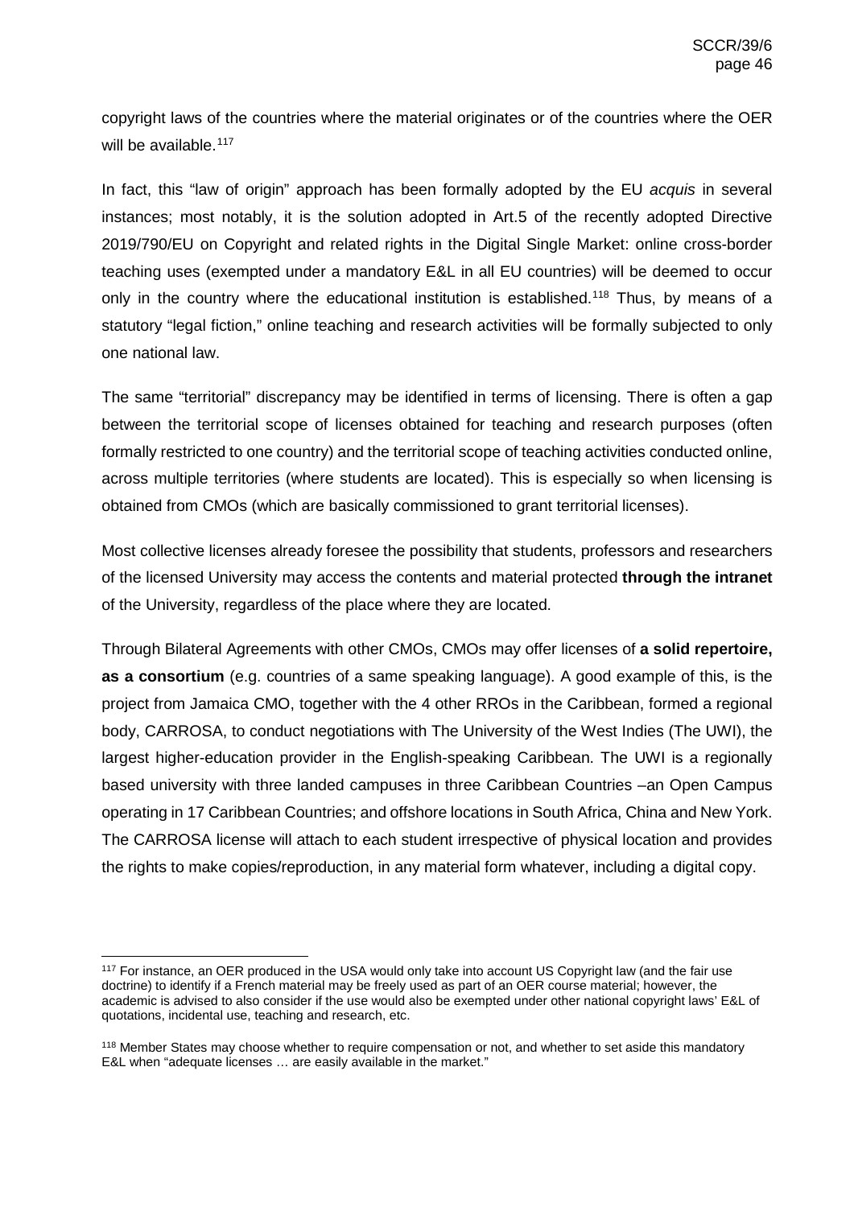copyright laws of the countries where the material originates or of the countries where the OER will be available.[117]

In fact, this "law of origin" approach has been formally adopted by the EU *acquis* in several instances; most notably, it is the solution adopted in Art.5 of the recently adopted Directive 2019/790/EU on Copyright and related rights in the Digital Single Market: online cross-border teaching uses (exempted under a mandatory E&L in all EU countries) will be deemed to occur only in the country where the educational institution is established.[118] Thus, by means of a statutory "legal fiction," online teaching and research activities will be formally subjected to only one national law.

The same "territorial" discrepancy may be identified in terms of licensing. There is often a gap between the territorial scope of licenses obtained for teaching and research purposes (often formally restricted to one country) and the territorial scope of teaching activities conducted online, across multiple territories (where students are located). This is especially so when licensing is obtained from CMOs (which are basically commissioned to grant territorial licenses).

Most collective licenses already foresee the possibility that students, professors and researchers of the licensed University may access the contents and material protected **through the intranet** of the University, regardless of the place where they are located.

Through Bilateral Agreements with other CMOs, CMOs may offer licenses of **a solid repertoire, as a consortium** (e.g. countries of a same speaking language). A good example of this, is the project from Jamaica CMO, together with the 4 other RROs in the Caribbean, formed a regional body, CARROSA, to conduct negotiations with The University of the West Indies (The UWI), the largest higher-education provider in the English-speaking Caribbean. The UWI is a regionally based university with three landed campuses in three Caribbean Countries –an Open Campus operating in 17 Caribbean Countries; and offshore locations in South Africa, China and New York. The CARROSA license will attach to each student irrespective of physical location and provides the rights to make copies/reproduction, in any material form whatever, including a digital copy.

---

[117] For instance, an OER produced in the USA would only take into account US Copyright law (and the fair use doctrine) to identify if a French material may be freely used as part of an OER course material; however, the academic is advised to also consider if the use would also be exempted under other national copyright laws' E&L of quotations, incidental use, teaching and research, etc.

[118] Member States may choose whether to require compensation or not, and whether to set aside this mandatory E&L when "adequate licenses … are easily available in the market."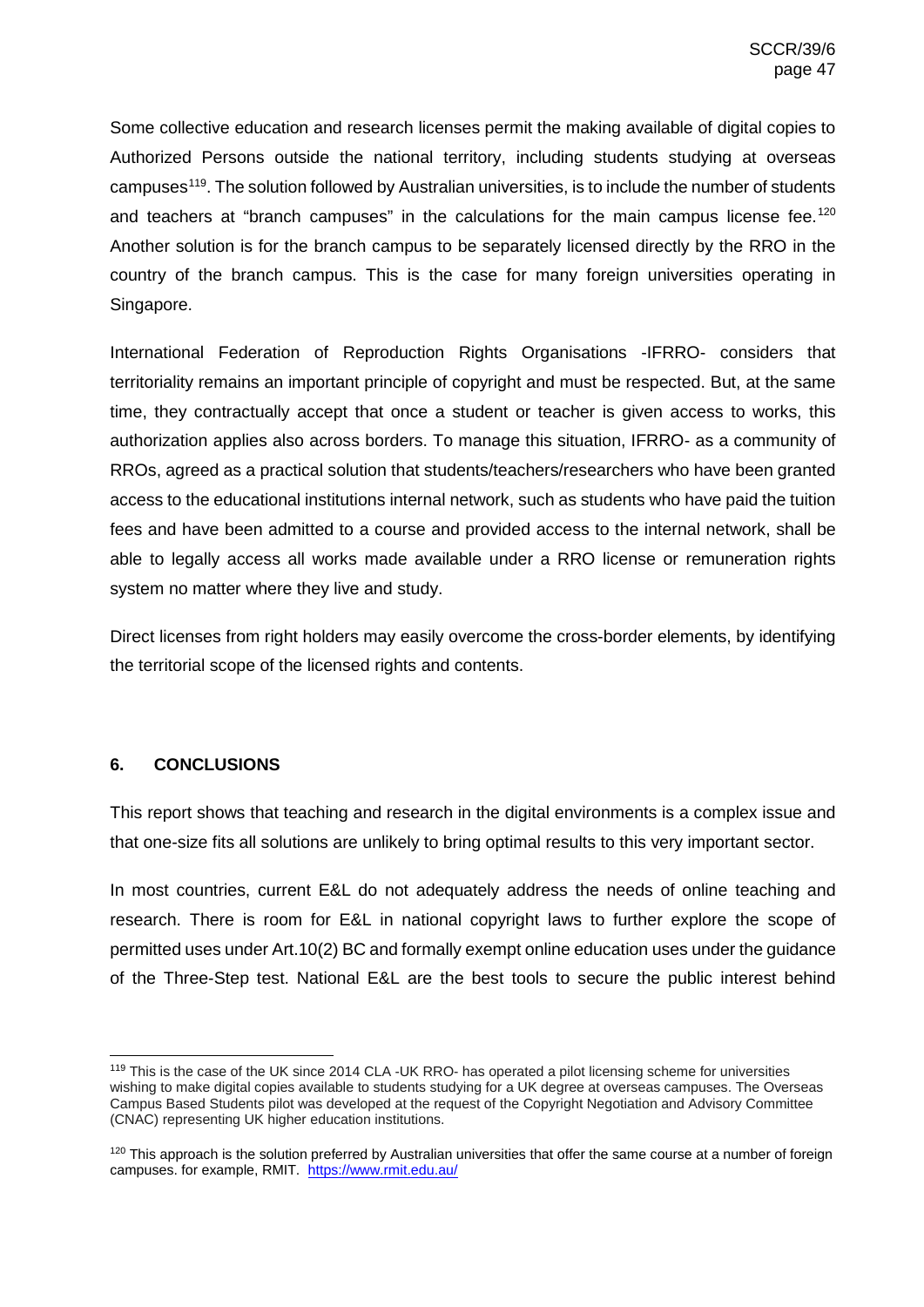Some collective education and research licenses permit the making available of digital copies to Authorized Persons outside the national territory, including students studying at overseas campuses[119]. The solution followed by Australian universities, is to include the number of students and teachers at "branch campuses" in the calculations for the main campus license fee.[120] Another solution is for the branch campus to be separately licensed directly by the RRO in the country of the branch campus. This is the case for many foreign universities operating in Singapore.

International Federation of Reproduction Rights Organisations -IFRRO- considers that territoriality remains an important principle of copyright and must be respected. But, at the same time, they contractually accept that once a student or teacher is given access to works, this authorization applies also across borders. To manage this situation, IFRRO- as a community of RROs, agreed as a practical solution that students/teachers/researchers who have been granted access to the educational institutions internal network, such as students who have paid the tuition fees and have been admitted to a course and provided access to the internal network, shall be able to legally access all works made available under a RRO license or remuneration rights system no matter where they live and study.

Direct licenses from right holders may easily overcome the cross-border elements, by identifying the territorial scope of the licensed rights and contents.

## 6. CONCLUSIONS

This report shows that teaching and research in the digital environments is a complex issue and that one-size fits all solutions are unlikely to bring optimal results to this very important sector.

In most countries, current E&L do not adequately address the needs of online teaching and research. There is room for E&L in national copyright laws to further explore the scope of permitted uses under Art.10(2) BC and formally exempt online education uses under the guidance of the Three-Step test. National E&L are the best tools to secure the public interest behind

---

[119] This is the case of the UK since 2014 CLA -UK RRO- has operated a pilot licensing scheme for universities wishing to make digital copies available to students studying for a UK degree at overseas campuses. The Overseas Campus Based Students pilot was developed at the request of the Copyright Negotiation and Advisory Committee (CNAC) representing UK higher education institutions.

[120] This approach is the solution preferred by Australian universities that offer the same course at a number of foreign campuses. for example, RMIT. https://www.rmit.edu.au/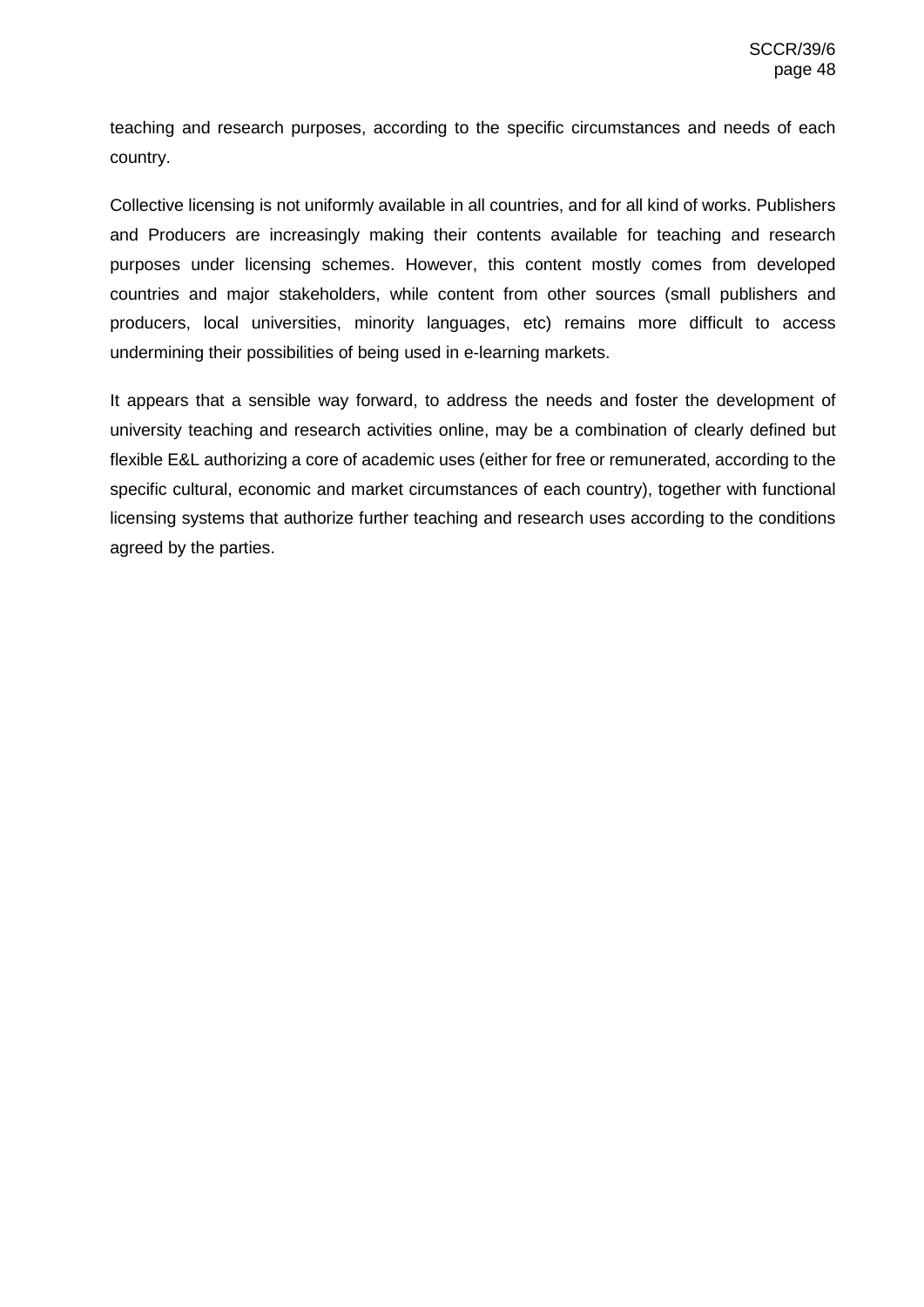teaching and research purposes, according to the specific circumstances and needs of each country.

Collective licensing is not uniformly available in all countries, and for all kind of works. Publishers and Producers are increasingly making their contents available for teaching and research purposes under licensing schemes. However, this content mostly comes from developed countries and major stakeholders, while content from other sources (small publishers and producers, local universities, minority languages, etc) remains more difficult to access undermining their possibilities of being used in e-learning markets.

It appears that a sensible way forward, to address the needs and foster the development of university teaching and research activities online, may be a combination of clearly defined but flexible E&L authorizing a core of academic uses (either for free or remunerated, according to the specific cultural, economic and market circumstances of each country), together with functional licensing systems that authorize further teaching and research uses according to the conditions agreed by the parties.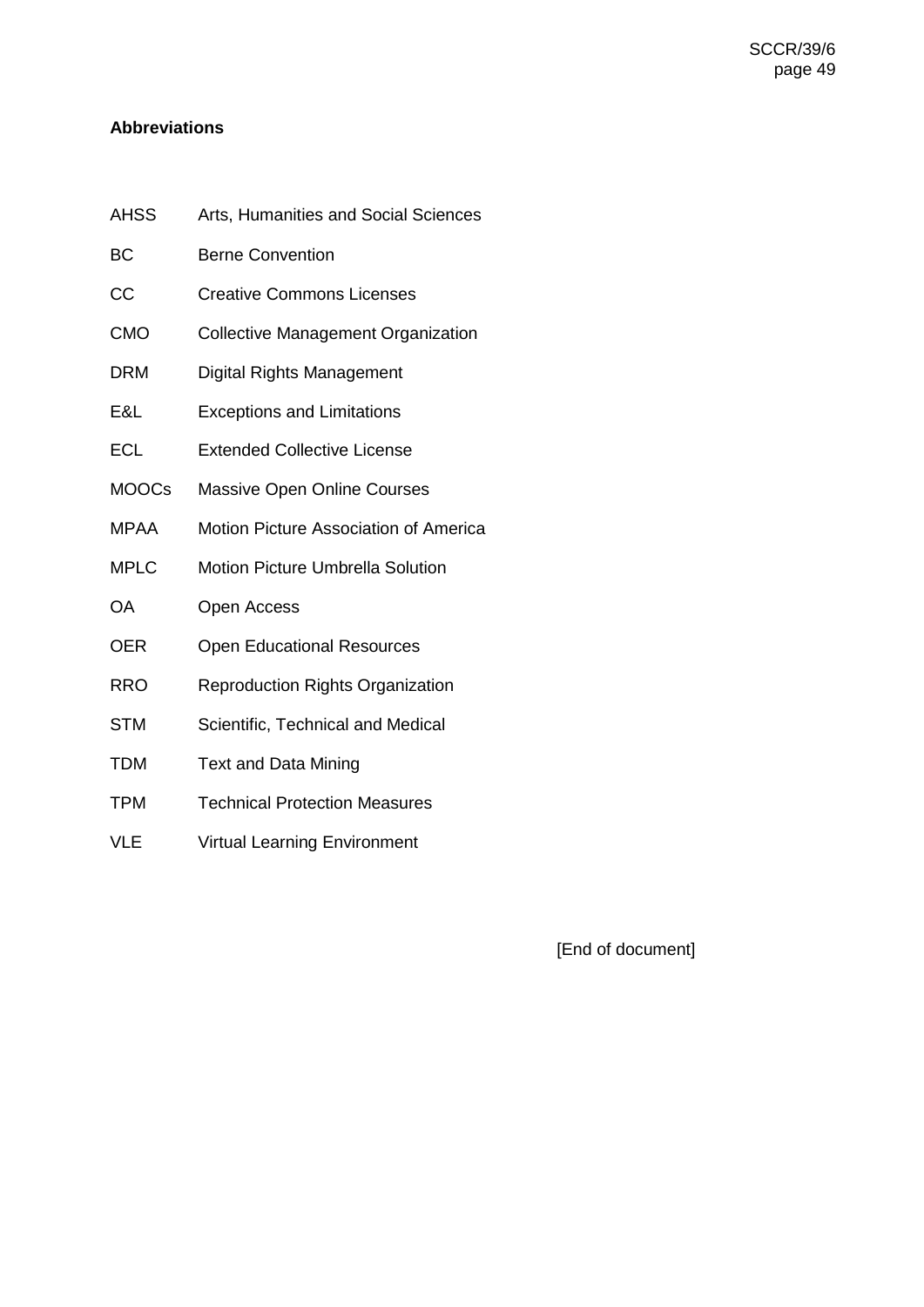**Abbreviations**

| | |
|---|---|
| AHSS | Arts, Humanities and Social Sciences |
| BC | Berne Convention |
| CC | Creative Commons Licenses |
| CMO | Collective Management Organization |
| DRM | Digital Rights Management |
| E&L | Exceptions and Limitations |
| ECL | Extended Collective License |
| MOOCs | Massive Open Online Courses |
| MPAA | Motion Picture Association of America |
| MPLC | Motion Picture Umbrella Solution |
| OA | Open Access |
| OER | Open Educational Resources |
| RRO | Reproduction Rights Organization |
| STM | Scientific, Technical and Medical |
| TDM | Text and Data Mining |
| TPM | Technical Protection Measures |
| VLE | Virtual Learning Environment |

[End of document]